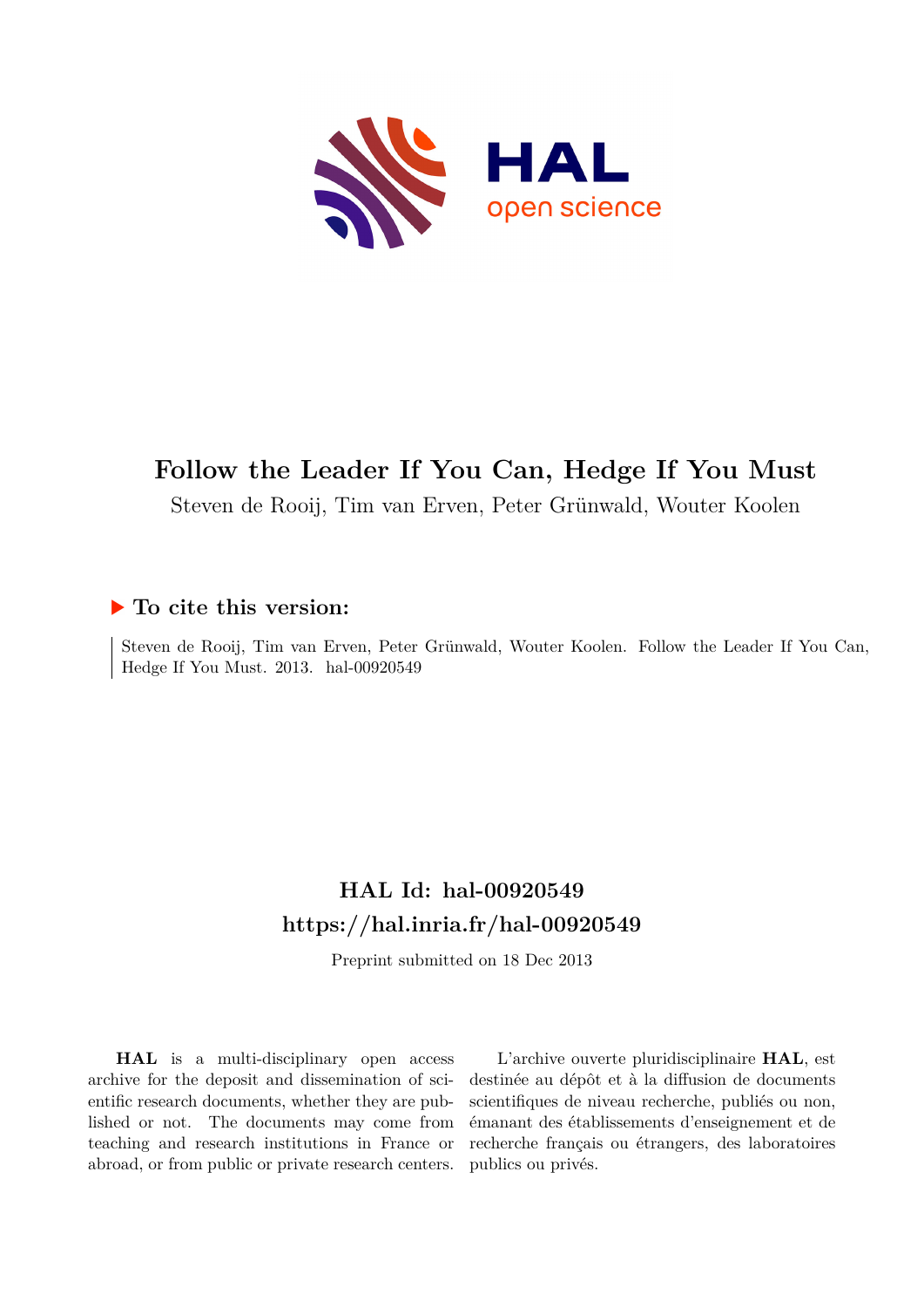# Follow the Leader If You Can, Hedge If You Must

Steven de Rooij, Tim van Erven, Peter Grünwald, Wouter Koolen

### ▶ To cite this version:

Steven de Rooij, Tim van Erven, Peter Grünwald, Wouter Koolen. Follow the Leader If You Can, Hedge If You Must. 2013. hal-00920549

## HAL Id: hal-00920549

## https://hal.inria.fr/hal-00920549

Preprint submitted on 18 Dec 2013

**HAL** is a multi-disciplinary open access archive for the deposit and dissemination of scientific research documents, whether they are published or not. The documents may come from teaching and research institutions in France or abroad, or from public or private research centers.

L'archive ouverte pluridisciplinaire **HAL**, est destinée au dépôt et à la diffusion de documents scientifiques de niveau recherche, publiés ou non, émanant des établissements d'enseignement et de recherche français ou étrangers, des laboratoires publics ou privés.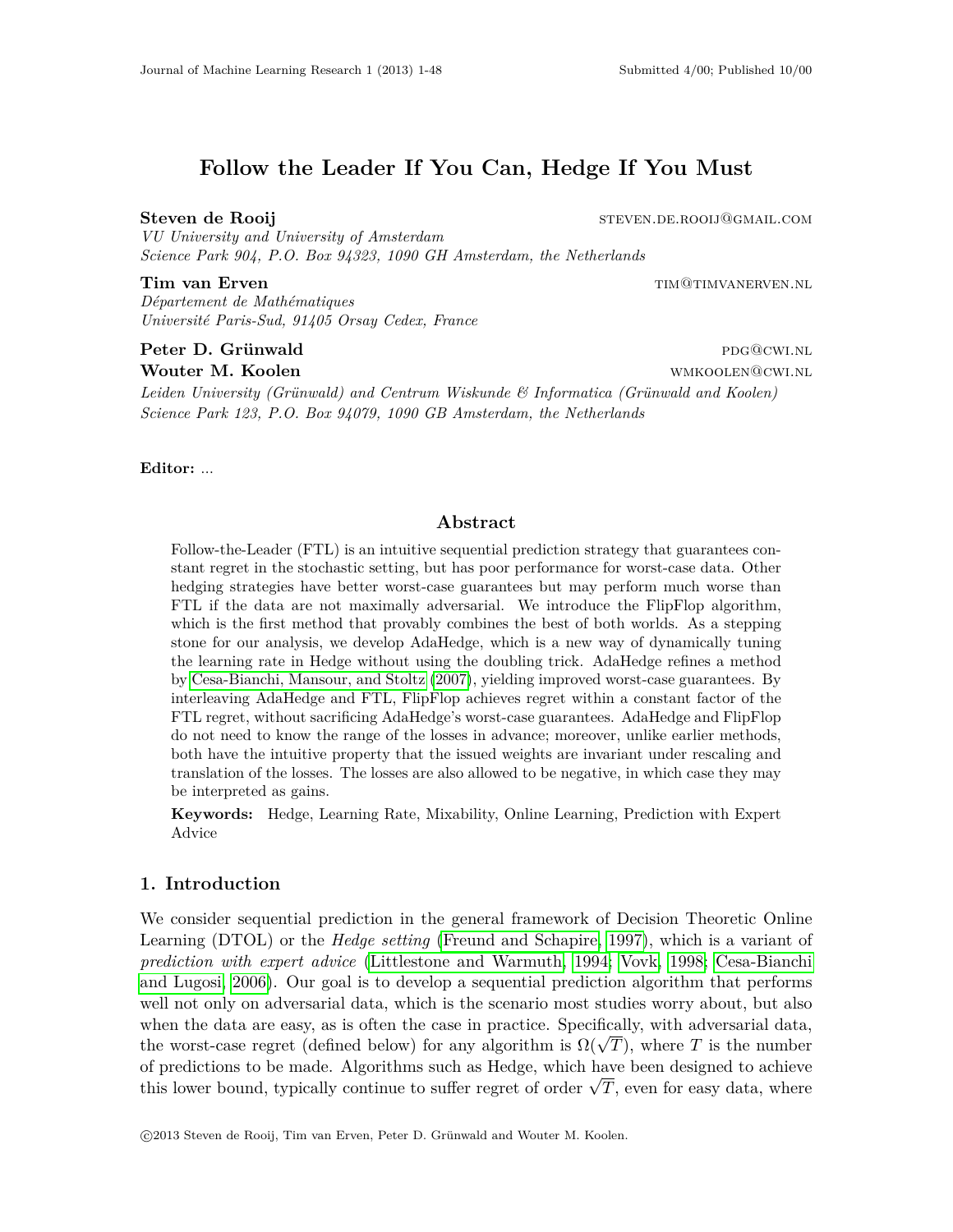# Follow the Leader If You Can, Hedge If You Must

**Steven de Rooij** steven.de.rooij@gmail.com  
*VU University and University of Amsterdam*  
*Science Park 904, P.O. Box 94323, 1090 GH Amsterdam, the Netherlands*

**Tim van Erven** tim@timvanerven.nl  
*Département de Mathématiques*  
*Université Paris-Sud, 91405 Orsay Cedex, France*

**Peter D. Grünwald** pdg@cwi.nl  
**Wouter M. Koolen** wmkoolen@cwi.nl  
*Leiden University (Grünwald) and Centrum Wiskunde & Informatica (Grünwald and Koolen)*  
*Science Park 123, P.O. Box 94079, 1090 GB Amsterdam, the Netherlands*

**Editor:** ...

## Abstract

Follow-the-Leader (FTL) is an intuitive sequential prediction strategy that guarantees constant regret in the stochastic setting, but has poor performance for worst-case data. Other hedging strategies have better worst-case guarantees but may perform much worse than FTL if the data are not maximally adversarial. We introduce the FlipFlop algorithm, which is the first method that provably combines the best of both worlds. As a stepping stone for our analysis, we develop AdaHedge, which is a new way of dynamically tuning the learning rate in Hedge without using the doubling trick. AdaHedge refines a method by Cesa-Bianchi, Mansour, and Stoltz (2007), yielding improved worst-case guarantees. By interleaving AdaHedge and FTL, FlipFlop achieves regret within a constant factor of the FTL regret, without sacrificing AdaHedge's worst-case guarantees. AdaHedge and FlipFlop do not need to know the range of the losses in advance; moreover, unlike earlier methods, both have the intuitive property that the issued weights are invariant under rescaling and translation of the losses. The losses are also allowed to be negative, in which case they may be interpreted as gains.

**Keywords:** Hedge, Learning Rate, Mixability, Online Learning, Prediction with Expert Advice

## 1. Introduction

We consider sequential prediction in the general framework of Decision Theoretic Online Learning (DTOL) or the *Hedge setting* (Freund and Schapire, 1997), which is a variant of *prediction with expert advice* (Littlestone and Warmuth, 1994; Vovk, 1998; Cesa-Bianchi and Lugosi, 2006). Our goal is to develop a sequential prediction algorithm that performs well not only on adversarial data, which is the scenario most studies worry about, but also when the data are easy, as is often the case in practice. Specifically, with adversarial data, the worst-case regret (defined below) for any algorithm is $\Omega(\sqrt{T})$, where $T$ is the number of predictions to be made. Algorithms such as Hedge, which have been designed to achieve this lower bound, typically continue to suffer regret of order $\sqrt{T}$, even for easy data, where

©2013 Steven de Rooij, Tim van Erven, Peter D. Grünwald and Wouter M. Koolen.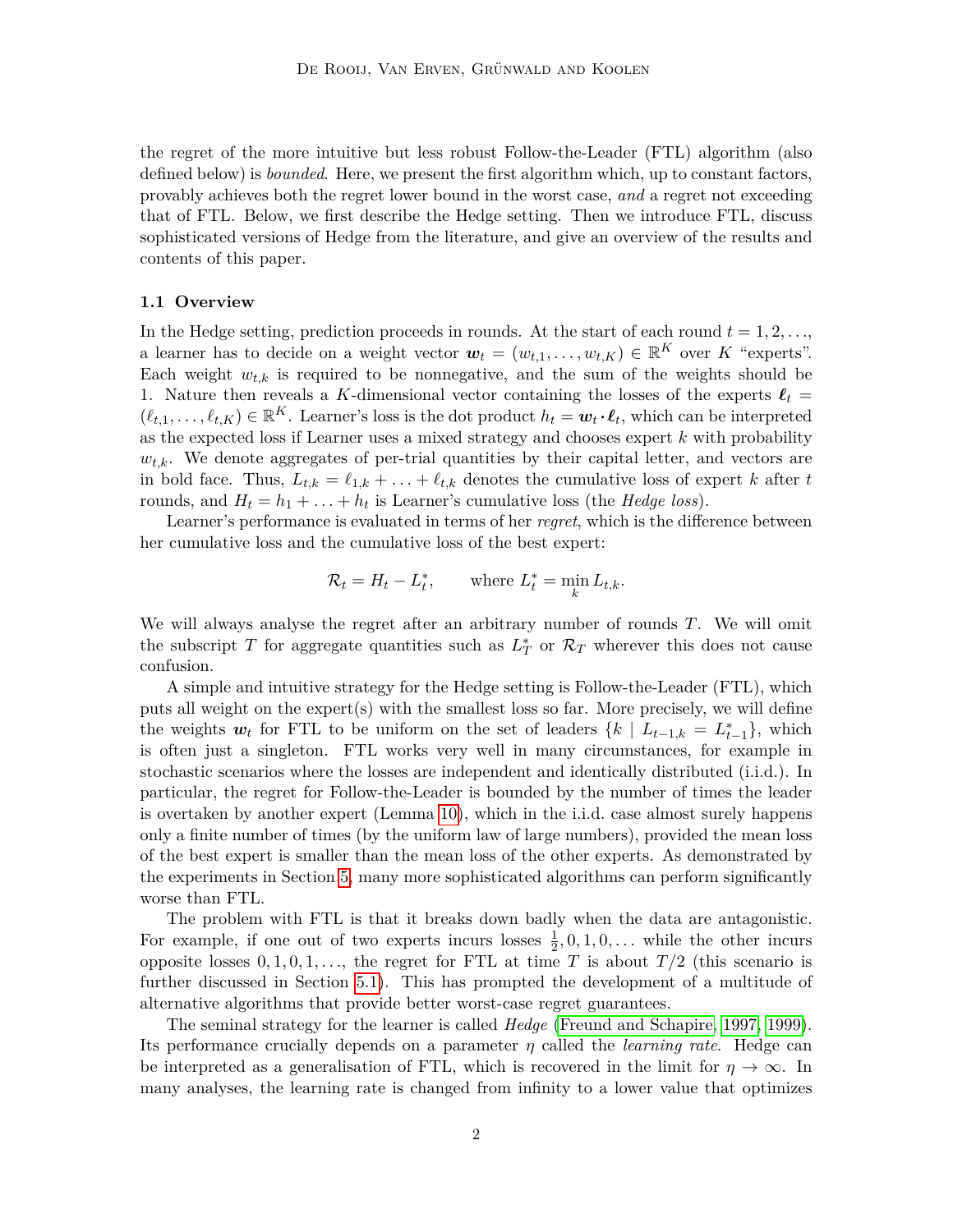the regret of the more intuitive but less robust Follow-the-Leader (FTL) algorithm (also defined below) is *bounded*. Here, we present the first algorithm which, up to constant factors, provably achieves both the regret lower bound in the worst case, *and* a regret not exceeding that of FTL. Below, we first describe the Hedge setting. Then we introduce FTL, discuss sophisticated versions of Hedge from the literature, and give an overview of the results and contents of this paper.

### 1.1 Overview

In the Hedge setting, prediction proceeds in rounds. At the start of each round $t = 1, 2, \ldots$, a learner has to decide on a weight vector $\boldsymbol{w}_t = (w_{t,1}, \ldots, w_{t,K}) \in \mathbb{R}^K$ over $K$ "experts". Each weight $w_{t,k}$ is required to be nonnegative, and the sum of the weights should be 1. Nature then reveals a $K$-dimensional vector containing the losses of the experts $\boldsymbol{\ell}_t = (\ell_{t,1}, \ldots, \ell_{t,K}) \in \mathbb{R}^K$. Learner's loss is the dot product $h_t = \boldsymbol{w}_t \cdot \boldsymbol{\ell}_t$, which can be interpreted as the expected loss if Learner uses a mixed strategy and chooses expert $k$ with probability $w_{t,k}$. We denote aggregates of per-trial quantities by their capital letter, and vectors are in bold face. Thus, $L_{t,k} = \ell_{1,k} + \ldots + \ell_{t,k}$ denotes the cumulative loss of expert $k$ after $t$ rounds, and $H_t = h_1 + \ldots + h_t$ is Learner's cumulative loss (the *Hedge loss*).

Learner's performance is evaluated in terms of her *regret*, which is the difference between her cumulative loss and the cumulative loss of the best expert:

$$\mathcal{R}_t = H_t - L_t^*, \qquad \text{where } L_t^* = \min_k L_{t,k}.$$

We will always analyse the regret after an arbitrary number of rounds $T$. We will omit the subscript $T$ for aggregate quantities such as $L_T^*$ or $\mathcal{R}_T$ wherever this does not cause confusion.

A simple and intuitive strategy for the Hedge setting is Follow-the-Leader (FTL), which puts all weight on the expert(s) with the smallest loss so far. More precisely, we will define the weights $\boldsymbol{w}_t$ for FTL to be uniform on the set of leaders $\{k \mid L_{t-1,k} = L_{t-1}^*\}$, which is often just a singleton. FTL works very well in many circumstances, for example in stochastic scenarios where the losses are independent and identically distributed (i.i.d.). In particular, the regret for Follow-the-Leader is bounded by the number of times the leader is overtaken by another expert (Lemma 10), which in the i.i.d. case almost surely happens only a finite number of times (by the uniform law of large numbers), provided the mean loss of the best expert is smaller than the mean loss of the other experts. As demonstrated by the experiments in Section 5, many more sophisticated algorithms can perform significantly worse than FTL.

The problem with FTL is that it breaks down badly when the data are antagonistic. For example, if one out of two experts incurs losses $\frac{1}{2}, 0, 1, 0, \ldots$ while the other incurs opposite losses $0, 1, 0, 1, \ldots$, the regret for FTL at time $T$ is about $T/2$ (this scenario is further discussed in Section 5.1). This has prompted the development of a multitude of alternative algorithms that provide better worst-case regret guarantees.

The seminal strategy for the learner is called *Hedge* (Freund and Schapire, 1997, 1999). Its performance crucially depends on a parameter $\eta$ called the *learning rate*. Hedge can be interpreted as a generalisation of FTL, which is recovered in the limit for $\eta \to \infty$. In many analyses, the learning rate is changed from infinity to a lower value that optimizes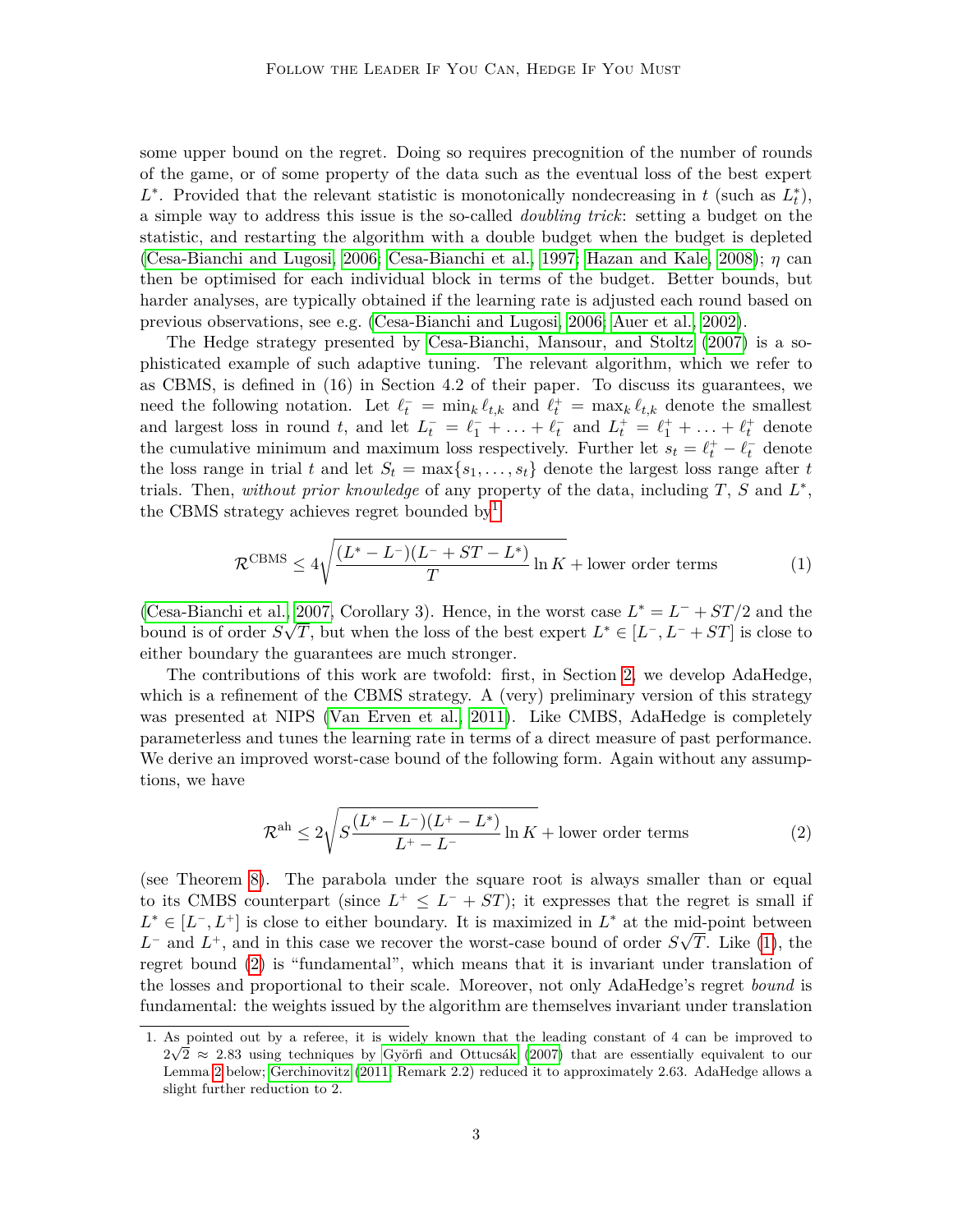some upper bound on the regret. Doing so requires precognition of the number of rounds of the game, or of some property of the data such as the eventual loss of the best expert $L^*$. Provided that the relevant statistic is monotonically nondecreasing in $t$ (such as $L_t^*$), a simple way to address this issue is the so-called *doubling trick*: setting a budget on the statistic, and restarting the algorithm with a double budget when the budget is depleted (Cesa-Bianchi and Lugosi, 2006; Cesa-Bianchi et al., 1997; Hazan and Kale, 2008); $\eta$ can then be optimised for each individual block in terms of the budget. Better bounds, but harder analyses, are typically obtained if the learning rate is adjusted each round based on previous observations, see e.g. (Cesa-Bianchi and Lugosi, 2006; Auer et al., 2002).

The Hedge strategy presented by Cesa-Bianchi, Mansour, and Stoltz (2007) is a sophisticated example of such adaptive tuning. The relevant algorithm, which we refer to as CBMS, is defined in (16) in Section 4.2 of their paper. To discuss its guarantees, we need the following notation. Let $\ell_t^- = \min_k \ell_{t,k}$ and $\ell_t^+ = \max_k \ell_{t,k}$ denote the smallest and largest loss in round $t$, and let $L_t^- = \ell_1^- + \ldots + \ell_t^-$ and $L_t^+ = \ell_1^+ + \ldots + \ell_t^+$ denote the cumulative minimum and maximum loss respectively. Further let $s_t = \ell_t^+ - \ell_t^-$ denote the loss range in trial $t$ and let $S_t = \max\{s_1, \ldots, s_t\}$ denote the largest loss range after $t$ trials. Then, *without prior knowledge* of any property of the data, including $T$, $S$ and $L^*$, the CBMS strategy achieves regret bounded by[1]

$$\mathcal{R}^{\text{CBMS}} \leq 4\sqrt{\frac{(L^* - L^-)(L^- + ST - L^*)}{T} \ln K} + \text{lower order terms} \tag{1}$$

(Cesa-Bianchi et al., 2007, Corollary 3). Hence, in the worst case $L^* = L^- + ST/2$ and the bound is of order $S\sqrt{T}$, but when the loss of the best expert $L^* \in [L^-, L^- + ST]$ is close to either boundary the guarantees are much stronger.

The contributions of this work are twofold: first, in Section 2, we develop AdaHedge, which is a refinement of the CBMS strategy. A (very) preliminary version of this strategy was presented at NIPS (Van Erven et al., 2011). Like CMBS, AdaHedge is completely parameterless and tunes the learning rate in terms of a direct measure of past performance. We derive an improved worst-case bound of the following form. Again without any assumptions, we have

$$\mathcal{R}^{\text{ah}} \leq 2\sqrt{S\frac{(L^* - L^-)(L^+ - L^*)}{L^+ - L^-} \ln K} + \text{lower order terms} \tag{2}$$

(see Theorem 8). The parabola under the square root is always smaller than or equal to its CMBS counterpart (since $L^+ \leq L^- + ST$); it expresses that the regret is small if $L^* \in [L^-, L^+]$ is close to either boundary. It is maximized in $L^*$ at the mid-point between $L^-$ and $L^+$, and in this case we recover the worst-case bound of order $S\sqrt{T}$. Like (1), the regret bound (2) is "fundamental", which means that it is invariant under translation of the losses and proportional to their scale. Moreover, not only AdaHedge's regret *bound* is fundamental: the weights issued by the algorithm are themselves invariant under translation

1. As pointed out by a referee, it is widely known that the leading constant of 4 can be improved to $2\sqrt{2} \approx 2.83$ using techniques by Györfi and Ottucsák (2007) that are essentially equivalent to our Lemma 2 below; Gerchinovitz (2011, Remark 2.2) reduced it to approximately 2.63. AdaHedge allows a slight further reduction to 2.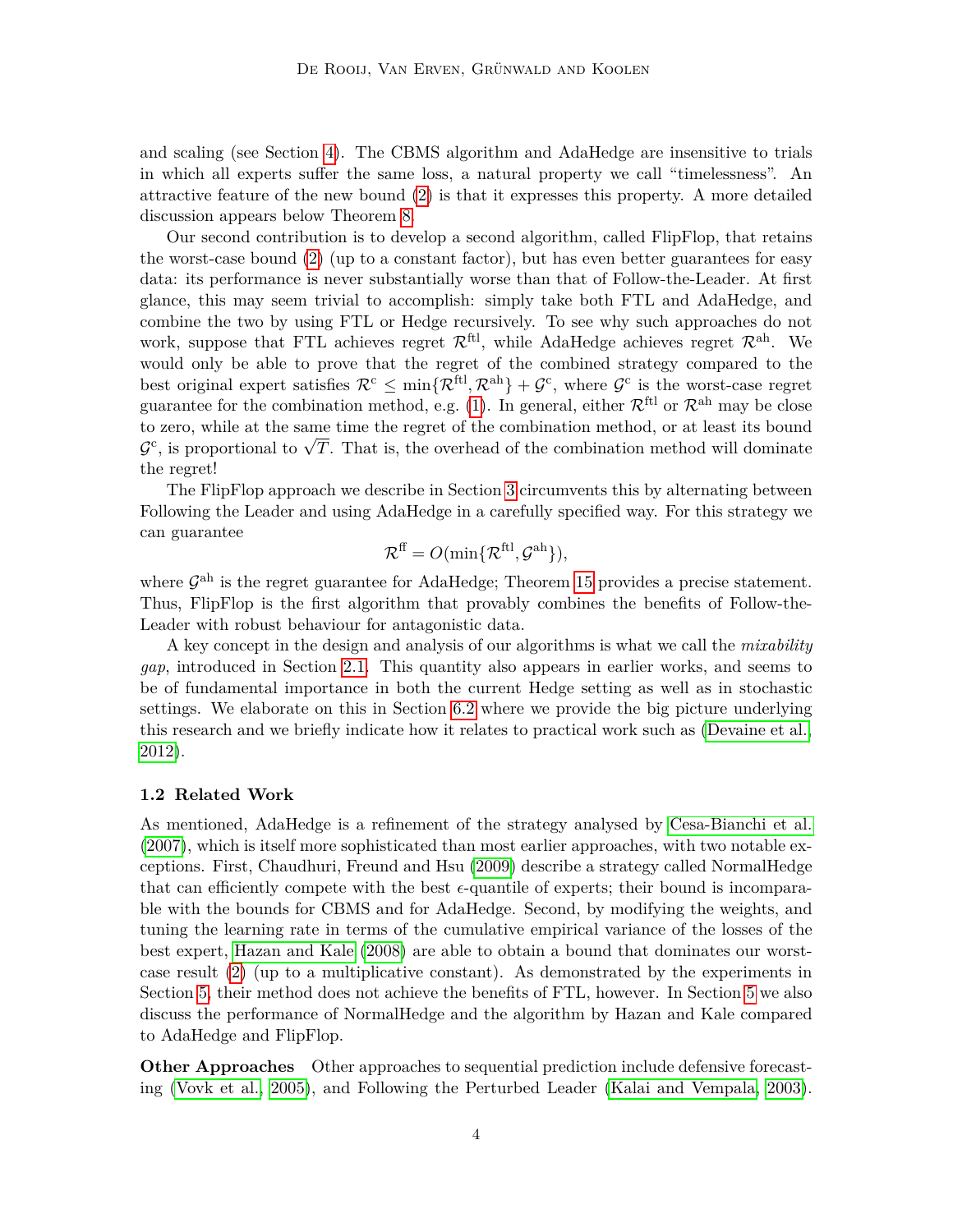and scaling (see Section 4). The CBMS algorithm and AdaHedge are insensitive to trials in which all experts suffer the same loss, a natural property we call "timelessness". An attractive feature of the new bound (2) is that it expresses this property. A more detailed discussion appears below Theorem 8.

Our second contribution is to develop a second algorithm, called FlipFlop, that retains the worst-case bound (2) (up to a constant factor), but has even better guarantees for easy data: its performance is never substantially worse than that of Follow-the-Leader. At first glance, this may seem trivial to accomplish: simply take both FTL and AdaHedge, and combine the two by using FTL or Hedge recursively. To see why such approaches do not work, suppose that FTL achieves regret $\mathcal{R}^{\text{ftl}}$, while AdaHedge achieves regret $\mathcal{R}^{\text{ah}}$. We would only be able to prove that the regret of the combined strategy compared to the best original expert satisfies $\mathcal{R}^{\text{c}} \leq \min\{\mathcal{R}^{\text{ftl}}, \mathcal{R}^{\text{ah}}\} + \mathcal{G}^{\text{c}}$, where $\mathcal{G}^{\text{c}}$ is the worst-case regret guarantee for the combination method, e.g. (1). In general, either $\mathcal{R}^{\text{ftl}}$ or $\mathcal{R}^{\text{ah}}$ may be close to zero, while at the same time the regret of the combination method, or at least its bound $\mathcal{G}^{\text{c}}$, is proportional to $\sqrt{T}$. That is, the overhead of the combination method will dominate the regret!

The FlipFlop approach we describe in Section 3 circumvents this by alternating between Following the Leader and using AdaHedge in a carefully specified way. For this strategy we can guarantee

$$\mathcal{R}^{\text{ff}} = O(\min\{\mathcal{R}^{\text{ftl}}, \mathcal{G}^{\text{ah}}\}),$$

where $\mathcal{G}^{\text{ah}}$ is the regret guarantee for AdaHedge; Theorem 15 provides a precise statement. Thus, FlipFlop is the first algorithm that provably combines the benefits of Follow-the-Leader with robust behaviour for antagonistic data.

A key concept in the design and analysis of our algorithms is what we call the *mixability gap*, introduced in Section 2.1. This quantity also appears in earlier works, and seems to be of fundamental importance in both the current Hedge setting as well as in stochastic settings. We elaborate on this in Section 6.2 where we provide the big picture underlying this research and we briefly indicate how it relates to practical work such as (Devaine et al., 2012).

### 1.2 Related Work

As mentioned, AdaHedge is a refinement of the strategy analysed by Cesa-Bianchi et al. (2007), which is itself more sophisticated than most earlier approaches, with two notable exceptions. First, Chaudhuri, Freund and Hsu (2009) describe a strategy called NormalHedge that can efficiently compete with the best $\epsilon$-quantile of experts; their bound is incomparable with the bounds for CBMS and for AdaHedge. Second, by modifying the weights, and tuning the learning rate in terms of the cumulative empirical variance of the losses of the best expert, Hazan and Kale (2008) are able to obtain a bound that dominates our worst-case result (2) (up to a multiplicative constant). As demonstrated by the experiments in Section 5, their method does not achieve the benefits of FTL, however. In Section 5 we also discuss the performance of NormalHedge and the algorithm by Hazan and Kale compared to AdaHedge and FlipFlop.

**Other Approaches** Other approaches to sequential prediction include defensive forecasting (Vovk et al., 2005), and Following the Perturbed Leader (Kalai and Vempala, 2003).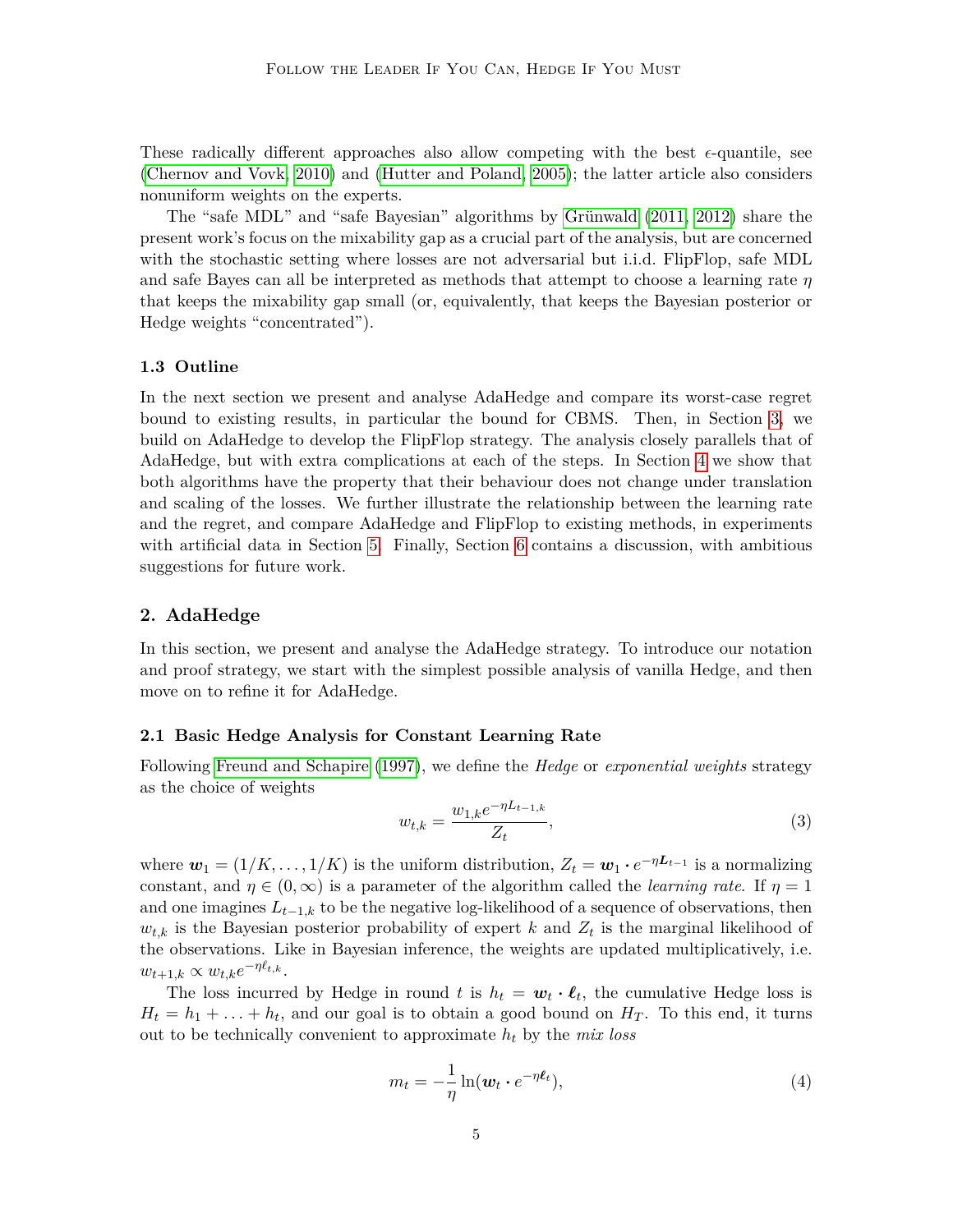These radically different approaches also allow competing with the best $\epsilon$-quantile, see (Chernov and Vovk, 2010) and (Hutter and Poland, 2005); the latter article also considers nonuniform weights on the experts.

The "safe MDL" and "safe Bayesian" algorithms by Grünwald (2011, 2012) share the present work's focus on the mixability gap as a crucial part of the analysis, but are concerned with the stochastic setting where losses are not adversarial but i.i.d. FlipFlop, safe MDL and safe Bayes can all be interpreted as methods that attempt to choose a learning rate $\eta$ that keeps the mixability gap small (or, equivalently, that keeps the Bayesian posterior or Hedge weights "concentrated").

### 1.3 Outline

In the next section we present and analyse AdaHedge and compare its worst-case regret bound to existing results, in particular the bound for CBMS. Then, in Section 3, we build on AdaHedge to develop the FlipFlop strategy. The analysis closely parallels that of AdaHedge, but with extra complications at each of the steps. In Section 4 we show that both algorithms have the property that their behaviour does not change under translation and scaling of the losses. We further illustrate the relationship between the learning rate and the regret, and compare AdaHedge and FlipFlop to existing methods, in experiments with artificial data in Section 5. Finally, Section 6 contains a discussion, with ambitious suggestions for future work.

## 2. AdaHedge

In this section, we present and analyse the AdaHedge strategy. To introduce our notation and proof strategy, we start with the simplest possible analysis of vanilla Hedge, and then move on to refine it for AdaHedge.

### 2.1 Basic Hedge Analysis for Constant Learning Rate

Following Freund and Schapire (1997), we define the *Hedge* or *exponential weights* strategy as the choice of weights

$$w_{t,k} = \frac{w_{1,k} e^{-\eta L_{t-1,k}}}{Z_t}, \tag{3}$$

where $\boldsymbol{w}_1 = (1/K, \ldots, 1/K)$ is the uniform distribution, $Z_t = \boldsymbol{w}_1 \cdot e^{-\eta \boldsymbol{L}_{t-1}}$ is a normalizing constant, and $\eta \in (0, \infty)$ is a parameter of the algorithm called the *learning rate*. If $\eta = 1$ and one imagines $L_{t-1,k}$ to be the negative log-likelihood of a sequence of observations, then $w_{t,k}$ is the Bayesian posterior probability of expert $k$ and $Z_t$ is the marginal likelihood of the observations. Like in Bayesian inference, the weights are updated multiplicatively, i.e. $w_{t+1,k} \propto w_{t,k} e^{-\eta \ell_{t,k}}$.

The loss incurred by Hedge in round $t$ is $h_t = \boldsymbol{w}_t \cdot \boldsymbol{\ell}_t$, the cumulative Hedge loss is $H_t = h_1 + \ldots + h_t$, and our goal is to obtain a good bound on $H_T$. To this end, it turns out to be technically convenient to approximate $h_t$ by the *mix loss*

$$m_t = -\frac{1}{\eta} \ln(\boldsymbol{w}_t \cdot e^{-\eta \boldsymbol{\ell}_t}), \tag{4}$$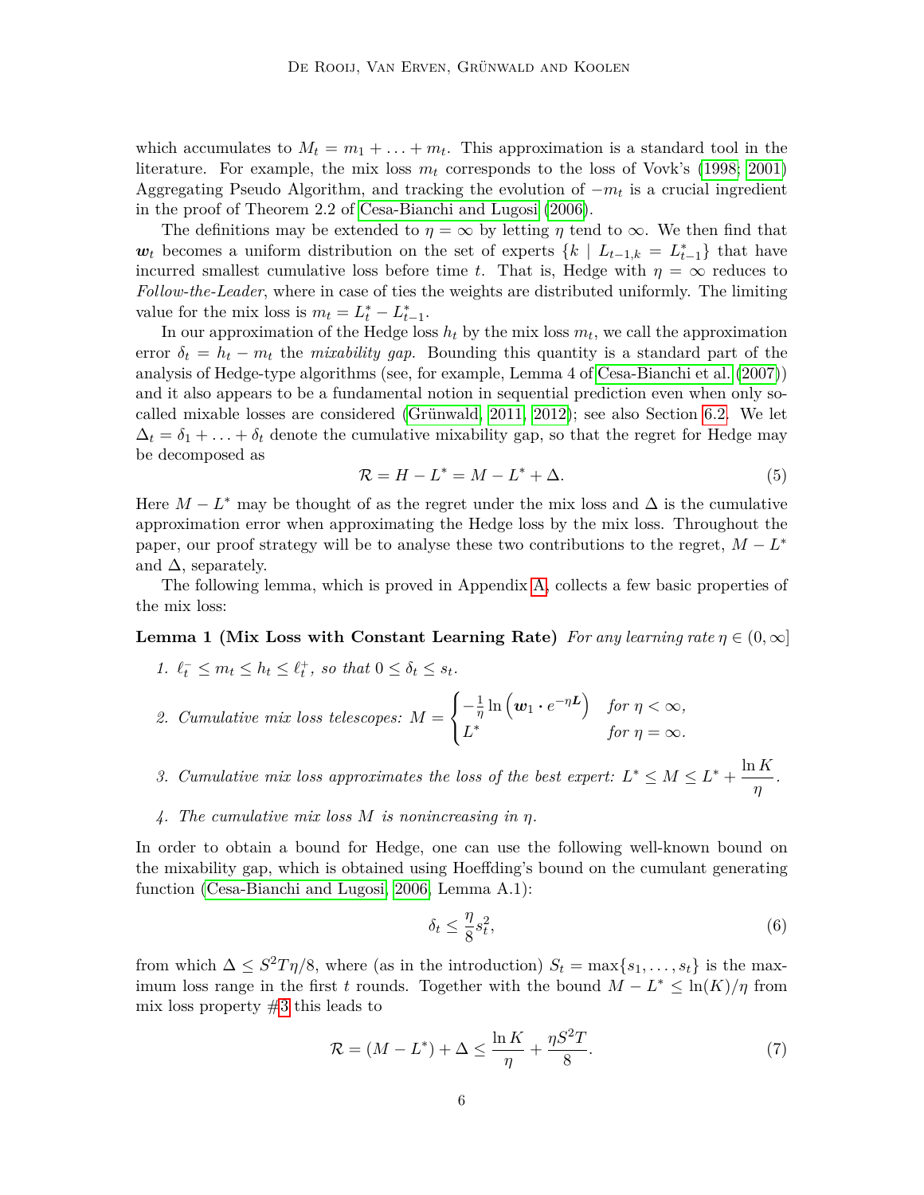which accumulates to $M_t = m_1 + \ldots + m_t$. This approximation is a standard tool in the literature. For example, the mix loss $m_t$ corresponds to the loss of Vovk's (1998; 2001) Aggregating Pseudo Algorithm, and tracking the evolution of $-m_t$ is a crucial ingredient in the proof of Theorem 2.2 of Cesa-Bianchi and Lugosi (2006).

The definitions may be extended to $\eta = \infty$ by letting $\eta$ tend to $\infty$. We then find that $\boldsymbol{w}_t$ becomes a uniform distribution on the set of experts $\{k \mid L_{t-1,k} = L^*_{t-1}\}$ that have incurred smallest cumulative loss before time $t$. That is, Hedge with $\eta = \infty$ reduces to *Follow-the-Leader*, where in case of ties the weights are distributed uniformly. The limiting value for the mix loss is $m_t = L^*_t - L^*_{t-1}$.

In our approximation of the Hedge loss $h_t$ by the mix loss $m_t$, we call the approximation error $\delta_t = h_t - m_t$ the *mixability gap*. Bounding this quantity is a standard part of the analysis of Hedge-type algorithms (see, for example, Lemma 4 of Cesa-Bianchi et al. (2007)) and it also appears to be a fundamental notion in sequential prediction even when only so-called mixable losses are considered (Grünwald, 2011, 2012); see also Section 6.2. We let $\Delta_t = \delta_1 + \ldots + \delta_t$ denote the cumulative mixability gap, so that the regret for Hedge may be decomposed as

$$\mathcal{R} = H - L^* = M - L^* + \Delta. \tag{5}$$

Here $M - L^*$ may be thought of as the regret under the mix loss and $\Delta$ is the cumulative approximation error when approximating the Hedge loss by the mix loss. Throughout the paper, our proof strategy will be to analyse these two contributions to the regret, $M - L^*$ and $\Delta$, separately.

The following lemma, which is proved in Appendix A, collects a few basic properties of the mix loss:

**Lemma 1 (Mix Loss with Constant Learning Rate)** *For any learning rate $\eta \in (0, \infty]$*

1. *$\ell^-_t \leq m_t \leq h_t \leq \ell^+_t$, so that $0 \leq \delta_t \leq s_t$.*
2. *Cumulative mix loss telescopes:* $M = \begin{cases} -\frac{1}{\eta} \ln \left( \boldsymbol{w}_1 \cdot e^{-\eta \boldsymbol{L}} \right) & \text{for } \eta < \infty, \\ L^* & \text{for } \eta = \infty. \end{cases}$
3. *Cumulative mix loss approximates the loss of the best expert:* $L^* \leq M \leq L^* + \dfrac{\ln K}{\eta}$.
4. *The cumulative mix loss $M$ is nonincreasing in $\eta$.*

In order to obtain a bound for Hedge, one can use the following well-known bound on the mixability gap, which is obtained using Hoeffding's bound on the cumulant generating function (Cesa-Bianchi and Lugosi, 2006, Lemma A.1):

$$\delta_t \leq \frac{\eta}{8} s_t^2, \tag{6}$$

from which $\Delta \leq S^2 T \eta / 8$, where (as in the introduction) $S_t = \max\{s_1, \ldots, s_t\}$ is the maximum loss range in the first $t$ rounds. Together with the bound $M - L^* \leq \ln(K)/\eta$ from mix loss property #3 this leads to

$$\mathcal{R} = (M - L^*) + \Delta \leq \frac{\ln K}{\eta} + \frac{\eta S^2 T}{8}. \tag{7}$$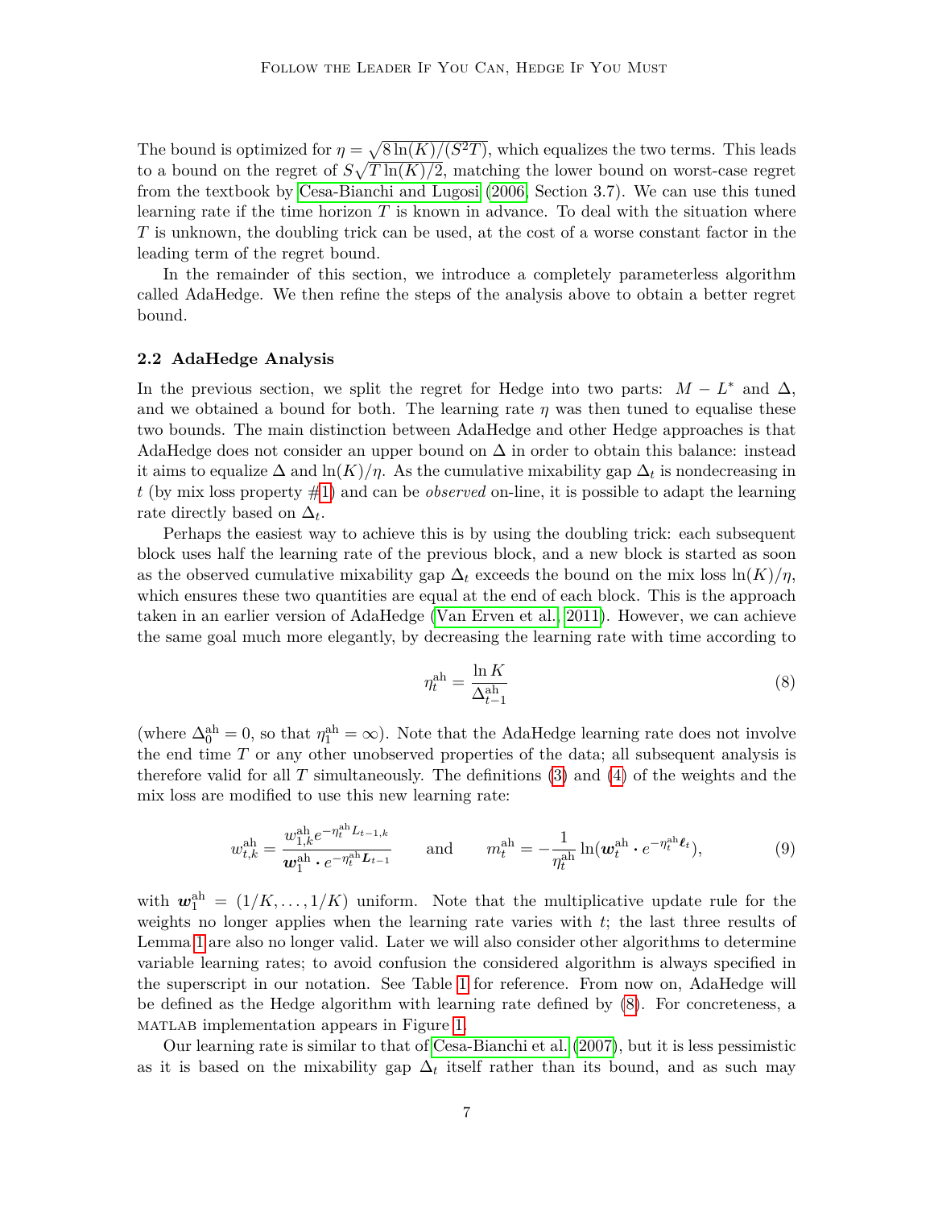The bound is optimized for $\eta = \sqrt{8\ln(K)/(S^2T)}$, which equalizes the two terms. This leads to a bound on the regret of $S\sqrt{T\ln(K)/2}$, matching the lower bound on worst-case regret from the textbook by Cesa-Bianchi and Lugosi (2006, Section 3.7). We can use this tuned learning rate if the time horizon $T$ is known in advance. To deal with the situation where $T$ is unknown, the doubling trick can be used, at the cost of a worse constant factor in the leading term of the regret bound.

In the remainder of this section, we introduce a completely parameterless algorithm called AdaHedge. We then refine the steps of the analysis above to obtain a better regret bound.

### 2.2 AdaHedge Analysis

In the previous section, we split the regret for Hedge into two parts: $M - L^*$ and $\Delta$, and we obtained a bound for both. The learning rate $\eta$ was then tuned to equalise these two bounds. The main distinction between AdaHedge and other Hedge approaches is that AdaHedge does not consider an upper bound on $\Delta$ in order to obtain this balance: instead it aims to equalize $\Delta$ and $\ln(K)/\eta$. As the cumulative mixability gap $\Delta_t$ is nondecreasing in $t$ (by mix loss property #1) and can be *observed* on-line, it is possible to adapt the learning rate directly based on $\Delta_t$.

Perhaps the easiest way to achieve this is by using the doubling trick: each subsequent block uses half the learning rate of the previous block, and a new block is started as soon as the observed cumulative mixability gap $\Delta_t$ exceeds the bound on the mix loss $\ln(K)/\eta$, which ensures these two quantities are equal at the end of each block. This is the approach taken in an earlier version of AdaHedge (Van Erven et al., 2011). However, we can achieve the same goal much more elegantly, by decreasing the learning rate with time according to

$$\eta_t^{\text{ah}} = \frac{\ln K}{\Delta_{t-1}^{\text{ah}}} \tag{8}$$

(where $\Delta_0^{\text{ah}} = 0$, so that $\eta_1^{\text{ah}} = \infty$). Note that the AdaHedge learning rate does not involve the end time $T$ or any other unobserved properties of the data; all subsequent analysis is therefore valid for all $T$ simultaneously. The definitions (3) and (4) of the weights and the mix loss are modified to use this new learning rate:

$$w_{t,k}^{\text{ah}} = \frac{w_{1,k}^{\text{ah}} e^{-\eta_t^{\text{ah}} L_{t-1,k}}}{\boldsymbol{w}_1^{\text{ah}} \cdot e^{-\eta_t^{\text{ah}} \boldsymbol{L}_{t-1}}} \qquad \text{and} \qquad m_t^{\text{ah}} = -\frac{1}{\eta_t^{\text{ah}}} \ln(\boldsymbol{w}_t^{\text{ah}} \cdot e^{-\eta_t^{\text{ah}} \boldsymbol{\ell}_t}), \tag{9}$$

with $\boldsymbol{w}_1^{\text{ah}} = (1/K, \ldots, 1/K)$ uniform. Note that the multiplicative update rule for the weights no longer applies when the learning rate varies with $t$; the last three results of Lemma 1 are also no longer valid. Later we will also consider other algorithms to determine variable learning rates; to avoid confusion the considered algorithm is always specified in the superscript in our notation. See Table 1 for reference. From now on, AdaHedge will be defined as the Hedge algorithm with learning rate defined by (8). For concreteness, a MATLAB implementation appears in Figure 1.

Our learning rate is similar to that of Cesa-Bianchi et al. (2007), but it is less pessimistic as it is based on the mixability gap $\Delta_t$ itself rather than its bound, and as such may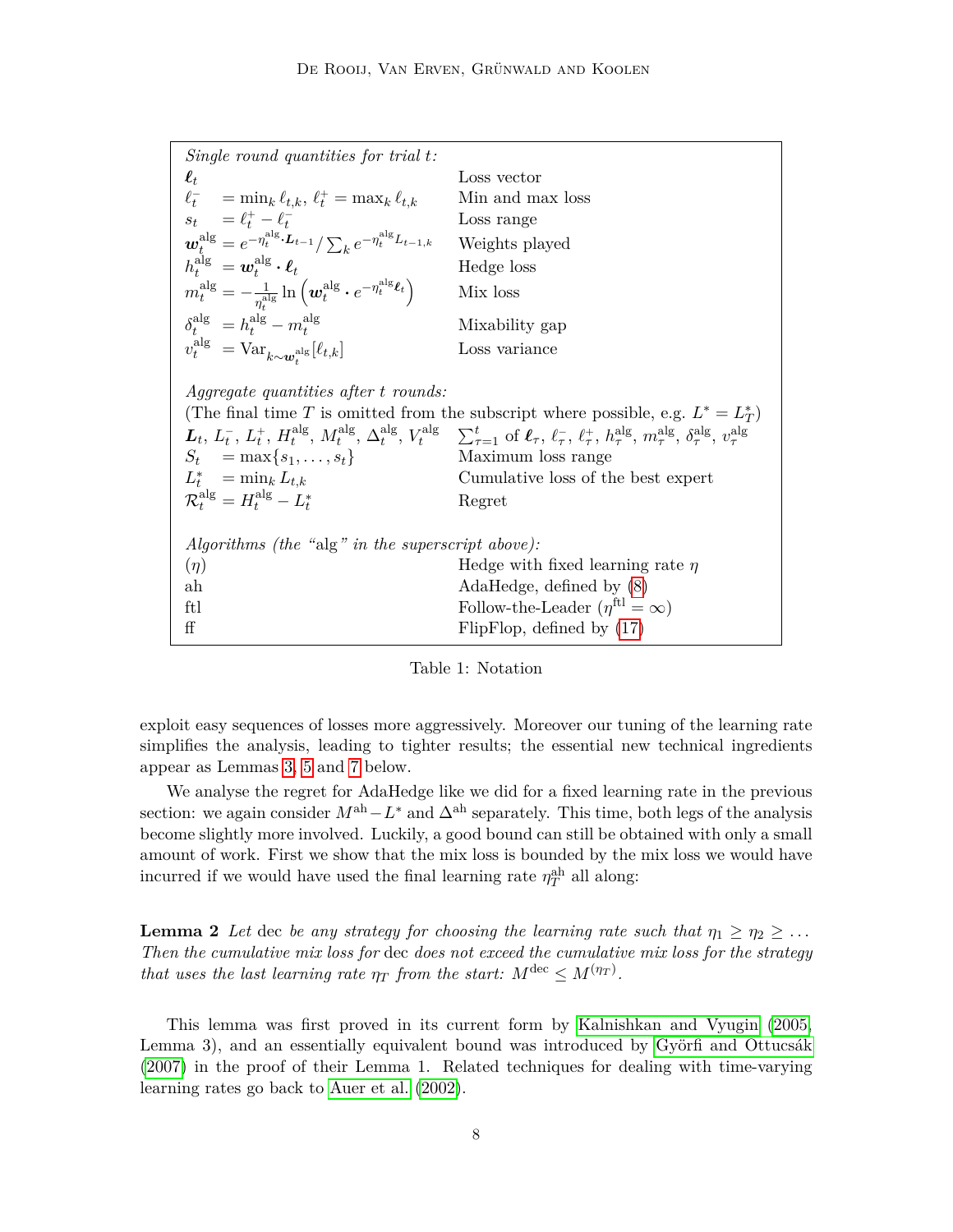| | |
|---|---|
| *Single round quantities for trial $t$:* | |
| $\boldsymbol{\ell}_t$ | Loss vector |
| $\ell_t^- \ = \min_k \ell_{t,k}$, $\ell_t^+ = \max_k \ell_{t,k}$ | Min and max loss |
| $s_t \ = \ell_t^+ - \ell_t^-$ | Loss range |
| $\boldsymbol{w}_t^{\text{alg}} = e^{-\eta_t^{\text{alg}} \cdot \boldsymbol{L}_{t-1}} / \sum_k e^{-\eta_t^{\text{alg}} L_{t-1,k}}$ | Weights played |
| $h_t^{\text{alg}} \ = \boldsymbol{w}_t^{\text{alg}} \cdot \boldsymbol{\ell}_t$ | Hedge loss |
| $m_t^{\text{alg}} = -\frac{1}{\eta_t^{\text{alg}}} \ln \left( \boldsymbol{w}_t^{\text{alg}} \cdot e^{-\eta_t^{\text{alg}} \boldsymbol{\ell}_t} \right)$ | Mix loss |
| $\delta_t^{\text{alg}} \ = h_t^{\text{alg}} - m_t^{\text{alg}}$ | Mixability gap |
| $v_t^{\text{alg}} \ = \operatorname{Var}_{k \sim \boldsymbol{w}_t^{\text{alg}}}[\ell_{t,k}]$ | Loss variance |
| *Aggregate quantities after $t$ rounds:* | |
| (The final time $T$ is omitted from the subscript where possible, e.g. $L^* = L_T^*$) | |
| $\boldsymbol{L}_t$, $L_t^-$, $L_t^+$, $H_t^{\text{alg}}$, $M_t^{\text{alg}}$, $\Delta_t^{\text{alg}}$, $V_t^{\text{alg}}$ | $\sum_{\tau=1}^t$ of $\boldsymbol{\ell}_\tau$, $\ell_\tau^-$, $\ell_\tau^+$, $h_\tau^{\text{alg}}$, $m_\tau^{\text{alg}}$, $\delta_\tau^{\text{alg}}$, $v_\tau^{\text{alg}}$ |
| $S_t \ = \max\{s_1, \ldots, s_t\}$ | Maximum loss range |
| $L_t^* \ = \min_k L_{t,k}$ | Cumulative loss of the best expert |
| $\mathcal{R}_t^{\text{alg}} = H_t^{\text{alg}} - L_t^*$ | Regret |
| *Algorithms (the "alg" in the superscript above):* | |
| $(\eta)$ | Hedge with fixed learning rate $\eta$ |
| ah | AdaHedge, defined by (8) |
| ftl | Follow-the-Leader ($\eta^{\text{ftl}} = \infty$) |
| ff | FlipFlop, defined by (17) |

Table 1: Notation

exploit easy sequences of losses more aggressively. Moreover our tuning of the learning rate simplifies the analysis, leading to tighter results; the essential new technical ingredients appear as Lemmas 3, 5 and 7 below.

We analyse the regret for AdaHedge like we did for a fixed learning rate in the previous section: we again consider $M^{\text{ah}} - L^*$ and $\Delta^{\text{ah}}$ separately. This time, both legs of the analysis become slightly more involved. Luckily, a good bound can still be obtained with only a small amount of work. First we show that the mix loss is bounded by the mix loss we would have incurred if we would have used the final learning rate $\eta_T^{\text{ah}}$ all along:

**Lemma 2** *Let* dec *be any strategy for choosing the learning rate such that $\eta_1 \geq \eta_2 \geq \ldots$ Then the cumulative mix loss for* dec *does not exceed the cumulative mix loss for the strategy that uses the last learning rate $\eta_T$ from the start: $M^{\text{dec}} \leq M^{(\eta_T)}$.*

This lemma was first proved in its current form by Kalnishkan and Vyugin (2005, Lemma 3), and an essentially equivalent bound was introduced by Györfi and Ottucsák (2007) in the proof of their Lemma 1. Related techniques for dealing with time-varying learning rates go back to Auer et al. (2002).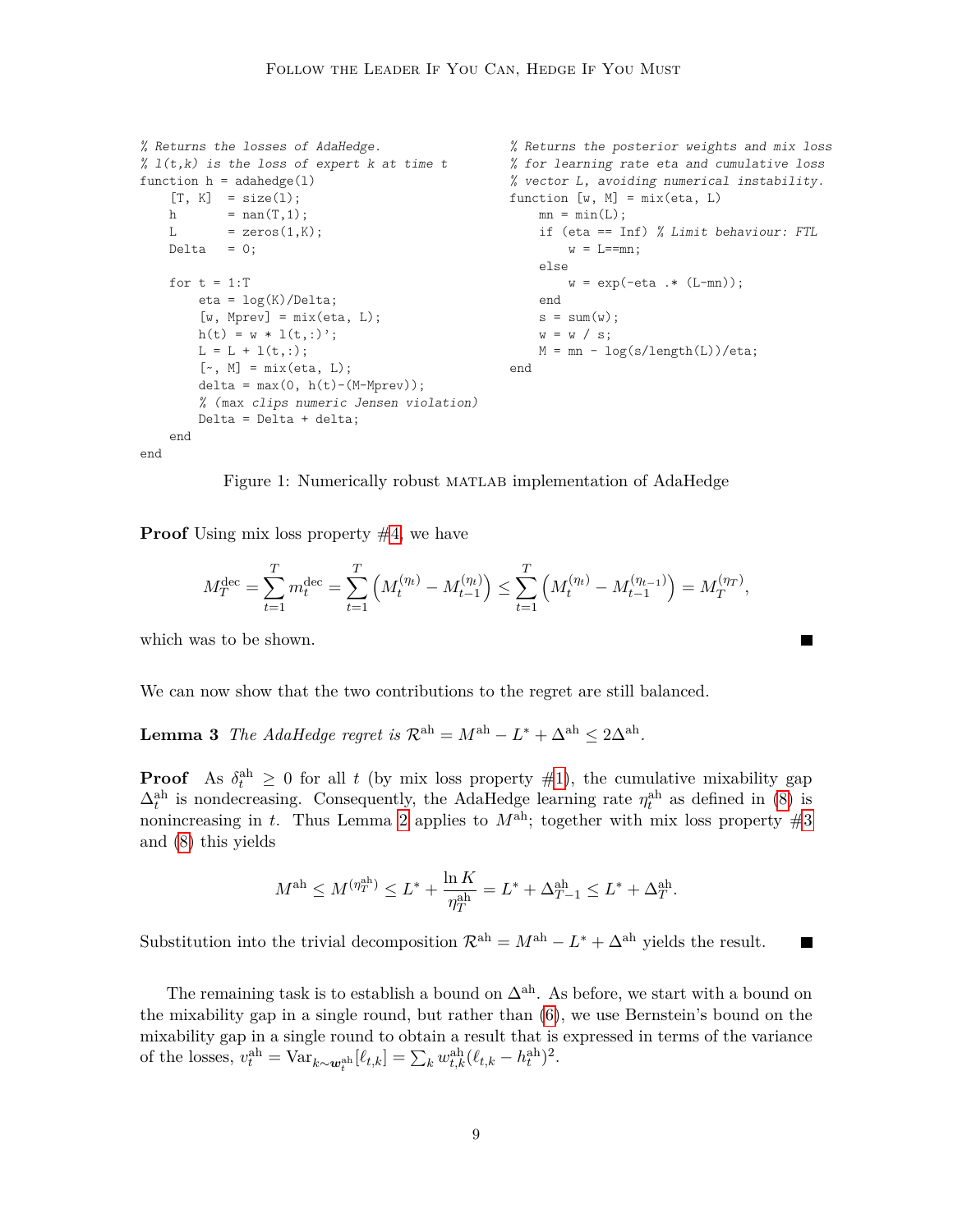```
% Returns the losses of AdaHedge.
% l(t,k) is the loss of expert k at time t
function h = adahedge(l)
    [T, K]  = size(l);
    h       = nan(T,1);
    L       = zeros(1,K);
    Delta   = 0;

    for t = 1:T
        eta = log(K)/Delta;
        [w, Mprev] = mix(eta, L);
        h(t) = w * l(t,:)';
        L = L + l(t,:);
        [~, M] = mix(eta, L);
        delta = max(0, h(t)-(M-Mprev));
        % (max clips numeric Jensen violation)
        Delta = Delta + delta;
    end
end
```

```
% Returns the posterior weights and mix loss
% for learning rate eta and cumulative loss
% vector L, avoiding numerical instability.
function [w, M] = mix(eta, L)
    mn = min(L);
    if (eta == Inf) % Limit behaviour: FTL
        w = L==mn;
    else
        w = exp(-eta .* (L-mn));
    end
    s = sum(w);
    w = w / s;
    M = mn - log(s/length(L))/eta;
end
```

Figure 1: Numerically robust MATLAB implementation of AdaHedge

**Proof** Using mix loss property #4, we have

$$M_T^{\text{dec}} = \sum_{t=1}^{T} m_t^{\text{dec}} = \sum_{t=1}^{T} \left( M_t^{(\eta_t)} - M_{t-1}^{(\eta_t)} \right) \leq \sum_{t=1}^{T} \left( M_t^{(\eta_t)} - M_{t-1}^{(\eta_{t-1})} \right) = M_T^{(\eta_T)},$$

which was to be shown. ■

We can now show that the two contributions to the regret are still balanced.

**Lemma 3** *The AdaHedge regret is* $\mathcal{R}^{\text{ah}} = M^{\text{ah}} - L^* + \Delta^{\text{ah}} \leq 2\Delta^{\text{ah}}$.

**Proof** As $\delta_t^{\text{ah}} \geq 0$ for all $t$ (by mix loss property #1), the cumulative mixability gap $\Delta_t^{\text{ah}}$ is nondecreasing. Consequently, the AdaHedge learning rate $\eta_t^{\text{ah}}$ as defined in (8) is nonincreasing in $t$. Thus Lemma 2 applies to $M^{\text{ah}}$; together with mix loss property #3 and (8) this yields

$$M^{\text{ah}} \leq M^{(\eta_T^{\text{ah}})} \leq L^* + \frac{\ln K}{\eta_T^{\text{ah}}} = L^* + \Delta_{T-1}^{\text{ah}} \leq L^* + \Delta_T^{\text{ah}}.$$

Substitution into the trivial decomposition $\mathcal{R}^{\text{ah}} = M^{\text{ah}} - L^* + \Delta^{\text{ah}}$ yields the result. ■

The remaining task is to establish a bound on $\Delta^{\text{ah}}$. As before, we start with a bound on the mixability gap in a single round, but rather than (6), we use Bernstein's bound on the mixability gap in a single round to obtain a result that is expressed in terms of the variance of the losses, $v_t^{\text{ah}} = \text{Var}_{k \sim \boldsymbol{w}_t^{\text{ah}}}[\ell_{t,k}] = \sum_k w_{t,k}^{\text{ah}} (\ell_{t,k} - h_t^{\text{ah}})^2$.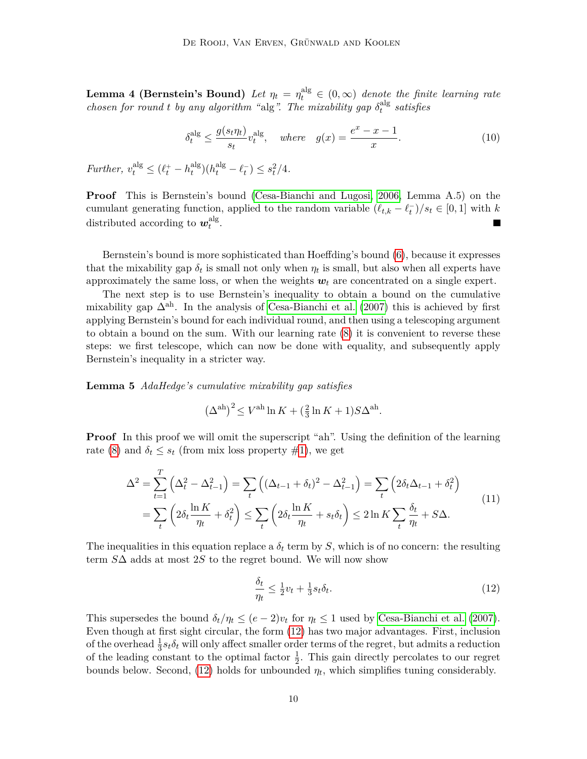**Lemma 4 (Bernstein's Bound)** *Let $\eta_t = \eta_t^{\text{alg}} \in (0, \infty)$ denote the finite learning rate chosen for round $t$ by any algorithm "alg". The mixability gap $\delta_t^{\text{alg}}$ satisfies*

$$\delta_t^{\text{alg}} \leq \frac{g(s_t \eta_t)}{s_t} v_t^{\text{alg}}, \quad \textit{where} \quad g(x) = \frac{e^x - x - 1}{x}. \tag{10}$$

*Further, $v_t^{\text{alg}} \leq (\ell_t^+ - h_t^{\text{alg}})(h_t^{\text{alg}} - \ell_t^-) \leq s_t^2/4$.*

**Proof** This is Bernstein's bound (Cesa-Bianchi and Lugosi, 2006, Lemma A.5) on the cumulant generating function, applied to the random variable $(\ell_{t,k} - \ell_t^-)/s_t \in [0, 1]$ with $k$ distributed according to $\boldsymbol{w}_t^{\text{alg}}$. ■

Bernstein's bound is more sophisticated than Hoeffding's bound (6), because it expresses that the mixability gap $\delta_t$ is small not only when $\eta_t$ is small, but also when all experts have approximately the same loss, or when the weights $\boldsymbol{w}_t$ are concentrated on a single expert.

The next step is to use Bernstein's inequality to obtain a bound on the cumulative mixability gap $\Delta^{\text{ah}}$. In the analysis of Cesa-Bianchi et al. (2007) this is achieved by first applying Bernstein's bound for each individual round, and then using a telescoping argument to obtain a bound on the sum. With our learning rate (8) it is convenient to reverse these steps: we first telescope, which can now be done with equality, and subsequently apply Bernstein's inequality in a stricter way.

**Lemma 5** *AdaHedge's cumulative mixability gap satisfies*

$$\left(\Delta^{\text{ah}}\right)^2 \leq V^{\text{ah}} \ln K + (\tfrac{2}{3} \ln K + 1) S \Delta^{\text{ah}}.$$

**Proof** In this proof we will omit the superscript "ah". Using the definition of the learning rate (8) and $\delta_t \leq s_t$ (from mix loss property #1), we get

$$\begin{aligned}
\Delta^2 &= \sum_{t=1}^{T} \left(\Delta_t^2 - \Delta_{t-1}^2\right) = \sum_t \left((\Delta_{t-1} + \delta_t)^2 - \Delta_{t-1}^2\right) = \sum_t \left(2\delta_t \Delta_{t-1} + \delta_t^2\right) \\
&= \sum_t \left(2\delta_t \frac{\ln K}{\eta_t} + \delta_t^2\right) \leq \sum_t \left(2\delta_t \frac{\ln K}{\eta_t} + s_t \delta_t\right) \leq 2 \ln K \sum_t \frac{\delta_t}{\eta_t} + S\Delta.
\end{aligned} \tag{11}$$

The inequalities in this equation replace a $\delta_t$ term by $S$, which is of no concern: the resulting term $S\Delta$ adds at most $2S$ to the regret bound. We will now show

$$\frac{\delta_t}{\eta_t} \leq \tfrac{1}{2} v_t + \tfrac{1}{3} s_t \delta_t. \tag{12}$$

This supersedes the bound $\delta_t/\eta_t \leq (e-2) v_t$ for $\eta_t \leq 1$ used by Cesa-Bianchi et al. (2007). Even though at first sight circular, the form (12) has two major advantages. First, inclusion of the overhead $\frac{1}{3} s_t \delta_t$ will only affect smaller order terms of the regret, but admits a reduction of the leading constant to the optimal factor $\frac{1}{2}$. This gain directly percolates to our regret bounds below. Second, (12) holds for unbounded $\eta_t$, which simplifies tuning considerably.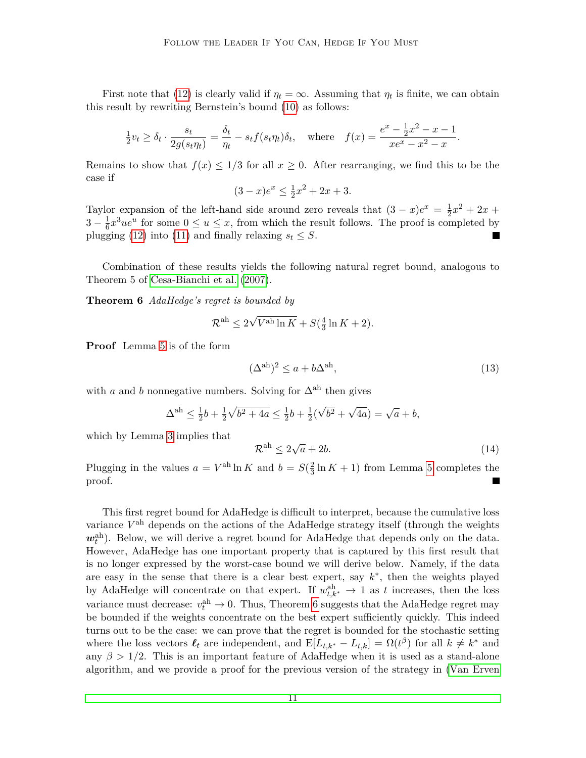First note that (12) is clearly valid if $\eta_t = \infty$. Assuming that $\eta_t$ is finite, we can obtain this result by rewriting Bernstein's bound (10) as follows:

$$\tfrac{1}{2}v_t \geq \delta_t \cdot \frac{s_t}{2g(s_t\eta_t)} = \frac{\delta_t}{\eta_t} - s_t f(s_t\eta_t)\delta_t, \quad \text{where} \quad f(x) = \frac{e^x - \frac{1}{2}x^2 - x - 1}{xe^x - x^2 - x}.$$

Remains to show that $f(x) \leq 1/3$ for all $x \geq 0$. After rearranging, we find this to be the case if

$$(3-x)e^x \leq \tfrac{1}{2}x^2 + 2x + 3.$$

Taylor expansion of the left-hand side around zero reveals that $(3-x)e^x = \frac{1}{2}x^2 + 2x + 3 - \frac{1}{6}x^3ue^u$ for some $0 \leq u \leq x$, from which the result follows. The proof is completed by plugging (12) into (11) and finally relaxing $s_t \leq S$. ■

Combination of these results yields the following natural regret bound, analogous to Theorem 5 of Cesa-Bianchi et al. (2007).

**Theorem 6** *AdaHedge's regret is bounded by*

$$\mathcal{R}^{\text{ah}} \leq 2\sqrt{V^{\text{ah}} \ln K} + S(\tfrac{4}{3}\ln K + 2).$$

**Proof** Lemma 5 is of the form

$$(\Delta^{\text{ah}})^2 \leq a + b\Delta^{\text{ah}}, \tag{13}$$

with $a$ and $b$ nonnegative numbers. Solving for $\Delta^{\text{ah}}$ then gives

$$\Delta^{\text{ah}} \leq \tfrac{1}{2}b + \tfrac{1}{2}\sqrt{b^2 + 4a} \leq \tfrac{1}{2}b + \tfrac{1}{2}(\sqrt{b^2} + \sqrt{4a}) = \sqrt{a} + b,$$

which by Lemma 3 implies that

$$\mathcal{R}^{\text{ah}} \leq 2\sqrt{a} + 2b. \tag{14}$$

Plugging in the values $a = V^{\text{ah}} \ln K$ and $b = S(\frac{2}{3}\ln K + 1)$ from Lemma 5 completes the proof. ■

This first regret bound for AdaHedge is difficult to interpret, because the cumulative loss variance $V^{\text{ah}}$ depends on the actions of the AdaHedge strategy itself (through the weights $\boldsymbol{w}_t^{\text{ah}}$). Below, we will derive a regret bound for AdaHedge that depends only on the data. However, AdaHedge has one important property that is captured by this first result that is no longer expressed by the worst-case bound we will derive below. Namely, if the data are easy in the sense that there is a clear best expert, say $k^*$, then the weights played by AdaHedge will concentrate on that expert. If $w_{t,k^*}^{\text{ah}} \to 1$ as $t$ increases, then the loss variance must decrease: $v_t^{\text{ah}} \to 0$. Thus, Theorem 6 suggests that the AdaHedge regret may be bounded if the weights concentrate on the best expert sufficiently quickly. This indeed turns out to be the case: we can prove that the regret is bounded for the stochastic setting where the loss vectors $\boldsymbol{\ell}_t$ are independent, and $\mathrm{E}[L_{t,k^*} - L_{t,k}] = \Omega(t^\beta)$ for all $k \neq k^*$ and any $\beta > 1/2$. This is an important feature of AdaHedge when it is used as a stand-alone algorithm, and we provide a proof for the previous version of the strategy in (Van Erven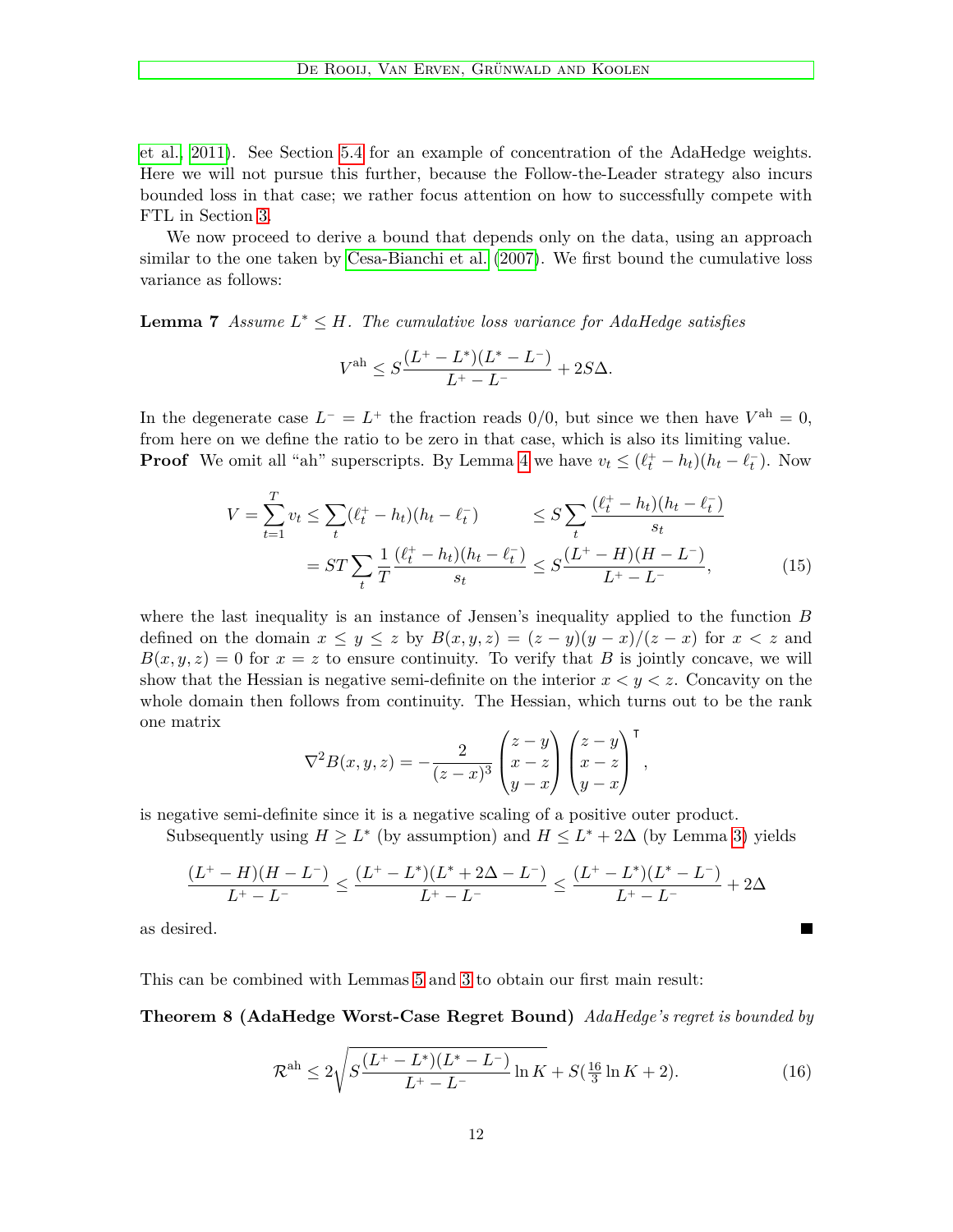et al., 2011). See Section 5.4 for an example of concentration of the AdaHedge weights. Here we will not pursue this further, because the Follow-the-Leader strategy also incurs bounded loss in that case; we rather focus attention on how to successfully compete with FTL in Section 3.

We now proceed to derive a bound that depends only on the data, using an approach similar to the one taken by Cesa-Bianchi et al. (2007). We first bound the cumulative loss variance as follows:

**Lemma 7** *Assume $L^* \leq H$. The cumulative loss variance for AdaHedge satisfies*

$$V^{\text{ah}} \leq S \frac{(L^+ - L^*)(L^* - L^-)}{L^+ - L^-} + 2S\Delta.$$

In the degenerate case $L^- = L^+$ the fraction reads $0/0$, but since we then have $V^{\text{ah}} = 0$, from here on we define the ratio to be zero in that case, which is also its limiting value.

**Proof** We omit all "ah" superscripts. By Lemma 4 we have $v_t \leq (\ell_t^+ - h_t)(h_t - \ell_t^-)$. Now

$$\begin{aligned} V = \sum_{t=1}^{T} v_t \leq \sum_t (\ell_t^+ - h_t)(h_t - \ell_t^-) \qquad &\leq S \sum_t \frac{(\ell_t^+ - h_t)(h_t - \ell_t^-)}{s_t} \\ = ST \sum_t \frac{1}{T} \frac{(\ell_t^+ - h_t)(h_t - \ell_t^-)}{s_t} &\leq S \frac{(L^+ - H)(H - L^-)}{L^+ - L^-}, \end{aligned} \tag{15}$$

where the last inequality is an instance of Jensen's inequality applied to the function $B$ defined on the domain $x \leq y \leq z$ by $B(x, y, z) = (z - y)(y - x)/(z - x)$ for $x < z$ and $B(x, y, z) = 0$ for $x = z$ to ensure continuity. To verify that $B$ is jointly concave, we will show that the Hessian is negative semi-definite on the interior $x < y < z$. Concavity on the whole domain then follows from continuity. The Hessian, which turns out to be the rank one matrix

$$\nabla^2 B(x, y, z) = -\frac{2}{(z - x)^3} \begin{pmatrix} z - y \\ x - z \\ y - x \end{pmatrix} \begin{pmatrix} z - y \\ x - z \\ y - x \end{pmatrix}^\intercal,$$

is negative semi-definite since it is a negative scaling of a positive outer product.

Subsequently using $H \geq L^*$ (by assumption) and $H \leq L^* + 2\Delta$ (by Lemma 3) yields

$$\frac{(L^+ - H)(H - L^-)}{L^+ - L^-} \leq \frac{(L^+ - L^*)(L^* + 2\Delta - L^-)}{L^+ - L^-} \leq \frac{(L^+ - L^*)(L^* - L^-)}{L^+ - L^-} + 2\Delta$$

as desired. ∎

This can be combined with Lemmas 5 and 3 to obtain our first main result:

**Theorem 8 (AdaHedge Worst-Case Regret Bound)** *AdaHedge's regret is bounded by*

$$\mathcal{R}^{\text{ah}} \leq 2\sqrt{S \frac{(L^+ - L^*)(L^* - L^-)}{L^+ - L^-} \ln K} + S(\tfrac{16}{3} \ln K + 2). \tag{16}$$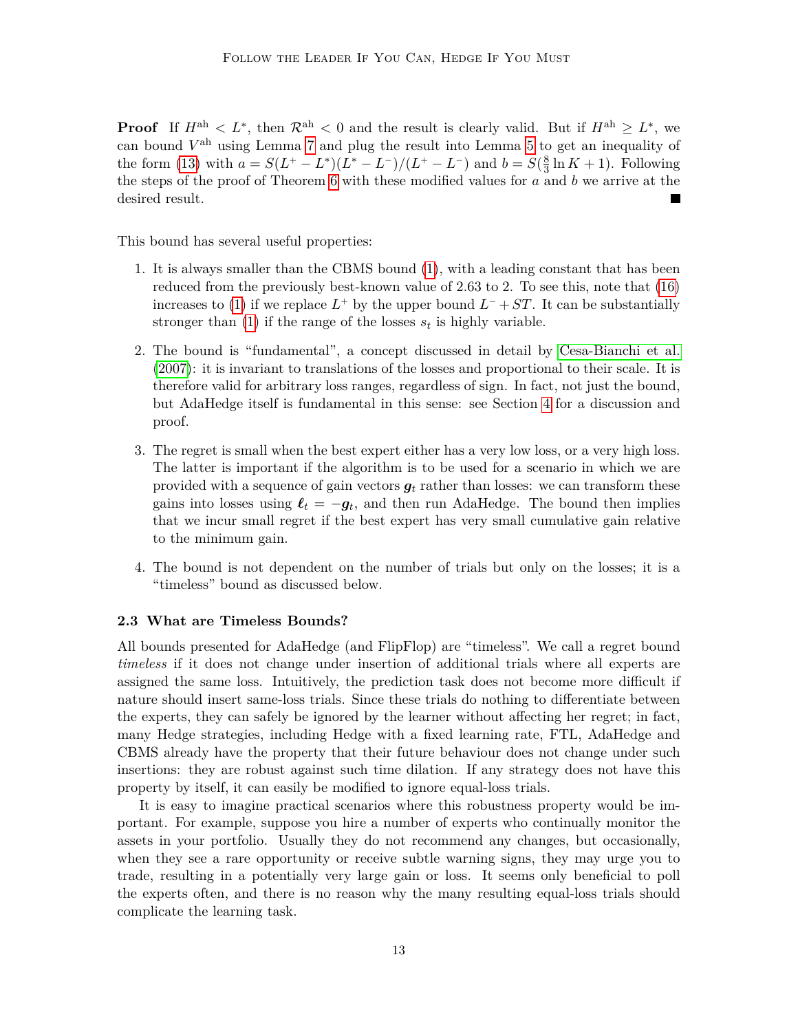**Proof** If $H^{\mathrm{ah}} < L^*$, then $\mathcal{R}^{\mathrm{ah}} < 0$ and the result is clearly valid. But if $H^{\mathrm{ah}} \geq L^*$, we can bound $V^{\mathrm{ah}}$ using Lemma 7 and plug the result into Lemma 5 to get an inequality of the form (13) with $a = S(L^+ - L^*)(L^* - L^-)/(L^+ - L^-)$ and $b = S(\frac{8}{3} \ln K + 1)$. Following the steps of the proof of Theorem 6 with these modified values for $a$ and $b$ we arrive at the desired result. ■

This bound has several useful properties:

1. It is always smaller than the CBMS bound (1), with a leading constant that has been reduced from the previously best-known value of 2.63 to 2. To see this, note that (16) increases to (1) if we replace $L^+$ by the upper bound $L^- + ST$. It can be substantially stronger than (1) if the range of the losses $s_t$ is highly variable.

2. The bound is "fundamental", a concept discussed in detail by Cesa-Bianchi et al. (2007): it is invariant to translations of the losses and proportional to their scale. It is therefore valid for arbitrary loss ranges, regardless of sign. In fact, not just the bound, but AdaHedge itself is fundamental in this sense: see Section 4 for a discussion and proof.

3. The regret is small when the best expert either has a very low loss, or a very high loss. The latter is important if the algorithm is to be used for a scenario in which we are provided with a sequence of gain vectors $\boldsymbol{g}_t$ rather than losses: we can transform these gains into losses using $\boldsymbol{\ell}_t = -\boldsymbol{g}_t$, and then run AdaHedge. The bound then implies that we incur small regret if the best expert has very small cumulative gain relative to the minimum gain.

4. The bound is not dependent on the number of trials but only on the losses; it is a "timeless" bound as discussed below.

### 2.3 What are Timeless Bounds?

All bounds presented for AdaHedge (and FlipFlop) are "timeless". We call a regret bound *timeless* if it does not change under insertion of additional trials where all experts are assigned the same loss. Intuitively, the prediction task does not become more difficult if nature should insert same-loss trials. Since these trials do nothing to differentiate between the experts, they can safely be ignored by the learner without affecting her regret; in fact, many Hedge strategies, including Hedge with a fixed learning rate, FTL, AdaHedge and CBMS already have the property that their future behaviour does not change under such insertions: they are robust against such time dilation. If any strategy does not have this property by itself, it can easily be modified to ignore equal-loss trials.

It is easy to imagine practical scenarios where this robustness property would be important. For example, suppose you hire a number of experts who continually monitor the assets in your portfolio. Usually they do not recommend any changes, but occasionally, when they see a rare opportunity or receive subtle warning signs, they may urge you to trade, resulting in a potentially very large gain or loss. It seems only beneficial to poll the experts often, and there is no reason why the many resulting equal-loss trials should complicate the learning task.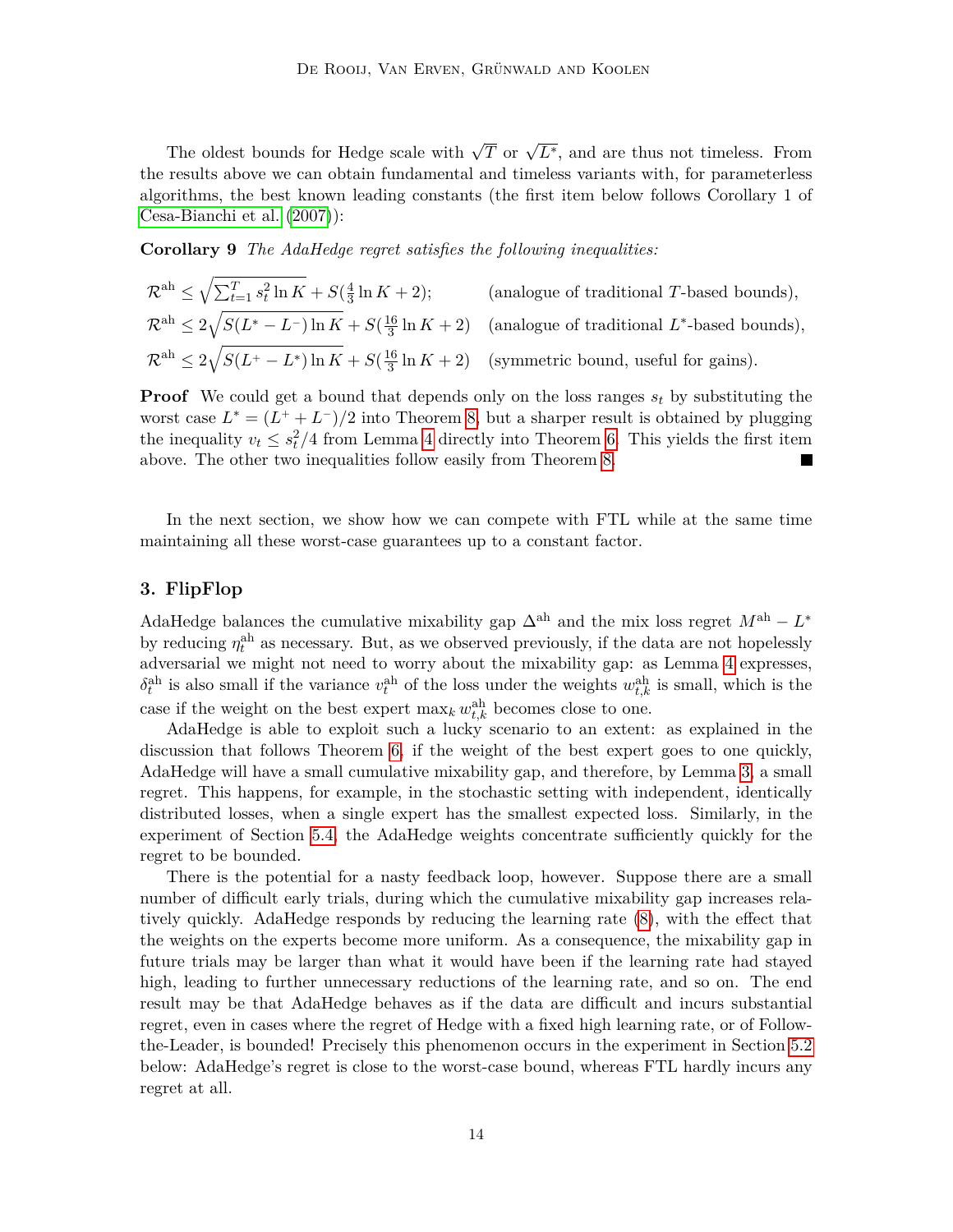The oldest bounds for Hedge scale with $\sqrt{T}$ or $\sqrt{L^*}$, and are thus not timeless. From the results above we can obtain fundamental and timeless variants with, for parameterless algorithms, the best known leading constants (the first item below follows Corollary 1 of Cesa-Bianchi et al. (2007)):

**Corollary 9** *The AdaHedge regret satisfies the following inequalities:*

$$\mathcal{R}^{\text{ah}} \leq \sqrt{\sum_{t=1}^{T} s_t^2 \ln K} + S(\tfrac{4}{3}\ln K + 2); \qquad \text{(analogue of traditional } T\text{-based bounds),}$$

$$\mathcal{R}^{\text{ah}} \leq 2\sqrt{S(L^* - L^-)\ln K} + S(\tfrac{16}{3}\ln K + 2) \qquad \text{(analogue of traditional } L^*\text{-based bounds),}$$

$$\mathcal{R}^{\text{ah}} \leq 2\sqrt{S(L^+ - L^*)\ln K} + S(\tfrac{16}{3}\ln K + 2) \qquad \text{(symmetric bound, useful for gains).}$$

**Proof** We could get a bound that depends only on the loss ranges $s_t$ by substituting the worst case $L^* = (L^+ + L^-)/2$ into Theorem 8, but a sharper result is obtained by plugging the inequality $v_t \leq s_t^2/4$ from Lemma 4 directly into Theorem 6. This yields the first item above. The other two inequalities follow easily from Theorem 8. ∎

In the next section, we show how we can compete with FTL while at the same time maintaining all these worst-case guarantees up to a constant factor.

## 3. FlipFlop

AdaHedge balances the cumulative mixability gap $\Delta^{\text{ah}}$ and the mix loss regret $M^{\text{ah}} - L^*$ by reducing $\eta_t^{\text{ah}}$ as necessary. But, as we observed previously, if the data are not hopelessly adversarial we might not need to worry about the mixability gap: as Lemma 4 expresses, $\delta_t^{\text{ah}}$ is also small if the variance $v_t^{\text{ah}}$ of the loss under the weights $w_{t,k}^{\text{ah}}$ is small, which is the case if the weight on the best expert $\max_k w_{t,k}^{\text{ah}}$ becomes close to one.

AdaHedge is able to exploit such a lucky scenario to an extent: as explained in the discussion that follows Theorem 6, if the weight of the best expert goes to one quickly, AdaHedge will have a small cumulative mixability gap, and therefore, by Lemma 3, a small regret. This happens, for example, in the stochastic setting with independent, identically distributed losses, when a single expert has the smallest expected loss. Similarly, in the experiment of Section 5.4, the AdaHedge weights concentrate sufficiently quickly for the regret to be bounded.

There is the potential for a nasty feedback loop, however. Suppose there are a small number of difficult early trials, during which the cumulative mixability gap increases relatively quickly. AdaHedge responds by reducing the learning rate (8), with the effect that the weights on the experts become more uniform. As a consequence, the mixability gap in future trials may be larger than what it would have been if the learning rate had stayed high, leading to further unnecessary reductions of the learning rate, and so on. The end result may be that AdaHedge behaves as if the data are difficult and incurs substantial regret, even in cases where the regret of Hedge with a fixed high learning rate, or of Follow-the-Leader, is bounded! Precisely this phenomenon occurs in the experiment in Section 5.2 below: AdaHedge's regret is close to the worst-case bound, whereas FTL hardly incurs any regret at all.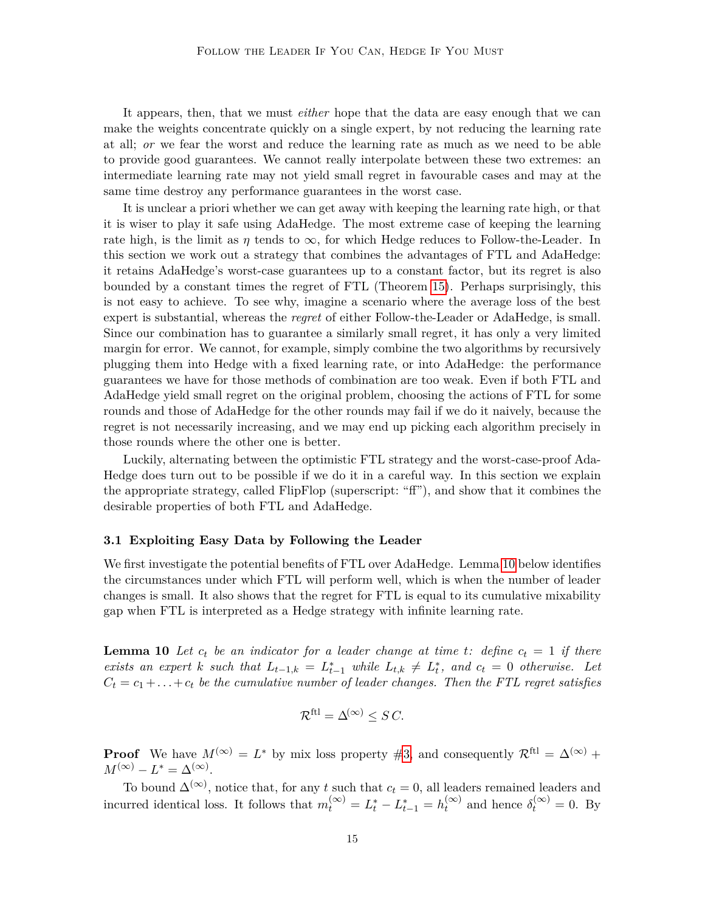It appears, then, that we must *either* hope that the data are easy enough that we can make the weights concentrate quickly on a single expert, by not reducing the learning rate at all; *or* we fear the worst and reduce the learning rate as much as we need to be able to provide good guarantees. We cannot really interpolate between these two extremes: an intermediate learning rate may not yield small regret in favourable cases and may at the same time destroy any performance guarantees in the worst case.

It is unclear a priori whether we can get away with keeping the learning rate high, or that it is wiser to play it safe using AdaHedge. The most extreme case of keeping the learning rate high, is the limit as $\eta$ tends to $\infty$, for which Hedge reduces to Follow-the-Leader. In this section we work out a strategy that combines the advantages of FTL and AdaHedge: it retains AdaHedge's worst-case guarantees up to a constant factor, but its regret is also bounded by a constant times the regret of FTL (Theorem 15). Perhaps surprisingly, this is not easy to achieve. To see why, imagine a scenario where the average loss of the best expert is substantial, whereas the *regret* of either Follow-the-Leader or AdaHedge, is small. Since our combination has to guarantee a similarly small regret, it has only a very limited margin for error. We cannot, for example, simply combine the two algorithms by recursively plugging them into Hedge with a fixed learning rate, or into AdaHedge: the performance guarantees we have for those methods of combination are too weak. Even if both FTL and AdaHedge yield small regret on the original problem, choosing the actions of FTL for some rounds and those of AdaHedge for the other rounds may fail if we do it naively, because the regret is not necessarily increasing, and we may end up picking each algorithm precisely in those rounds where the other one is better.

Luckily, alternating between the optimistic FTL strategy and the worst-case-proof AdaHedge does turn out to be possible if we do it in a careful way. In this section we explain the appropriate strategy, called FlipFlop (superscript: "ff"), and show that it combines the desirable properties of both FTL and AdaHedge.

### 3.1 Exploiting Easy Data by Following the Leader

We first investigate the potential benefits of FTL over AdaHedge. Lemma 10 below identifies the circumstances under which FTL will perform well, which is when the number of leader changes is small. It also shows that the regret for FTL is equal to its cumulative mixability gap when FTL is interpreted as a Hedge strategy with infinite learning rate.

**Lemma 10** *Let $c_t$ be an indicator for a leader change at time $t$: define $c_t = 1$ if there exists an expert $k$ such that $L_{t-1,k} = L^*_{t-1}$ while $L_{t,k} \neq L^*_t$, and $c_t = 0$ otherwise. Let $C_t = c_1 + \ldots + c_t$ be the cumulative number of leader changes. Then the FTL regret satisfies*

$$\mathcal{R}^{\text{ftl}} = \Delta^{(\infty)} \leq S\,C.$$

**Proof** We have $M^{(\infty)} = L^*$ by mix loss property #3, and consequently $\mathcal{R}^{\text{ftl}} = \Delta^{(\infty)} + M^{(\infty)} - L^* = \Delta^{(\infty)}$.

To bound $\Delta^{(\infty)}$, notice that, for any $t$ such that $c_t = 0$, all leaders remained leaders and incurred identical loss. It follows that $m_t^{(\infty)} = L^*_t - L^*_{t-1} = h_t^{(\infty)}$ and hence $\delta_t^{(\infty)} = 0$. By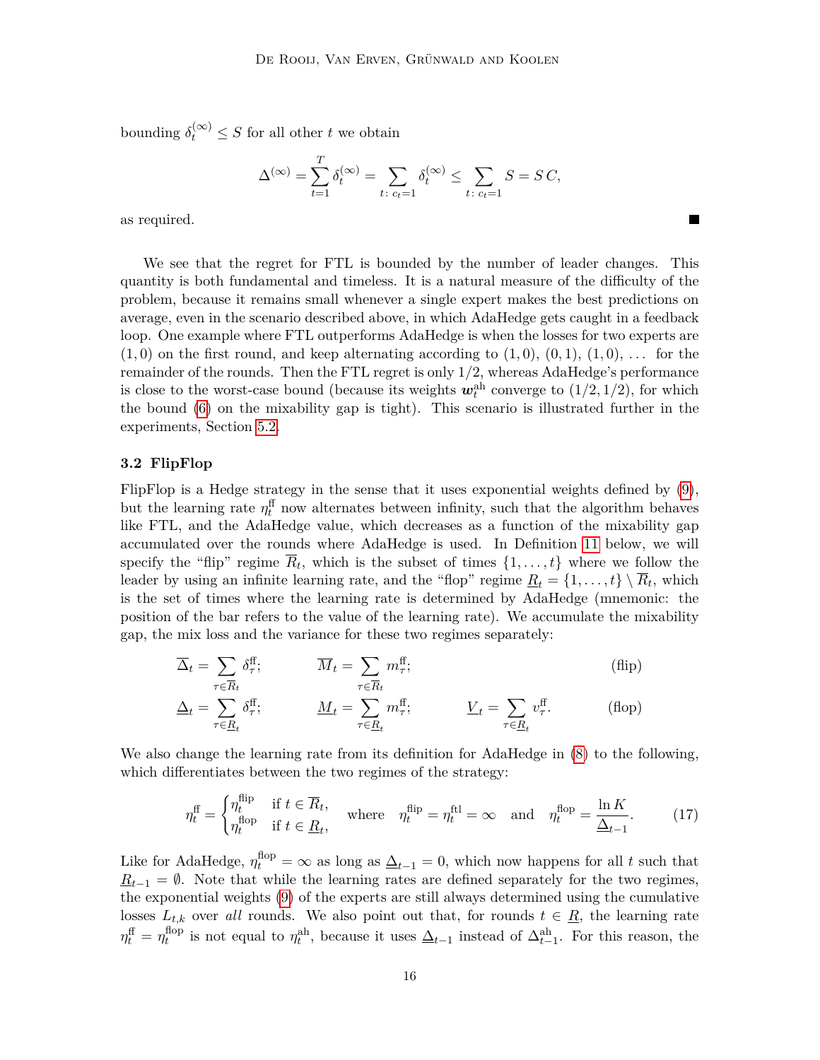bounding $\delta_t^{(\infty)} \leq S$ for all other $t$ we obtain

$$\Delta^{(\infty)} = \sum_{t=1}^{T} \delta_t^{(\infty)} = \sum_{t:\, c_t=1} \delta_t^{(\infty)} \leq \sum_{t:\, c_t=1} S = S\,C,$$

as required. ∎

We see that the regret for FTL is bounded by the number of leader changes. This quantity is both fundamental and timeless. It is a natural measure of the difficulty of the problem, because it remains small whenever a single expert makes the best predictions on average, even in the scenario described above, in which AdaHedge gets caught in a feedback loop. One example where FTL outperforms AdaHedge is when the losses for two experts are $(1,0)$ on the first round, and keep alternating according to $(1,0)$, $(0,1)$, $(1,0)$, ... for the remainder of the rounds. Then the FTL regret is only $1/2$, whereas AdaHedge's performance is close to the worst-case bound (because its weights $\boldsymbol{w}_t^{\text{ah}}$ converge to $(1/2, 1/2)$, for which the bound (6) on the mixability gap is tight). This scenario is illustrated further in the experiments, Section 5.2.

### 3.2 FlipFlop

FlipFlop is a Hedge strategy in the sense that it uses exponential weights defined by (9), but the learning rate $\eta_t^{\text{ff}}$ now alternates between infinity, such that the algorithm behaves like FTL, and the AdaHedge value, which decreases as a function of the mixability gap accumulated over the rounds where AdaHedge is used. In Definition 11 below, we will specify the "flip" regime $\overline{R}_t$, which is the subset of times $\{1,\ldots,t\}$ where we follow the leader by using an infinite learning rate, and the "flop" regime $\underline{R}_t = \{1,\ldots,t\} \setminus \overline{R}_t$, which is the set of times where the learning rate is determined by AdaHedge (mnemonic: the position of the bar refers to the value of the learning rate). We accumulate the mixability gap, the mix loss and the variance for these two regimes separately:

$$\overline{\Delta}_t = \sum_{\tau \in \overline{R}_t} \delta_\tau^{\text{ff}}; \qquad \overline{M}_t = \sum_{\tau \in \overline{R}_t} m_\tau^{\text{ff}}; \qquad\qquad \text{(flip)}$$

$$\underline{\Delta}_t = \sum_{\tau \in \underline{R}_t} \delta_\tau^{\text{ff}}; \qquad \underline{M}_t = \sum_{\tau \in \underline{R}_t} m_\tau^{\text{ff}}; \qquad \underline{V}_t = \sum_{\tau \in \underline{R}_t} v_\tau^{\text{ff}}. \qquad \text{(flop)}$$

We also change the learning rate from its definition for AdaHedge in (8) to the following, which differentiates between the two regimes of the strategy:

$$\eta_t^{\text{ff}} = \begin{cases} \eta_t^{\text{flip}} & \text{if } t \in \overline{R}_t, \\ \eta_t^{\text{flop}} & \text{if } t \in \underline{R}_t, \end{cases} \quad \text{where} \quad \eta_t^{\text{flip}} = \eta_t^{\text{ftl}} = \infty \quad \text{and} \quad \eta_t^{\text{flop}} = \frac{\ln K}{\underline{\Delta}_{t-1}}. \tag{17}$$

Like for AdaHedge, $\eta_t^{\text{flop}} = \infty$ as long as $\underline{\Delta}_{t-1} = 0$, which now happens for all $t$ such that $\underline{R}_{t-1} = \emptyset$. Note that while the learning rates are defined separately for the two regimes, the exponential weights (9) of the experts are still always determined using the cumulative losses $L_{t,k}$ over *all* rounds. We also point out that, for rounds $t \in \underline{R}$, the learning rate $\eta_t^{\text{ff}} = \eta_t^{\text{flop}}$ is not equal to $\eta_t^{\text{ah}}$, because it uses $\underline{\Delta}_{t-1}$ instead of $\Delta_{t-1}^{\text{ah}}$. For this reason, the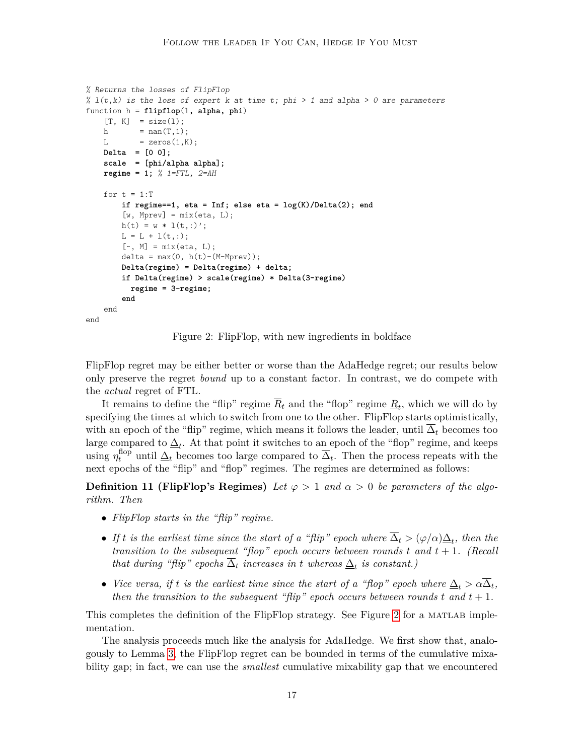```
% Returns the losses of FlipFlop
% l(t,k) is the loss of expert k at time t; phi > 1 and alpha > 0 are parameters
function h = flipflop(l, alpha, phi)
    [T, K]  = size(l);
    h       = nan(T,1);
    L       = zeros(1,K);
    Delta  = [0 0];
    scale  = [phi/alpha alpha];
    regime = 1; % 1=FTL, 2=AH

    for t = 1:T
        if regime==1, eta = Inf; else eta = log(K)/Delta(2); end
        [w, Mprev] = mix(eta, L);
        h(t) = w * l(t,:)';
        L = L + l(t,:);
        [~, M] = mix(eta, L);
        delta = max(0, h(t)-(M-Mprev));
        Delta(regime) = Delta(regime) + delta;
        if Delta(regime) > scale(regime) * Delta(3-regime)
          regime = 3-regime;
        end
    end
end
```

Figure 2: FlipFlop, with new ingredients in boldface

FlipFlop regret may be either better or worse than the AdaHedge regret; our results below only preserve the regret *bound* up to a constant factor. In contrast, we do compete with the *actual* regret of FTL.

It remains to define the "flip" regime $\overline{R}_t$ and the "flop" regime $\underline{R}_t$, which we will do by specifying the times at which to switch from one to the other. FlipFlop starts optimistically, with an epoch of the "flip" regime, which means it follows the leader, until $\overline{\Delta}_t$ becomes too large compared to $\underline{\Delta}_t$. At that point it switches to an epoch of the "flop" regime, and keeps using $\eta_t^{\text{flop}}$ until $\underline{\Delta}_t$ becomes too large compared to $\overline{\Delta}_t$. Then the process repeats with the next epochs of the "flip" and "flop" regimes. The regimes are determined as follows:

**Definition 11 (FlipFlop's Regimes)** *Let $\varphi > 1$ and $\alpha > 0$ be parameters of the algorithm. Then*

- *FlipFlop starts in the "flip" regime.*
- *If $t$ is the earliest time since the start of a "flip" epoch where $\overline{\Delta}_t > (\varphi/\alpha)\underline{\Delta}_t$, then the transition to the subsequent "flop" epoch occurs between rounds $t$ and $t+1$. (Recall that during "flip" epochs $\overline{\Delta}_t$ increases in $t$ whereas $\underline{\Delta}_t$ is constant.)*
- *Vice versa, if $t$ is the earliest time since the start of a "flop" epoch where $\underline{\Delta}_t > \alpha\overline{\Delta}_t$, then the transition to the subsequent "flip" epoch occurs between rounds $t$ and $t+1$.*

This completes the definition of the FlipFlop strategy. See Figure 2 for a MATLAB implementation.

The analysis proceeds much like the analysis for AdaHedge. We first show that, analogously to Lemma 3, the FlipFlop regret can be bounded in terms of the cumulative mixability gap; in fact, we can use the *smallest* cumulative mixability gap that we encountered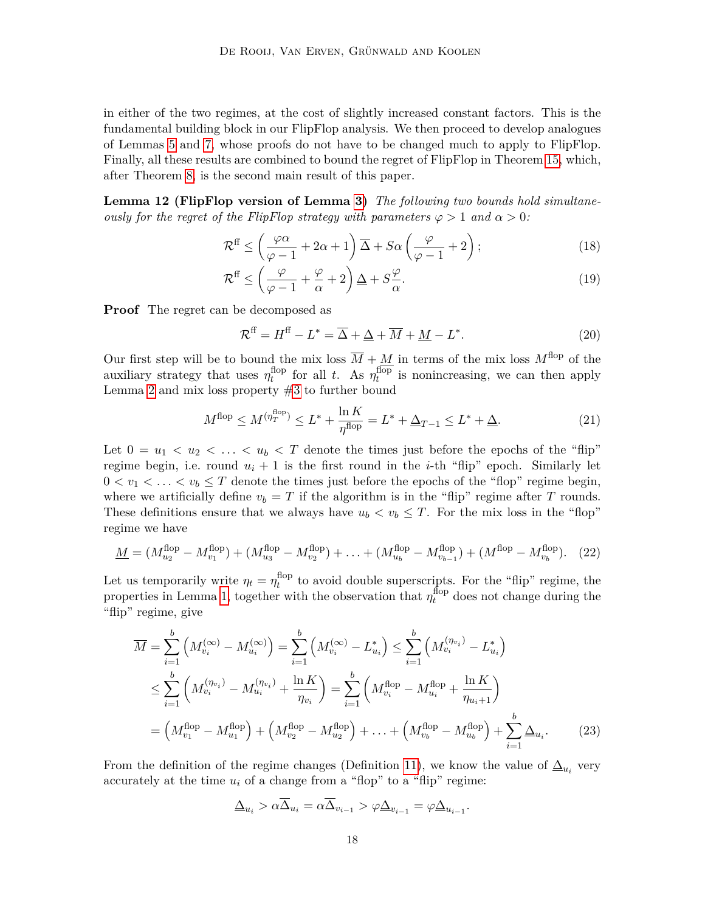in either of the two regimes, at the cost of slightly increased constant factors. This is the fundamental building block in our FlipFlop analysis. We then proceed to develop analogues of Lemmas 5 and 7, whose proofs do not have to be changed much to apply to FlipFlop. Finally, all these results are combined to bound the regret of FlipFlop in Theorem 15, which, after Theorem 8, is the second main result of this paper.

**Lemma 12 (FlipFlop version of Lemma 3)** *The following two bounds hold simultaneously for the regret of the FlipFlop strategy with parameters $\varphi > 1$ and $\alpha > 0$:*

$$\mathcal{R}^{\text{ff}} \leq \left(\frac{\varphi\alpha}{\varphi - 1} + 2\alpha + 1\right)\overline{\Delta} + S\alpha\left(\frac{\varphi}{\varphi - 1} + 2\right); \tag{18}$$

$$\mathcal{R}^{\text{ff}} \leq \left(\frac{\varphi}{\varphi - 1} + \frac{\varphi}{\alpha} + 2\right)\underline{\Delta} + S\frac{\varphi}{\alpha}. \tag{19}$$

**Proof** The regret can be decomposed as

$$\mathcal{R}^{\text{ff}} = H^{\text{ff}} - L^* = \overline{\Delta} + \underline{\Delta} + \overline{M} + \underline{M} - L^*. \tag{20}$$

Our first step will be to bound the mix loss $\overline{M} + \underline{M}$ in terms of the mix loss $M^{\text{flop}}$ of the auxiliary strategy that uses $\eta_t^{\text{flop}}$ for all $t$. As $\eta_t^{\text{flop}}$ is nonincreasing, we can then apply Lemma 2 and mix loss property #3 to further bound

$$M^{\text{flop}} \leq M^{(\eta_T^{\text{flop}})} \leq L^* + \frac{\ln K}{\eta^{\text{flop}}} = L^* + \underline{\Delta}_{T-1} \leq L^* + \underline{\Delta}. \tag{21}$$

Let $0 = u_1 < u_2 < \ldots < u_b < T$ denote the times just before the epochs of the "flip" regime begin, i.e. round $u_i + 1$ is the first round in the $i$-th "flip" epoch. Similarly let $0 < v_1 < \ldots < v_b \leq T$ denote the times just before the epochs of the "flop" regime begin, where we artificially define $v_b = T$ if the algorithm is in the "flip" regime after $T$ rounds. These definitions ensure that we always have $u_b < v_b \leq T$. For the mix loss in the "flop" regime we have

$$\underline{M} = (M_{u_2}^{\text{flop}} - M_{v_1}^{\text{flop}}) + (M_{u_3}^{\text{flop}} - M_{v_2}^{\text{flop}}) + \ldots + (M_{u_b}^{\text{flop}} - M_{v_{b-1}}^{\text{flop}}) + (M^{\text{flop}} - M_{v_b}^{\text{flop}}). \tag{22}$$

Let us temporarily write $\eta_t = \eta_t^{\text{flop}}$ to avoid double superscripts. For the "flip" regime, the properties in Lemma 1, together with the observation that $\eta_t^{\text{flop}}$ does not change during the "flip" regime, give

$$\begin{aligned}
\overline{M} &= \sum_{i=1}^{b}\left(M_{v_i}^{(\infty)} - M_{u_i}^{(\infty)}\right) = \sum_{i=1}^{b}\left(M_{v_i}^{(\infty)} - L_{u_i}^*\right) \leq \sum_{i=1}^{b}\left(M_{v_i}^{(\eta_{v_i})} - L_{u_i}^*\right) \\
&\leq \sum_{i=1}^{b}\left(M_{v_i}^{(\eta_{v_i})} - M_{u_i}^{(\eta_{v_i})} + \frac{\ln K}{\eta_{v_i}}\right) = \sum_{i=1}^{b}\left(M_{v_i}^{\text{flop}} - M_{u_i}^{\text{flop}} + \frac{\ln K}{\eta_{u_i+1}}\right) \\
&= \left(M_{v_1}^{\text{flop}} - M_{u_1}^{\text{flop}}\right) + \left(M_{v_2}^{\text{flop}} - M_{u_2}^{\text{flop}}\right) + \ldots + \left(M_{v_b}^{\text{flop}} - M_{u_b}^{\text{flop}}\right) + \sum_{i=1}^{b}\underline{\Delta}_{u_i}.
\end{aligned} \tag{23}$$

From the definition of the regime changes (Definition 11), we know the value of $\underline{\Delta}_{u_i}$ very accurately at the time $u_i$ of a change from a "flop" to a "flip" regime:

$$\underline{\Delta}_{u_i} > \alpha\overline{\Delta}_{u_i} = \alpha\overline{\Delta}_{v_{i-1}} > \varphi\underline{\Delta}_{v_{i-1}} = \varphi\underline{\Delta}_{u_{i-1}}.$$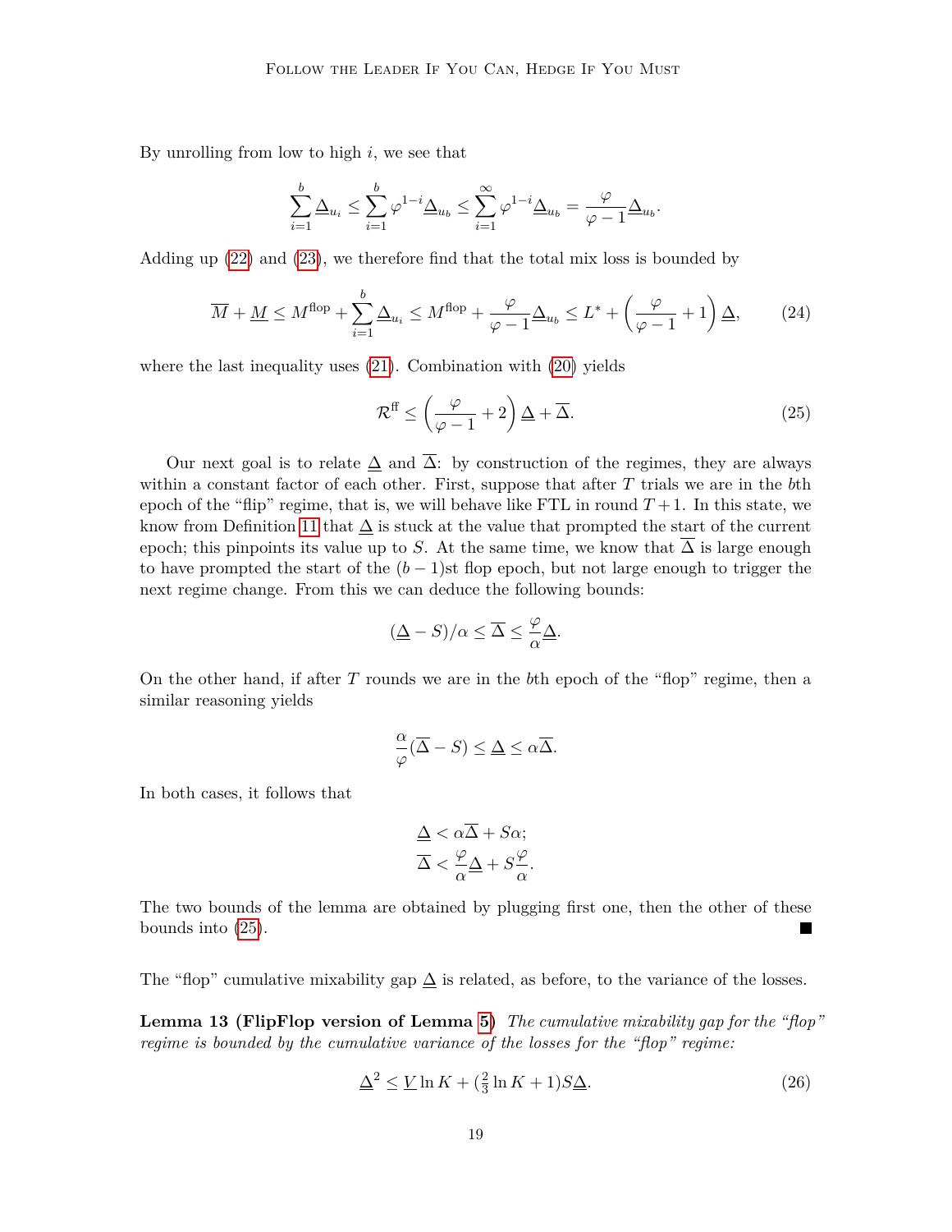By unrolling from low to high $i$, we see that

$$\sum_{i=1}^{b} \underline{\Delta}_{u_i} \le \sum_{i=1}^{b} \varphi^{1-i} \underline{\Delta}_{u_b} \le \sum_{i=1}^{\infty} \varphi^{1-i} \underline{\Delta}_{u_b} = \frac{\varphi}{\varphi - 1} \underline{\Delta}_{u_b}.$$

Adding up (22) and (23), we therefore find that the total mix loss is bounded by

$$\overline{M} + \underline{M} \le M^{\text{flop}} + \sum_{i=1}^{b} \underline{\Delta}_{u_i} \le M^{\text{flop}} + \frac{\varphi}{\varphi - 1} \underline{\Delta}_{u_b} \le L^* + \left( \frac{\varphi}{\varphi - 1} + 1 \right) \underline{\Delta}, \tag{24}$$

where the last inequality uses (21). Combination with (20) yields

$$\mathcal{R}^{\text{ff}} \le \left( \frac{\varphi}{\varphi - 1} + 2 \right) \underline{\Delta} + \overline{\Delta}. \tag{25}$$

Our next goal is to relate $\underline{\Delta}$ and $\overline{\Delta}$: by construction of the regimes, they are always within a constant factor of each other. First, suppose that after $T$ trials we are in the $b$th epoch of the "flip" regime, that is, we will behave like FTL in round $T+1$. In this state, we know from Definition 11 that $\underline{\Delta}$ is stuck at the value that prompted the start of the current epoch; this pinpoints its value up to $S$. At the same time, we know that $\overline{\Delta}$ is large enough to have prompted the start of the $(b-1)$st flop epoch, but not large enough to trigger the next regime change. From this we can deduce the following bounds:

$$(\underline{\Delta} - S)/\alpha \le \overline{\Delta} \le \frac{\varphi}{\alpha} \underline{\Delta}.$$

On the other hand, if after $T$ rounds we are in the $b$th epoch of the "flop" regime, then a similar reasoning yields

$$\frac{\alpha}{\varphi}(\overline{\Delta} - S) \le \underline{\Delta} \le \alpha \overline{\Delta}.$$

In both cases, it follows that

$$\underline{\Delta} < \alpha \overline{\Delta} + S\alpha;$$
$$\overline{\Delta} < \frac{\varphi}{\alpha} \underline{\Delta} + S\frac{\varphi}{\alpha}.$$

The two bounds of the lemma are obtained by plugging first one, then the other of these bounds into (25). ■

The "flop" cumulative mixability gap $\underline{\Delta}$ is related, as before, to the variance of the losses.

**Lemma 13 (FlipFlop version of Lemma 5)** *The cumulative mixability gap for the "flop" regime is bounded by the cumulative variance of the losses for the "flop" regime:*

$$\underline{\Delta}^2 \le \underline{V} \ln K + (\tfrac{2}{3} \ln K + 1) S \underline{\Delta}. \tag{26}$$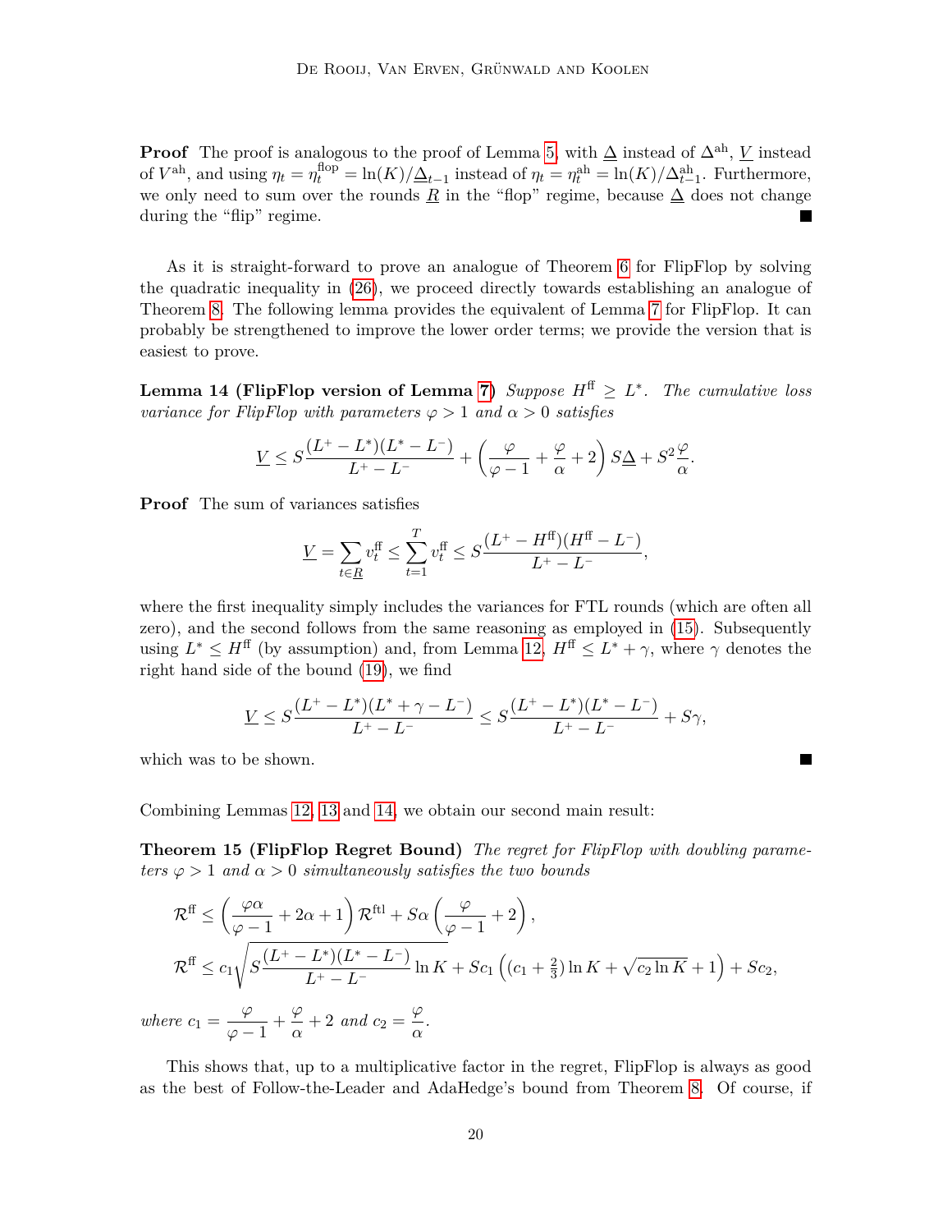**Proof** The proof is analogous to the proof of Lemma 5, with $\underline{\Delta}$ instead of $\Delta^{\text{ah}}$, $\underline{V}$ instead of $V^{\text{ah}}$, and using $\eta_t = \eta_t^{\text{flop}} = \ln(K)/\underline{\Delta}_{t-1}$ instead of $\eta_t = \eta_t^{\text{ah}} = \ln(K)/\Delta_{t-1}^{\text{ah}}$. Furthermore, we only need to sum over the rounds $\underline{R}$ in the "flop" regime, because $\underline{\Delta}$ does not change during the "flip" regime. ∎

As it is straight-forward to prove an analogue of Theorem 6 for FlipFlop by solving the quadratic inequality in (26), we proceed directly towards establishing an analogue of Theorem 8. The following lemma provides the equivalent of Lemma 7 for FlipFlop. It can probably be strengthened to improve the lower order terms; we provide the version that is easiest to prove.

**Lemma 14 (FlipFlop version of Lemma 7)** *Suppose $H^{\text{ff}} \geq L^*$. The cumulative loss variance for FlipFlop with parameters $\varphi > 1$ and $\alpha > 0$ satisfies*

$$\underline{V} \leq S\frac{(L^+ - L^*)(L^* - L^-)}{L^+ - L^-} + \left(\frac{\varphi}{\varphi - 1} + \frac{\varphi}{\alpha} + 2\right) S\underline{\Delta} + S^2\frac{\varphi}{\alpha}.$$

**Proof** The sum of variances satisfies

$$\underline{V} = \sum_{t \in \underline{R}} v_t^{\text{ff}} \leq \sum_{t=1}^{T} v_t^{\text{ff}} \leq S\frac{(L^+ - H^{\text{ff}})(H^{\text{ff}} - L^-)}{L^+ - L^-},$$

where the first inequality simply includes the variances for FTL rounds (which are often all zero), and the second follows from the same reasoning as employed in (15). Subsequently using $L^* \leq H^{\text{ff}}$ (by assumption) and, from Lemma 12, $H^{\text{ff}} \leq L^* + \gamma$, where $\gamma$ denotes the right hand side of the bound (19), we find

$$\underline{V} \leq S\frac{(L^+ - L^*)(L^* + \gamma - L^-)}{L^+ - L^-} \leq S\frac{(L^+ - L^*)(L^* - L^-)}{L^+ - L^-} + S\gamma,$$

which was to be shown. ∎

Combining Lemmas 12, 13 and 14, we obtain our second main result:

**Theorem 15 (FlipFlop Regret Bound)** *The regret for FlipFlop with doubling parameters $\varphi > 1$ and $\alpha > 0$ simultaneously satisfies the two bounds*

$$\mathcal{R}^{\text{ff}} \leq \left(\frac{\varphi\alpha}{\varphi - 1} + 2\alpha + 1\right)\mathcal{R}^{\text{ftl}} + S\alpha\left(\frac{\varphi}{\varphi - 1} + 2\right),$$

$$\mathcal{R}^{\text{ff}} \leq c_1\sqrt{S\frac{(L^+ - L^*)(L^* - L^-)}{L^+ - L^-}\ln K} + Sc_1\left((c_1 + \tfrac{2}{3})\ln K + \sqrt{c_2 \ln K} + 1\right) + Sc_2,$$

*where $c_1 = \dfrac{\varphi}{\varphi - 1} + \dfrac{\varphi}{\alpha} + 2$ and $c_2 = \dfrac{\varphi}{\alpha}$.*

This shows that, up to a multiplicative factor in the regret, FlipFlop is always as good as the best of Follow-the-Leader and AdaHedge's bound from Theorem 8. Of course, if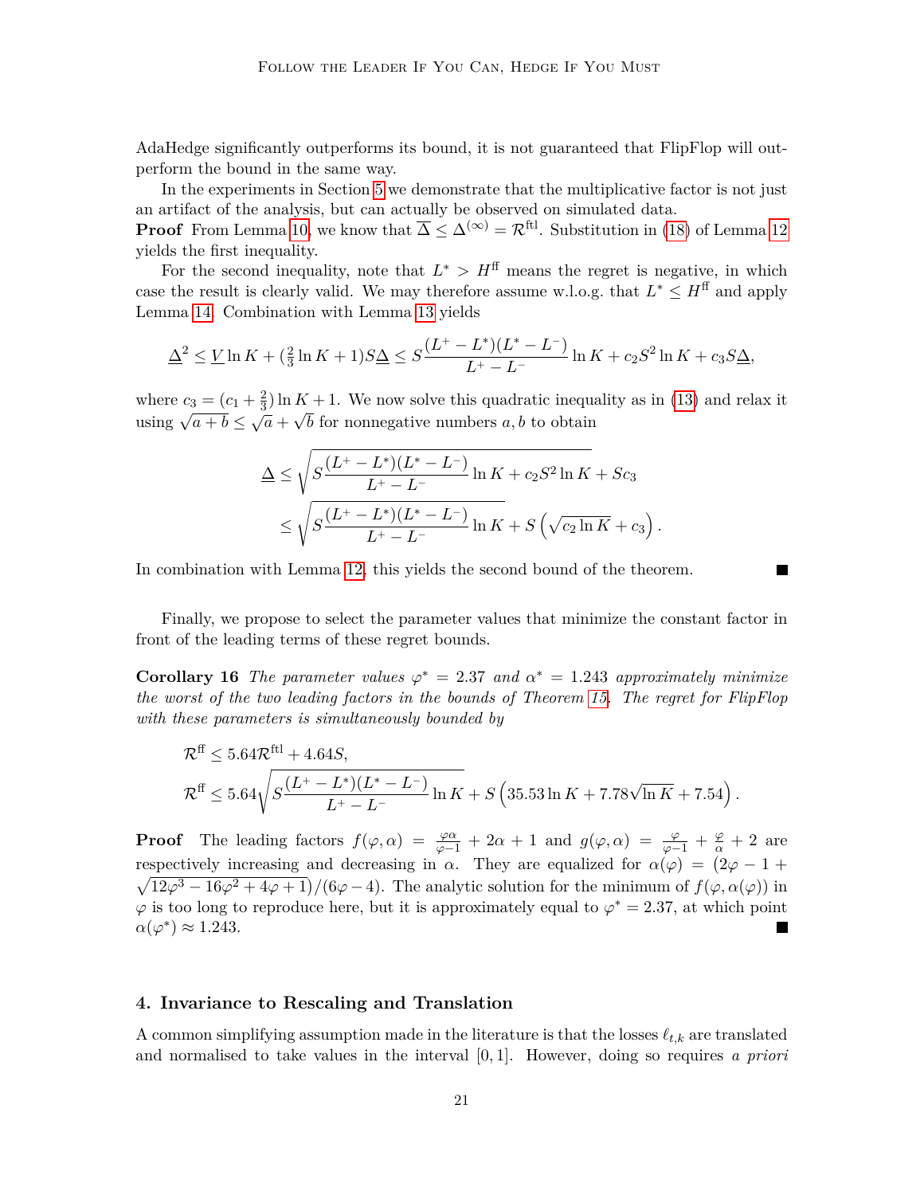AdaHedge significantly outperforms its bound, it is not guaranteed that FlipFlop will outperform the bound in the same way.

In the experiments in Section 5 we demonstrate that the multiplicative factor is not just an artifact of the analysis, but can actually be observed on simulated data.

**Proof** From Lemma 10, we know that $\overline{\Delta} \leq \Delta^{(\infty)} = \mathcal{R}^{\mathrm{ftl}}$. Substitution in (18) of Lemma 12 yields the first inequality.

For the second inequality, note that $L^* > H^{\mathrm{ff}}$ means the regret is negative, in which case the result is clearly valid. We may therefore assume w.l.o.g. that $L^* \leq H^{\mathrm{ff}}$ and apply Lemma 14. Combination with Lemma 13 yields

$$\underline{\Delta}^2 \leq \underline{V} \ln K + (\tfrac{2}{3} \ln K + 1) S \underline{\Delta} \leq S \frac{(L^+ - L^*)(L^* - L^-)}{L^+ - L^-} \ln K + c_2 S^2 \ln K + c_3 S \underline{\Delta},$$

where $c_3 = (c_1 + \frac{2}{3}) \ln K + 1$. We now solve this quadratic inequality as in (13) and relax it using $\sqrt{a+b} \leq \sqrt{a} + \sqrt{b}$ for nonnegative numbers $a, b$ to obtain

$$\begin{aligned}
\underline{\Delta} &\leq \sqrt{S \frac{(L^+ - L^*)(L^* - L^-)}{L^+ - L^-} \ln K + c_2 S^2 \ln K} + S c_3 \\
&\leq \sqrt{S \frac{(L^+ - L^*)(L^* - L^-)}{L^+ - L^-} \ln K} + S\left(\sqrt{c_2 \ln K} + c_3\right).
\end{aligned}$$

In combination with Lemma 12, this yields the second bound of the theorem. ∎

Finally, we propose to select the parameter values that minimize the constant factor in front of the leading terms of these regret bounds.

**Corollary 16** *The parameter values $\varphi^* = 2.37$ and $\alpha^* = 1.243$ approximately minimize the worst of the two leading factors in the bounds of Theorem 15. The regret for FlipFlop with these parameters is simultaneously bounded by*

$$\begin{aligned}
&\mathcal{R}^{\mathrm{ff}} \leq 5.64 \mathcal{R}^{\mathrm{ftl}} + 4.64 S, \\
&\mathcal{R}^{\mathrm{ff}} \leq 5.64 \sqrt{S \frac{(L^+ - L^*)(L^* - L^-)}{L^+ - L^-} \ln K} + S\left(35.53 \ln K + 7.78 \sqrt{\ln K} + 7.54\right).
\end{aligned}$$

**Proof** The leading factors $f(\varphi, \alpha) = \frac{\varphi \alpha}{\varphi - 1} + 2\alpha + 1$ and $g(\varphi, \alpha) = \frac{\varphi}{\varphi - 1} + \frac{\varphi}{\alpha} + 2$ are respectively increasing and decreasing in $\alpha$. They are equalized for $\alpha(\varphi) = \left(2\varphi - 1 + \sqrt{12\varphi^3 - 16\varphi^2 + 4\varphi + 1}\right)/(6\varphi - 4)$. The analytic solution for the minimum of $f(\varphi, \alpha(\varphi))$ in $\varphi$ is too long to reproduce here, but it is approximately equal to $\varphi^* = 2.37$, at which point $\alpha(\varphi^*) \approx 1.243$. ∎

## 4. Invariance to Rescaling and Translation

A common simplifying assumption made in the literature is that the losses $\ell_{t,k}$ are translated and normalised to take values in the interval $[0, 1]$. However, doing so requires *a priori*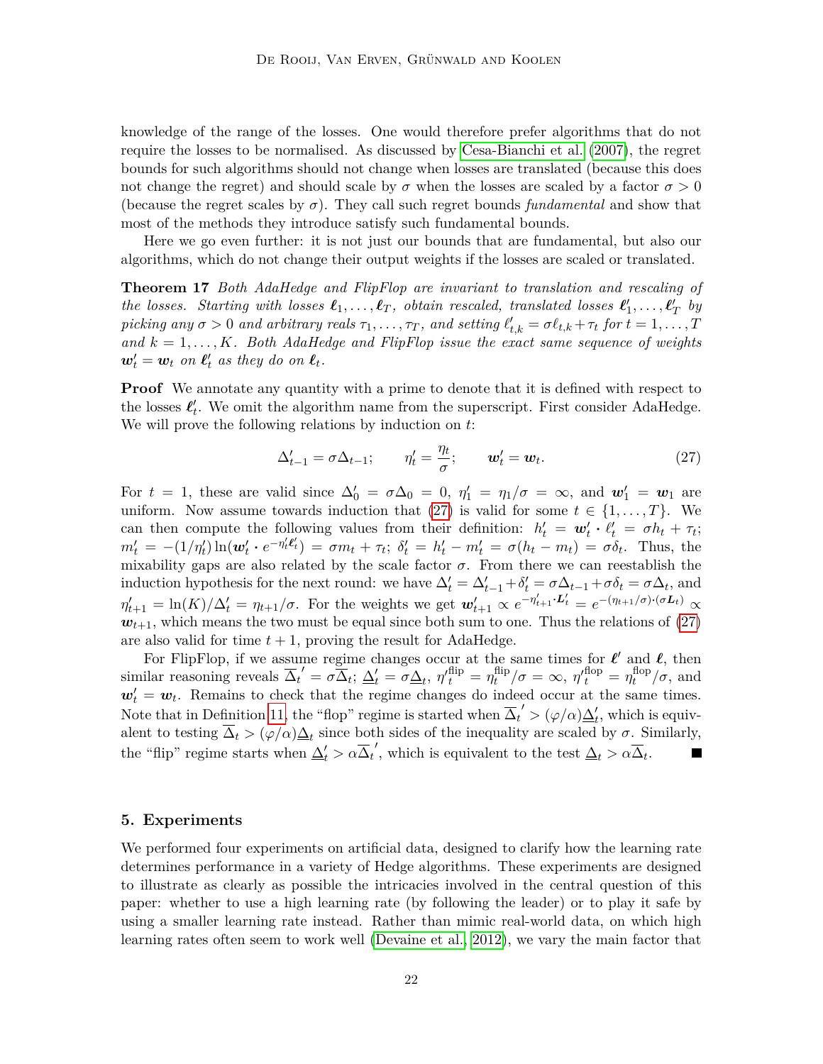knowledge of the range of the losses. One would therefore prefer algorithms that do not require the losses to be normalised. As discussed by Cesa-Bianchi et al. (2007), the regret bounds for such algorithms should not change when losses are translated (because this does not change the regret) and should scale by $\sigma$ when the losses are scaled by a factor $\sigma > 0$ (because the regret scales by $\sigma$). They call such regret bounds *fundamental* and show that most of the methods they introduce satisfy such fundamental bounds.

Here we go even further: it is not just our bounds that are fundamental, but also our algorithms, which do not change their output weights if the losses are scaled or translated.

**Theorem 17** *Both AdaHedge and FlipFlop are invariant to translation and rescaling of the losses. Starting with losses $\boldsymbol{\ell}_1, \dots, \boldsymbol{\ell}_T$, obtain rescaled, translated losses $\boldsymbol{\ell}'_1, \dots, \boldsymbol{\ell}'_T$ by picking any $\sigma > 0$ and arbitrary reals $\tau_1, \dots, \tau_T$, and setting $\ell'_{t,k} = \sigma \ell_{t,k} + \tau_t$ for $t = 1, \dots, T$ and $k = 1, \dots, K$. Both AdaHedge and FlipFlop issue the exact same sequence of weights $\boldsymbol{w}'_t = \boldsymbol{w}_t$ on $\boldsymbol{\ell}'_t$ as they do on $\boldsymbol{\ell}_t$.*

**Proof** We annotate any quantity with a prime to denote that it is defined with respect to the losses $\boldsymbol{\ell}'_t$. We omit the algorithm name from the superscript. First consider AdaHedge. We will prove the following relations by induction on $t$:

$$\Delta'_{t-1} = \sigma \Delta_{t-1}; \qquad \eta'_t = \frac{\eta_t}{\sigma}; \qquad \boldsymbol{w}'_t = \boldsymbol{w}_t. \tag{27}$$

For $t = 1$, these are valid since $\Delta'_0 = \sigma \Delta_0 = 0$, $\eta'_1 = \eta_1 / \sigma = \infty$, and $\boldsymbol{w}'_1 = \boldsymbol{w}_1$ are uniform. Now assume towards induction that (27) is valid for some $t \in \{1, \dots, T\}$. We can then compute the following values from their definition: $h'_t = \boldsymbol{w}'_t \cdot \ell'_t = \sigma h_t + \tau_t$; $m'_t = -(1/\eta'_t) \ln(\boldsymbol{w}'_t \cdot e^{-\eta'_t \boldsymbol{\ell}'_t}) = \sigma m_t + \tau_t$; $\delta'_t = h'_t - m'_t = \sigma(h_t - m_t) = \sigma \delta_t$. Thus, the mixability gaps are also related by the scale factor $\sigma$. From there we can reestablish the induction hypothesis for the next round: we have $\Delta'_t = \Delta'_{t-1} + \delta'_t = \sigma \Delta_{t-1} + \sigma \delta_t = \sigma \Delta_t$, and $\eta'_{t+1} = \ln(K)/\Delta'_t = \eta_{t+1}/\sigma$. For the weights we get $\boldsymbol{w}'_{t+1} \propto e^{-\eta'_{t+1} \cdot \boldsymbol{L}'_t} = e^{-(\eta_{t+1}/\sigma) \cdot (\sigma \boldsymbol{L}_t)} \propto \boldsymbol{w}_{t+1}$, which means the two must be equal since both sum to one. Thus the relations of (27) are also valid for time $t+1$, proving the result for AdaHedge.

For FlipFlop, if we assume regime changes occur at the same times for $\boldsymbol{\ell}'$ and $\boldsymbol{\ell}$, then similar reasoning reveals $\overline{\Delta}_t{}' = \sigma \overline{\Delta}_t$; $\underline{\Delta}'_t = \sigma \underline{\Delta}_t$, $\eta'^{\text{flip}}_t = \eta^{\text{flip}}_t / \sigma = \infty$, $\eta'^{\text{flop}}_t = \eta^{\text{flop}}_t / \sigma$, and $\boldsymbol{w}'_t = \boldsymbol{w}_t$. Remains to check that the regime changes do indeed occur at the same times. Note that in Definition 11, the "flop" regime is started when $\overline{\Delta}_t{}' > (\varphi/\alpha) \underline{\Delta}'_t$, which is equivalent to testing $\overline{\Delta}_t > (\varphi/\alpha) \underline{\Delta}_t$ since both sides of the inequality are scaled by $\sigma$. Similarly, the "flip" regime starts when $\underline{\Delta}'_t > \alpha \overline{\Delta}_t{}'$, which is equivalent to the test $\underline{\Delta}_t > \alpha \overline{\Delta}_t$. ■

## 5. Experiments

We performed four experiments on artificial data, designed to clarify how the learning rate determines performance in a variety of Hedge algorithms. These experiments are designed to illustrate as clearly as possible the intricacies involved in the central question of this paper: whether to use a high learning rate (by following the leader) or to play it safe by using a smaller learning rate instead. Rather than mimic real-world data, on which high learning rates often seem to work well (Devaine et al., 2012), we vary the main factor that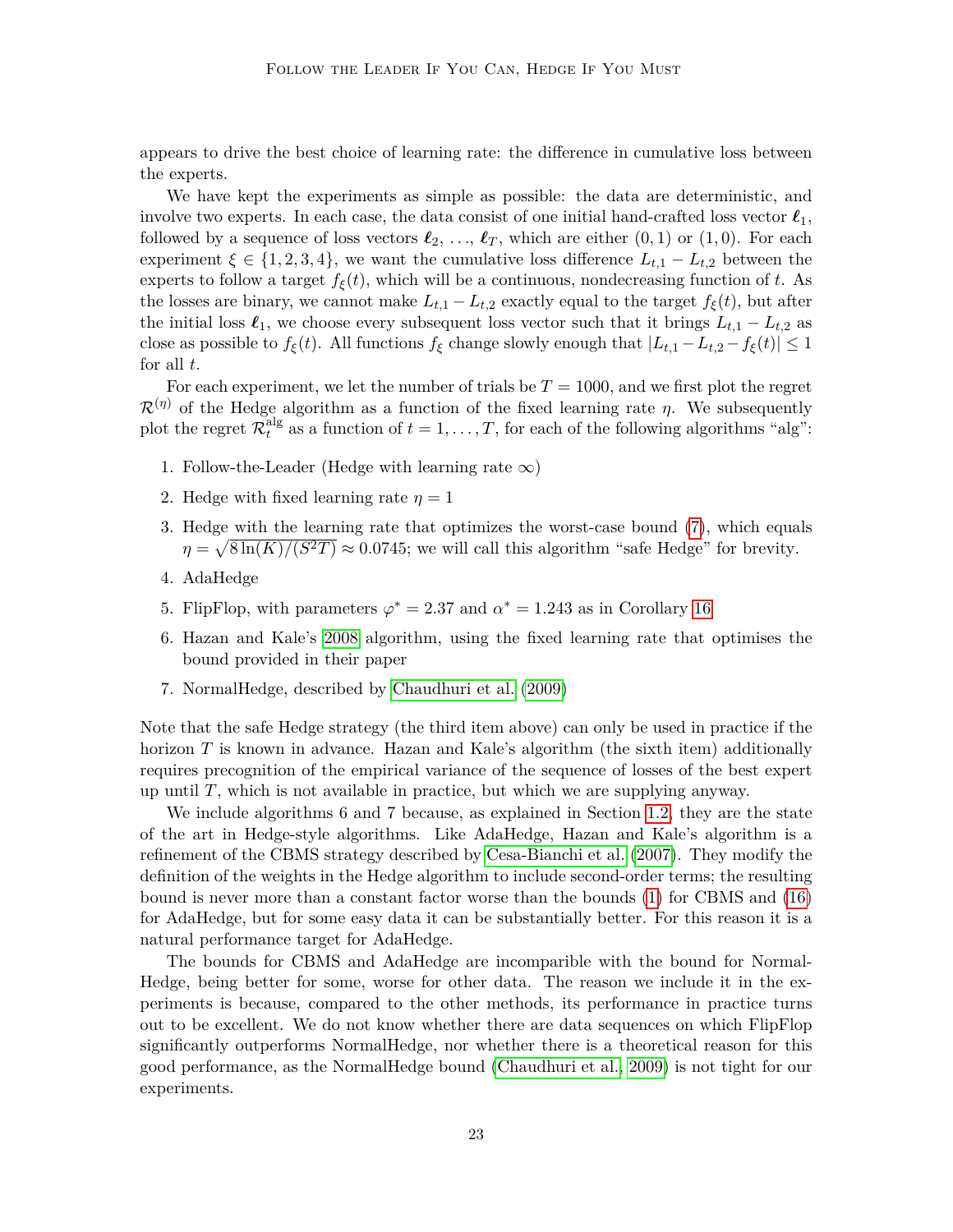appears to drive the best choice of learning rate: the difference in cumulative loss between the experts.

We have kept the experiments as simple as possible: the data are deterministic, and involve two experts. In each case, the data consist of one initial hand-crafted loss vector $\boldsymbol{\ell}_1$, followed by a sequence of loss vectors $\boldsymbol{\ell}_2, \ldots, \boldsymbol{\ell}_T$, which are either $(0,1)$ or $(1,0)$. For each experiment $\xi \in \{1,2,3,4\}$, we want the cumulative loss difference $L_{t,1} - L_{t,2}$ between the experts to follow a target $f_\xi(t)$, which will be a continuous, nondecreasing function of $t$. As the losses are binary, we cannot make $L_{t,1} - L_{t,2}$ exactly equal to the target $f_\xi(t)$, but after the initial loss $\boldsymbol{\ell}_1$, we choose every subsequent loss vector such that it brings $L_{t,1} - L_{t,2}$ as close as possible to $f_\xi(t)$. All functions $f_\xi$ change slowly enough that $|L_{t,1} - L_{t,2} - f_\xi(t)| \leq 1$ for all $t$.

For each experiment, we let the number of trials be $T = 1000$, and we first plot the regret $\mathcal{R}^{(\eta)}$ of the Hedge algorithm as a function of the fixed learning rate $\eta$. We subsequently plot the regret $\mathcal{R}_t^{\text{alg}}$ as a function of $t = 1, \ldots, T$, for each of the following algorithms "alg":

1. Follow-the-Leader (Hedge with learning rate $\infty$)
2. Hedge with fixed learning rate $\eta = 1$
3. Hedge with the learning rate that optimizes the worst-case bound (7), which equals $\eta = \sqrt{8\ln(K)/(S^2T)} \approx 0.0745$; we will call this algorithm "safe Hedge" for brevity.
4. AdaHedge
5. FlipFlop, with parameters $\varphi^* = 2.37$ and $\alpha^* = 1.243$ as in Corollary 16
6. Hazan and Kale's 2008 algorithm, using the fixed learning rate that optimises the bound provided in their paper
7. NormalHedge, described by Chaudhuri et al. (2009)

Note that the safe Hedge strategy (the third item above) can only be used in practice if the horizon $T$ is known in advance. Hazan and Kale's algorithm (the sixth item) additionally requires precognition of the empirical variance of the sequence of losses of the best expert up until $T$, which is not available in practice, but which we are supplying anyway.

We include algorithms 6 and 7 because, as explained in Section 1.2, they are the state of the art in Hedge-style algorithms. Like AdaHedge, Hazan and Kale's algorithm is a refinement of the CBMS strategy described by Cesa-Bianchi et al. (2007). They modify the definition of the weights in the Hedge algorithm to include second-order terms; the resulting bound is never more than a constant factor worse than the bounds (1) for CBMS and (16) for AdaHedge, but for some easy data it can be substantially better. For this reason it is a natural performance target for AdaHedge.

The bounds for CBMS and AdaHedge are incomparible with the bound for NormalHedge, being better for some, worse for other data. The reason we include it in the experiments is because, compared to the other methods, its performance in practice turns out to be excellent. We do not know whether there are data sequences on which FlipFlop significantly outperforms NormalHedge, nor whether there is a theoretical reason for this good performance, as the NormalHedge bound (Chaudhuri et al., 2009) is not tight for our experiments.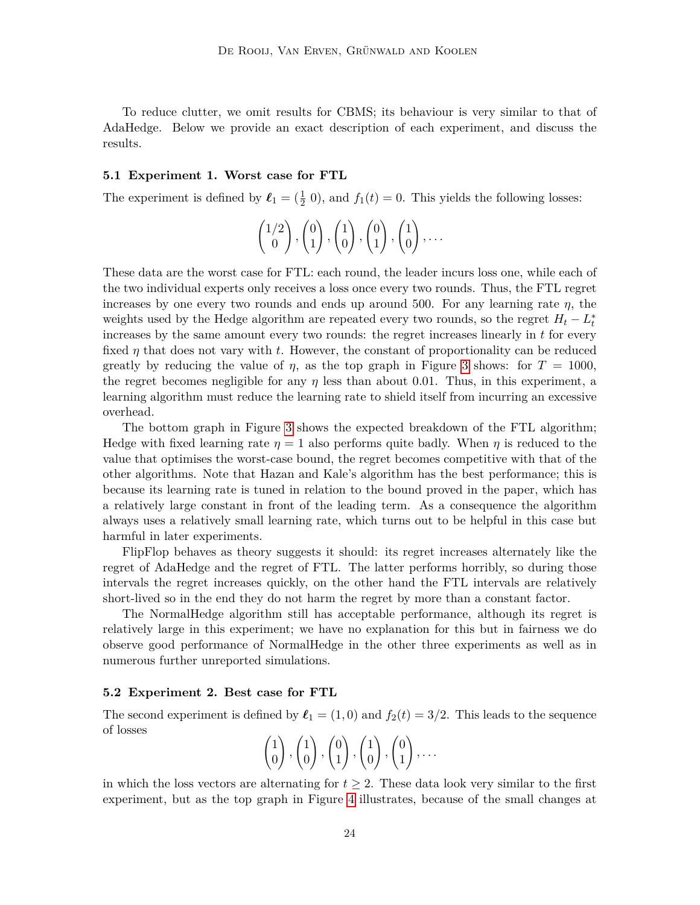To reduce clutter, we omit results for CBMS; its behaviour is very similar to that of AdaHedge. Below we provide an exact description of each experiment, and discuss the results.

### 5.1 Experiment 1. Worst case for FTL

The experiment is defined by $\boldsymbol{\ell}_1 = (\frac{1}{2}\ 0)$, and $f_1(t) = 0$. This yields the following losses:

$$\begin{pmatrix} 1/2 \\ 0 \end{pmatrix}, \begin{pmatrix} 0 \\ 1 \end{pmatrix}, \begin{pmatrix} 1 \\ 0 \end{pmatrix}, \begin{pmatrix} 0 \\ 1 \end{pmatrix}, \begin{pmatrix} 1 \\ 0 \end{pmatrix}, \ldots$$

These data are the worst case for FTL: each round, the leader incurs loss one, while each of the two individual experts only receives a loss once every two rounds. Thus, the FTL regret increases by one every two rounds and ends up around 500. For any learning rate $\eta$, the weights used by the Hedge algorithm are repeated every two rounds, so the regret $H_t - L_t^*$ increases by the same amount every two rounds: the regret increases linearly in $t$ for every fixed $\eta$ that does not vary with $t$. However, the constant of proportionality can be reduced greatly by reducing the value of $\eta$, as the top graph in Figure 3 shows: for $T = 1000$, the regret becomes negligible for any $\eta$ less than about 0.01. Thus, in this experiment, a learning algorithm must reduce the learning rate to shield itself from incurring an excessive overhead.

The bottom graph in Figure 3 shows the expected breakdown of the FTL algorithm; Hedge with fixed learning rate $\eta = 1$ also performs quite badly. When $\eta$ is reduced to the value that optimises the worst-case bound, the regret becomes competitive with that of the other algorithms. Note that Hazan and Kale's algorithm has the best performance; this is because its learning rate is tuned in relation to the bound proved in the paper, which has a relatively large constant in front of the leading term. As a consequence the algorithm always uses a relatively small learning rate, which turns out to be helpful in this case but harmful in later experiments.

FlipFlop behaves as theory suggests it should: its regret increases alternately like the regret of AdaHedge and the regret of FTL. The latter performs horribly, so during those intervals the regret increases quickly, on the other hand the FTL intervals are relatively short-lived so in the end they do not harm the regret by more than a constant factor.

The NormalHedge algorithm still has acceptable performance, although its regret is relatively large in this experiment; we have no explanation for this but in fairness we do observe good performance of NormalHedge in the other three experiments as well as in numerous further unreported simulations.

### 5.2 Experiment 2. Best case for FTL

The second experiment is defined by $\boldsymbol{\ell}_1 = (1, 0)$ and $f_2(t) = 3/2$. This leads to the sequence of losses

$$\begin{pmatrix} 1 \\ 0 \end{pmatrix}, \begin{pmatrix} 1 \\ 0 \end{pmatrix}, \begin{pmatrix} 0 \\ 1 \end{pmatrix}, \begin{pmatrix} 1 \\ 0 \end{pmatrix}, \begin{pmatrix} 0 \\ 1 \end{pmatrix}, \ldots$$

in which the loss vectors are alternating for $t \geq 2$. These data look very similar to the first experiment, but as the top graph in Figure 4 illustrates, because of the small changes at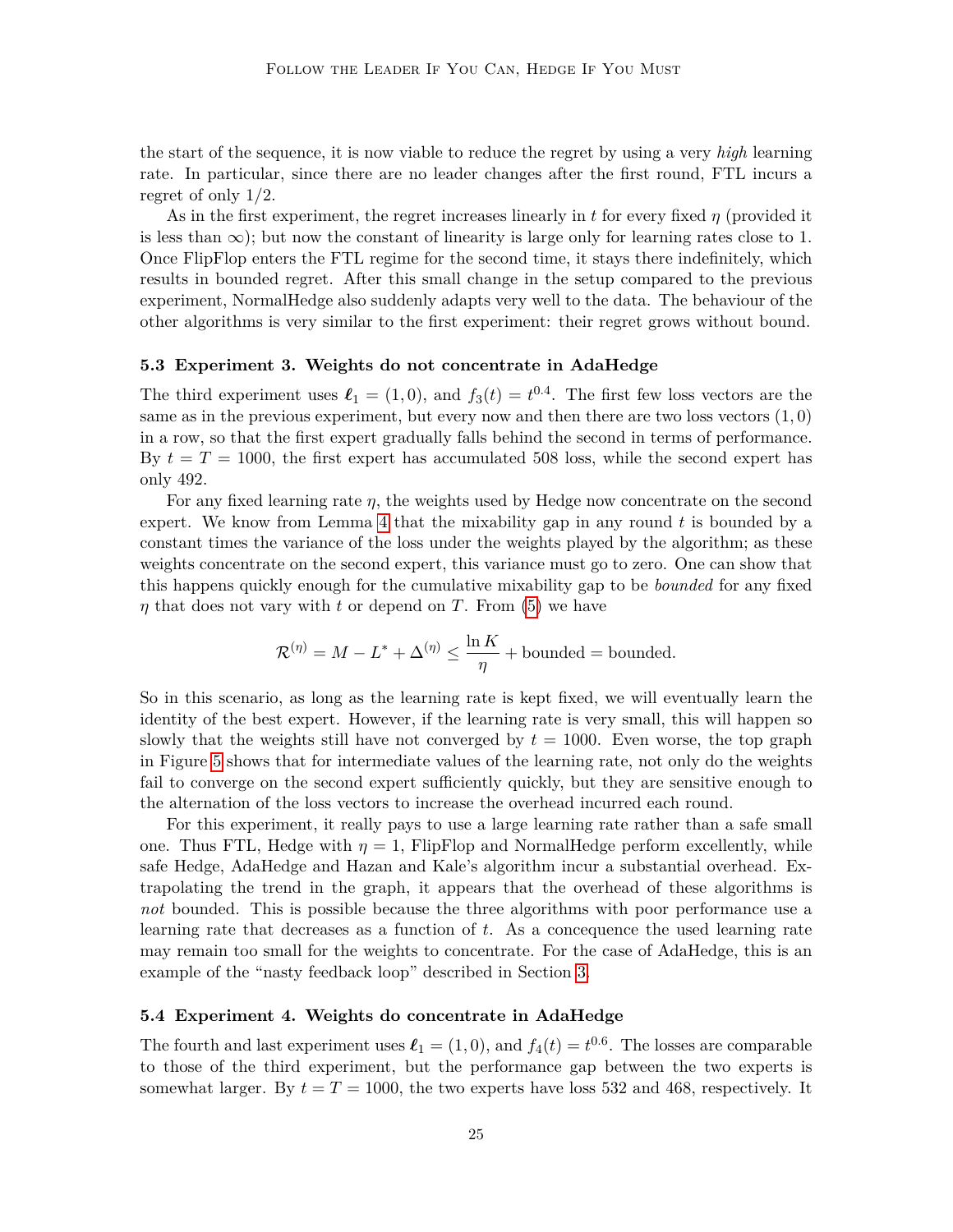the start of the sequence, it is now viable to reduce the regret by using a very *high* learning rate. In particular, since there are no leader changes after the first round, FTL incurs a regret of only 1/2.

As in the first experiment, the regret increases linearly in $t$ for every fixed $\eta$ (provided it is less than $\infty$); but now the constant of linearity is large only for learning rates close to 1. Once FlipFlop enters the FTL regime for the second time, it stays there indefinitely, which results in bounded regret. After this small change in the setup compared to the previous experiment, NormalHedge also suddenly adapts very well to the data. The behaviour of the other algorithms is very similar to the first experiment: their regret grows without bound.

### 5.3 Experiment 3. Weights do not concentrate in AdaHedge

The third experiment uses $\boldsymbol{\ell}_1 = (1, 0)$, and $f_3(t) = t^{0.4}$. The first few loss vectors are the same as in the previous experiment, but every now and then there are two loss vectors $(1, 0)$ in a row, so that the first expert gradually falls behind the second in terms of performance. By $t = T = 1000$, the first expert has accumulated 508 loss, while the second expert has only 492.

For any fixed learning rate $\eta$, the weights used by Hedge now concentrate on the second expert. We know from Lemma 4 that the mixability gap in any round $t$ is bounded by a constant times the variance of the loss under the weights played by the algorithm; as these weights concentrate on the second expert, this variance must go to zero. One can show that this happens quickly enough for the cumulative mixability gap to be *bounded* for any fixed $\eta$ that does not vary with $t$ or depend on $T$. From (5) we have

$$\mathcal{R}^{(\eta)} = M - L^* + \Delta^{(\eta)} \leq \frac{\ln K}{\eta} + \text{bounded} = \text{bounded}.$$

So in this scenario, as long as the learning rate is kept fixed, we will eventually learn the identity of the best expert. However, if the learning rate is very small, this will happen so slowly that the weights still have not converged by $t = 1000$. Even worse, the top graph in Figure 5 shows that for intermediate values of the learning rate, not only do the weights fail to converge on the second expert sufficiently quickly, but they are sensitive enough to the alternation of the loss vectors to increase the overhead incurred each round.

For this experiment, it really pays to use a large learning rate rather than a safe small one. Thus FTL, Hedge with $\eta = 1$, FlipFlop and NormalHedge perform excellently, while safe Hedge, AdaHedge and Hazan and Kale's algorithm incur a substantial overhead. Extrapolating the trend in the graph, it appears that the overhead of these algorithms is *not* bounded. This is possible because the three algorithms with poor performance use a learning rate that decreases as a function of $t$. As a concequence the used learning rate may remain too small for the weights to concentrate. For the case of AdaHedge, this is an example of the "nasty feedback loop" described in Section 3.

### 5.4 Experiment 4. Weights do concentrate in AdaHedge

The fourth and last experiment uses $\boldsymbol{\ell}_1 = (1, 0)$, and $f_4(t) = t^{0.6}$. The losses are comparable to those of the third experiment, but the performance gap between the two experts is somewhat larger. By $t = T = 1000$, the two experts have loss 532 and 468, respectively. It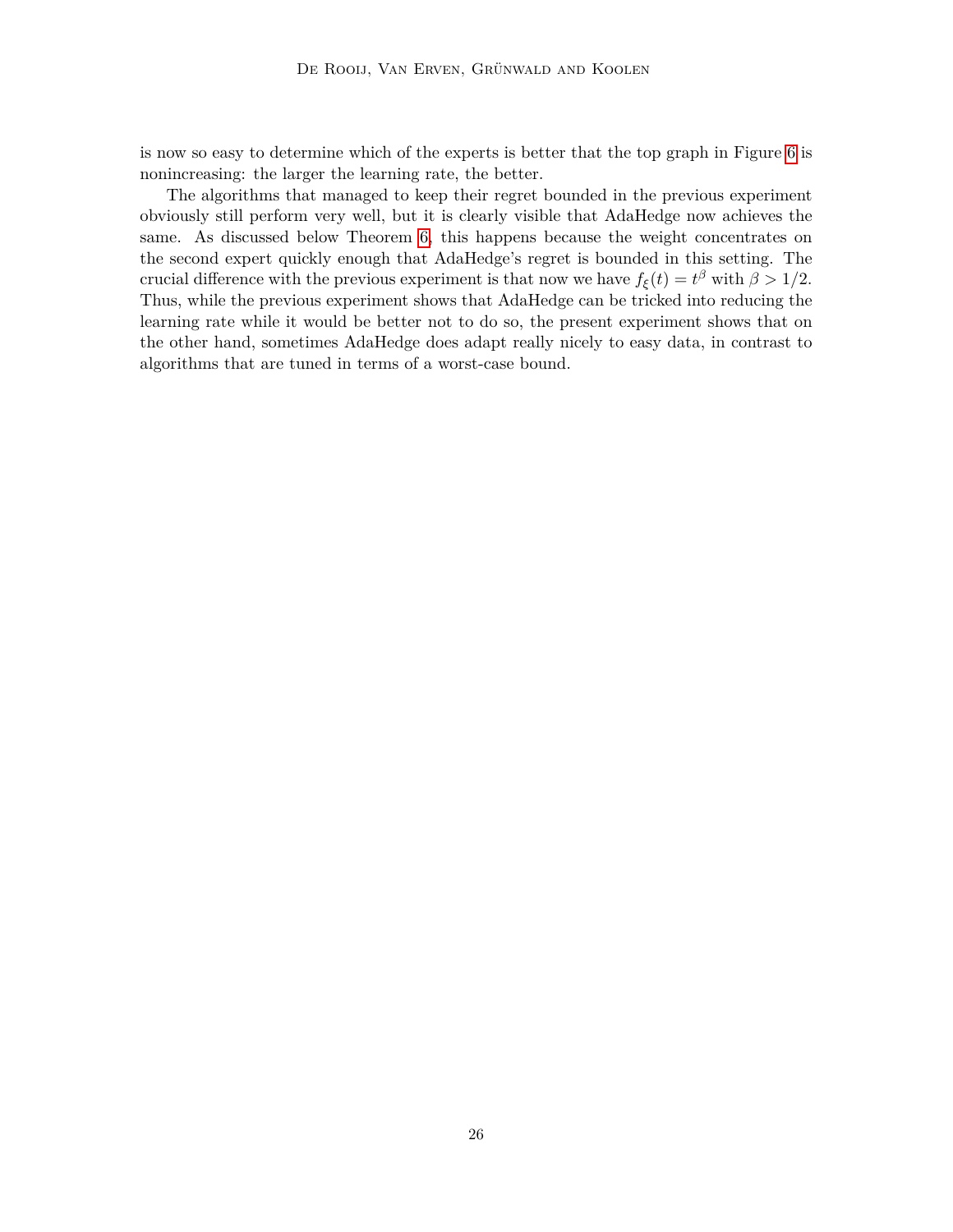is now so easy to determine which of the experts is better that the top graph in Figure 6 is nonincreasing: the larger the learning rate, the better.

The algorithms that managed to keep their regret bounded in the previous experiment obviously still perform very well, but it is clearly visible that AdaHedge now achieves the same. As discussed below Theorem 6, this happens because the weight concentrates on the second expert quickly enough that AdaHedge's regret is bounded in this setting. The crucial difference with the previous experiment is that now we have $f_\xi(t) = t^\beta$ with $\beta > 1/2$. Thus, while the previous experiment shows that AdaHedge can be tricked into reducing the learning rate while it would be better not to do so, the present experiment shows that on the other hand, sometimes AdaHedge does adapt really nicely to easy data, in contrast to algorithms that are tuned in terms of a worst-case bound.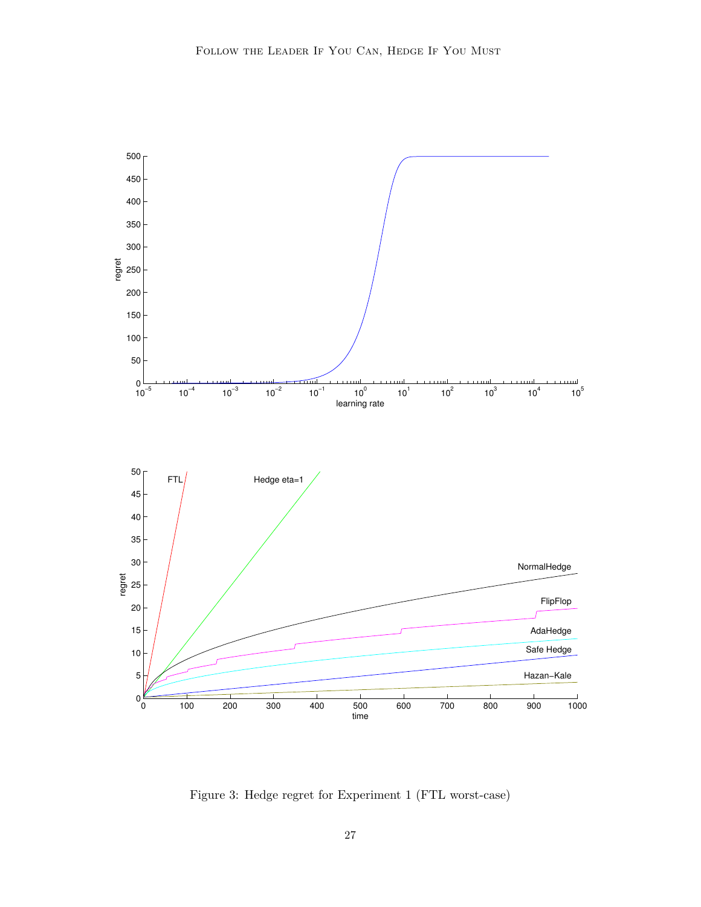Figure 3: Hedge regret for Experiment 1 (FTL worst-case)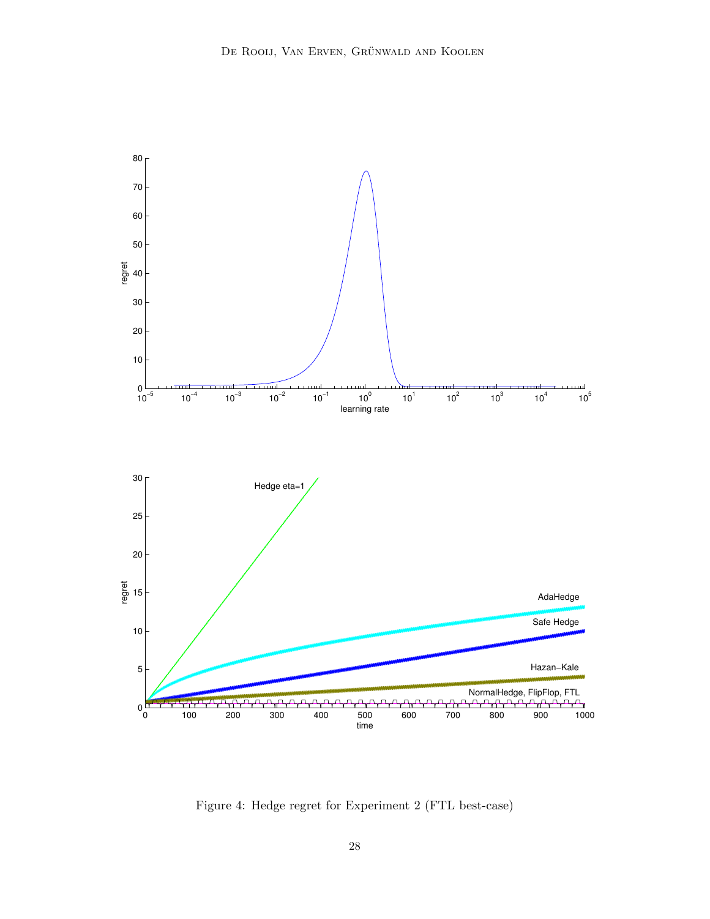Figure 4: Hedge regret for Experiment 2 (FTL best-case)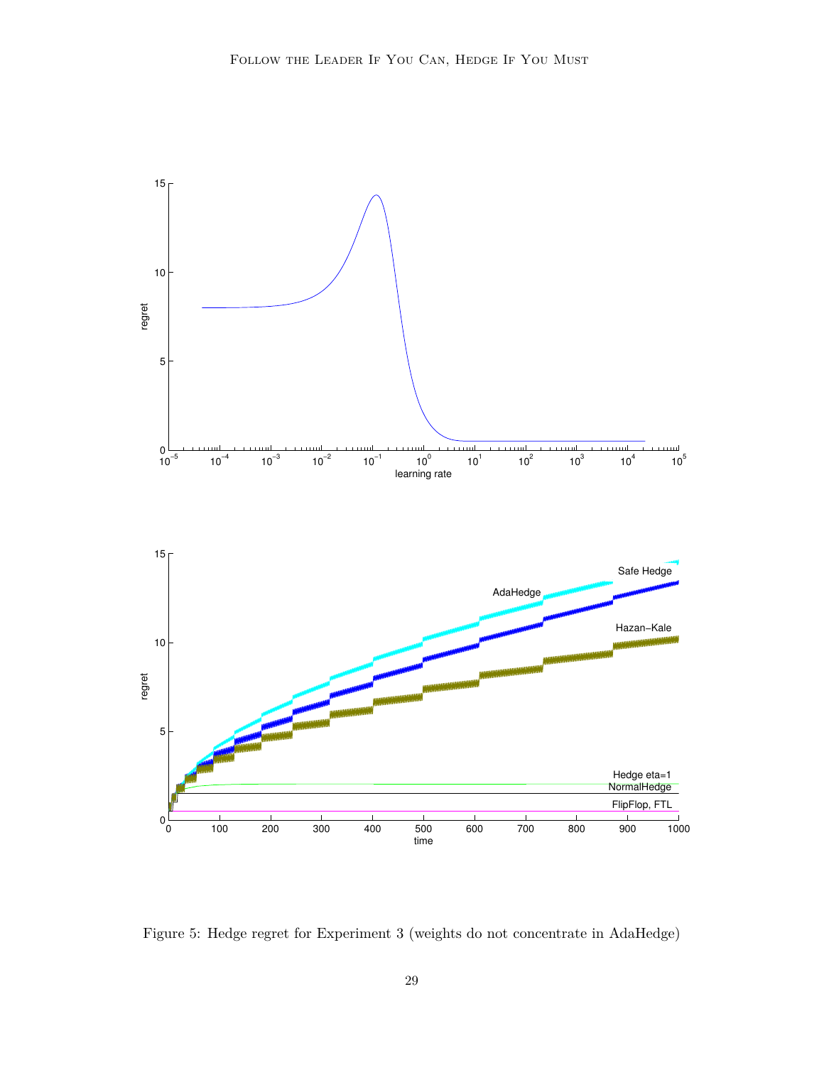Figure 5: Hedge regret for Experiment 3 (weights do not concentrate in AdaHedge)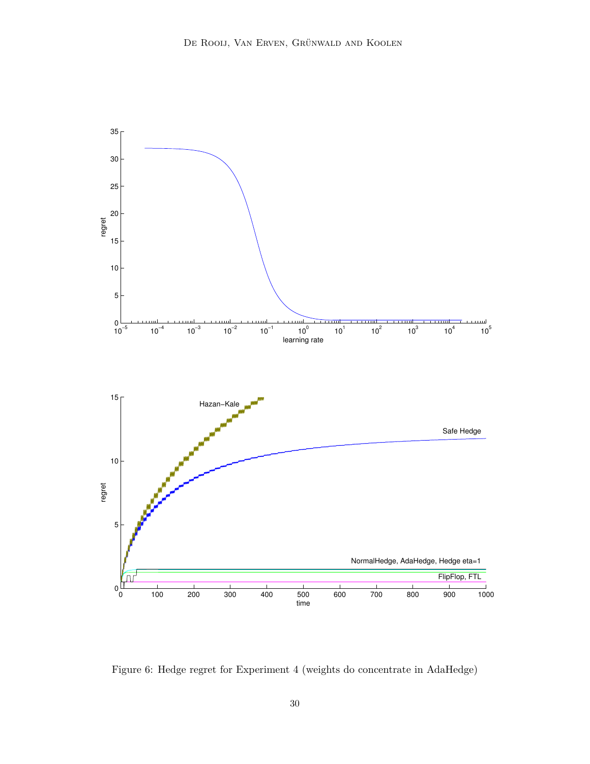Figure 6: Hedge regret for Experiment 4 (weights do concentrate in AdaHedge)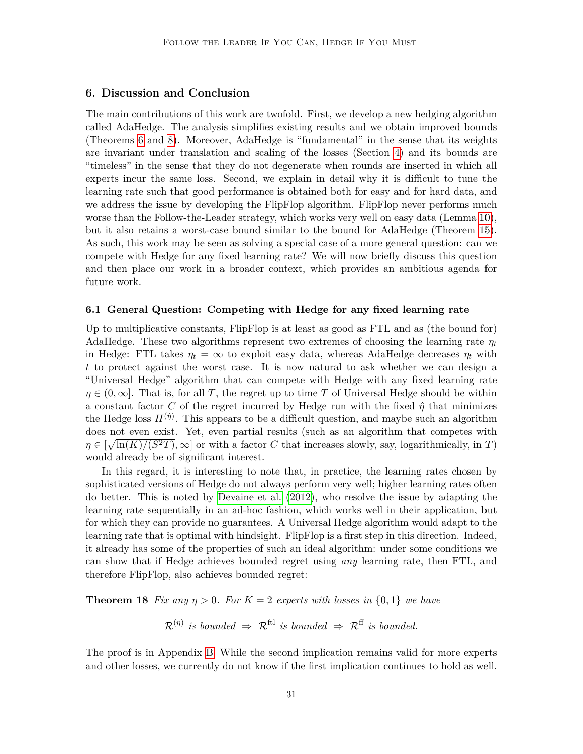## 6. Discussion and Conclusion

The main contributions of this work are twofold. First, we develop a new hedging algorithm called AdaHedge. The analysis simplifies existing results and we obtain improved bounds (Theorems 6 and 8). Moreover, AdaHedge is "fundamental" in the sense that its weights are invariant under translation and scaling of the losses (Section 4) and its bounds are "timeless" in the sense that they do not degenerate when rounds are inserted in which all experts incur the same loss. Second, we explain in detail why it is difficult to tune the learning rate such that good performance is obtained both for easy and for hard data, and we address the issue by developing the FlipFlop algorithm. FlipFlop never performs much worse than the Follow-the-Leader strategy, which works very well on easy data (Lemma 10), but it also retains a worst-case bound similar to the bound for AdaHedge (Theorem 15). As such, this work may be seen as solving a special case of a more general question: can we compete with Hedge for any fixed learning rate? We will now briefly discuss this question and then place our work in a broader context, which provides an ambitious agenda for future work.

### 6.1 General Question: Competing with Hedge for any fixed learning rate

Up to multiplicative constants, FlipFlop is at least as good as FTL and as (the bound for) AdaHedge. These two algorithms represent two extremes of choosing the learning rate $\eta_t$ in Hedge: FTL takes $\eta_t = \infty$ to exploit easy data, whereas AdaHedge decreases $\eta_t$ with $t$ to protect against the worst case. It is now natural to ask whether we can design a "Universal Hedge" algorithm that can compete with Hedge with any fixed learning rate $\eta \in (0, \infty]$. That is, for all $T$, the regret up to time $T$ of Universal Hedge should be within a constant factor $C$ of the regret incurred by Hedge run with the fixed $\hat{\eta}$ that minimizes the Hedge loss $H^{(\hat{\eta})}$. This appears to be a difficult question, and maybe such an algorithm does not even exist. Yet, even partial results (such as an algorithm that competes with $\eta \in [\sqrt{\ln(K)/(S^2T)}, \infty]$ or with a factor $C$ that increases slowly, say, logarithmically, in $T$) would already be of significant interest.

In this regard, it is interesting to note that, in practice, the learning rates chosen by sophisticated versions of Hedge do not always perform very well; higher learning rates often do better. This is noted by Devaine et al. (2012), who resolve the issue by adapting the learning rate sequentially in an ad-hoc fashion, which works well in their application, but for which they can provide no guarantees. A Universal Hedge algorithm would adapt to the learning rate that is optimal with hindsight. FlipFlop is a first step in this direction. Indeed, it already has some of the properties of such an ideal algorithm: under some conditions we can show that if Hedge achieves bounded regret using *any* learning rate, then FTL, and therefore FlipFlop, also achieves bounded regret:

**Theorem 18** *Fix any $\eta > 0$. For $K = 2$ experts with losses in $\{0, 1\}$ we have*

$$\mathcal{R}^{(\eta)} \text{ is bounded } \Rightarrow \mathcal{R}^{\text{ftl}} \text{ is bounded } \Rightarrow \mathcal{R}^{\text{ff}} \text{ is bounded.}$$

The proof is in Appendix B. While the second implication remains valid for more experts and other losses, we currently do not know if the first implication continues to hold as well.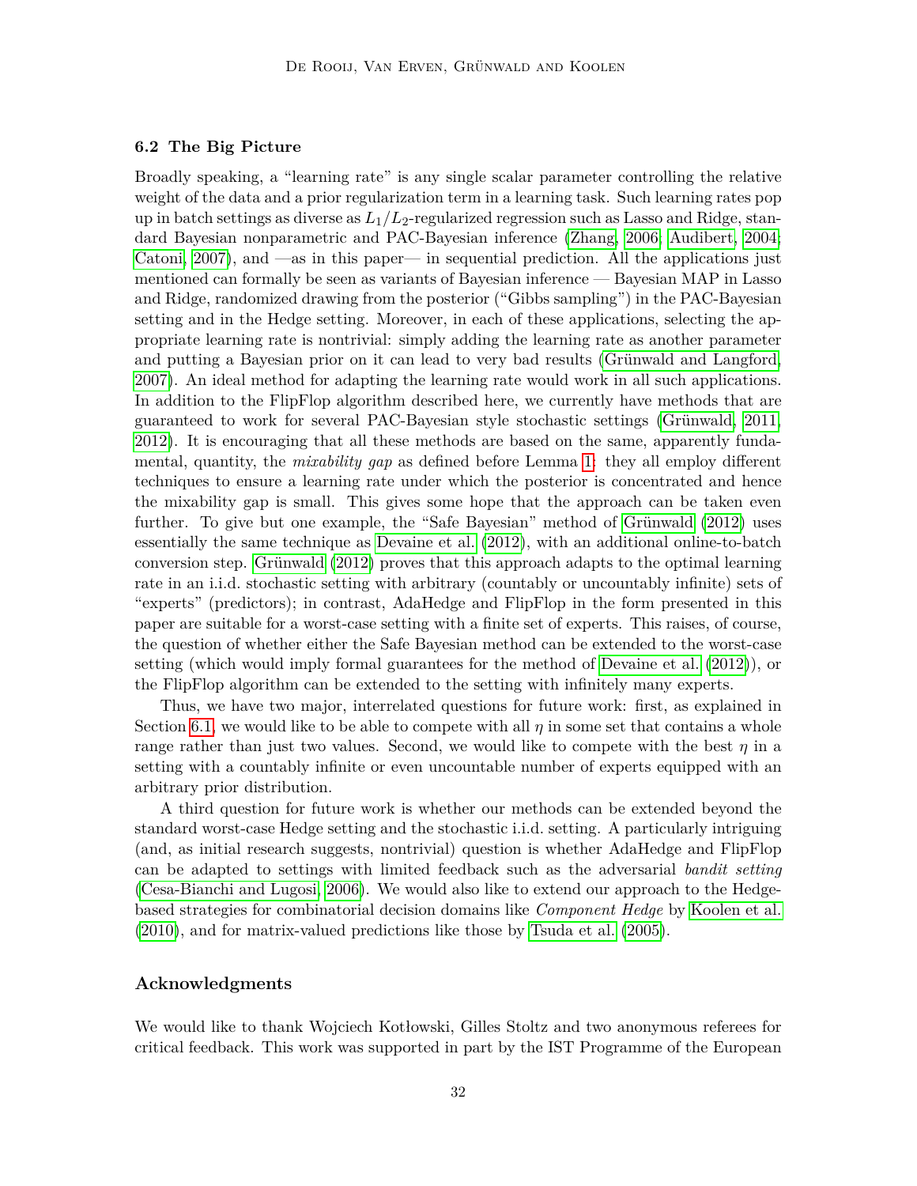### 6.2 The Big Picture

Broadly speaking, a "learning rate" is any single scalar parameter controlling the relative weight of the data and a prior regularization term in a learning task. Such learning rates pop up in batch settings as diverse as $L_1/L_2$-regularized regression such as Lasso and Ridge, standard Bayesian nonparametric and PAC-Bayesian inference (Zhang, 2006; Audibert, 2004; Catoni, 2007), and —as in this paper— in sequential prediction. All the applications just mentioned can formally be seen as variants of Bayesian inference — Bayesian MAP in Lasso and Ridge, randomized drawing from the posterior ("Gibbs sampling") in the PAC-Bayesian setting and in the Hedge setting. Moreover, in each of these applications, selecting the appropriate learning rate is nontrivial: simply adding the learning rate as another parameter and putting a Bayesian prior on it can lead to very bad results (Grünwald and Langford, 2007). An ideal method for adapting the learning rate would work in all such applications. In addition to the FlipFlop algorithm described here, we currently have methods that are guaranteed to work for several PAC-Bayesian style stochastic settings (Grünwald, 2011, 2012). It is encouraging that all these methods are based on the same, apparently fundamental, quantity, the *mixability gap* as defined before Lemma 1: they all employ different techniques to ensure a learning rate under which the posterior is concentrated and hence the mixability gap is small. This gives some hope that the approach can be taken even further. To give but one example, the "Safe Bayesian" method of Grünwald (2012) uses essentially the same technique as Devaine et al. (2012), with an additional online-to-batch conversion step. Grünwald (2012) proves that this approach adapts to the optimal learning rate in an i.i.d. stochastic setting with arbitrary (countably or uncountably infinite) sets of "experts" (predictors); in contrast, AdaHedge and FlipFlop in the form presented in this paper are suitable for a worst-case setting with a finite set of experts. This raises, of course, the question of whether either the Safe Bayesian method can be extended to the worst-case setting (which would imply formal guarantees for the method of Devaine et al. (2012)), or the FlipFlop algorithm can be extended to the setting with infinitely many experts.

Thus, we have two major, interrelated questions for future work: first, as explained in Section 6.1, we would like to be able to compete with all $\eta$ in some set that contains a whole range rather than just two values. Second, we would like to compete with the best $\eta$ in a setting with a countably infinite or even uncountable number of experts equipped with an arbitrary prior distribution.

A third question for future work is whether our methods can be extended beyond the standard worst-case Hedge setting and the stochastic i.i.d. setting. A particularly intriguing (and, as initial research suggests, nontrivial) question is whether AdaHedge and FlipFlop can be adapted to settings with limited feedback such as the adversarial *bandit setting* (Cesa-Bianchi and Lugosi, 2006). We would also like to extend our approach to the Hedge-based strategies for combinatorial decision domains like *Component Hedge* by Koolen et al. (2010), and for matrix-valued predictions like those by Tsuda et al. (2005).

## Acknowledgments

We would like to thank Wojciech Kotłowski, Gilles Stoltz and two anonymous referees for critical feedback. This work was supported in part by the IST Programme of the European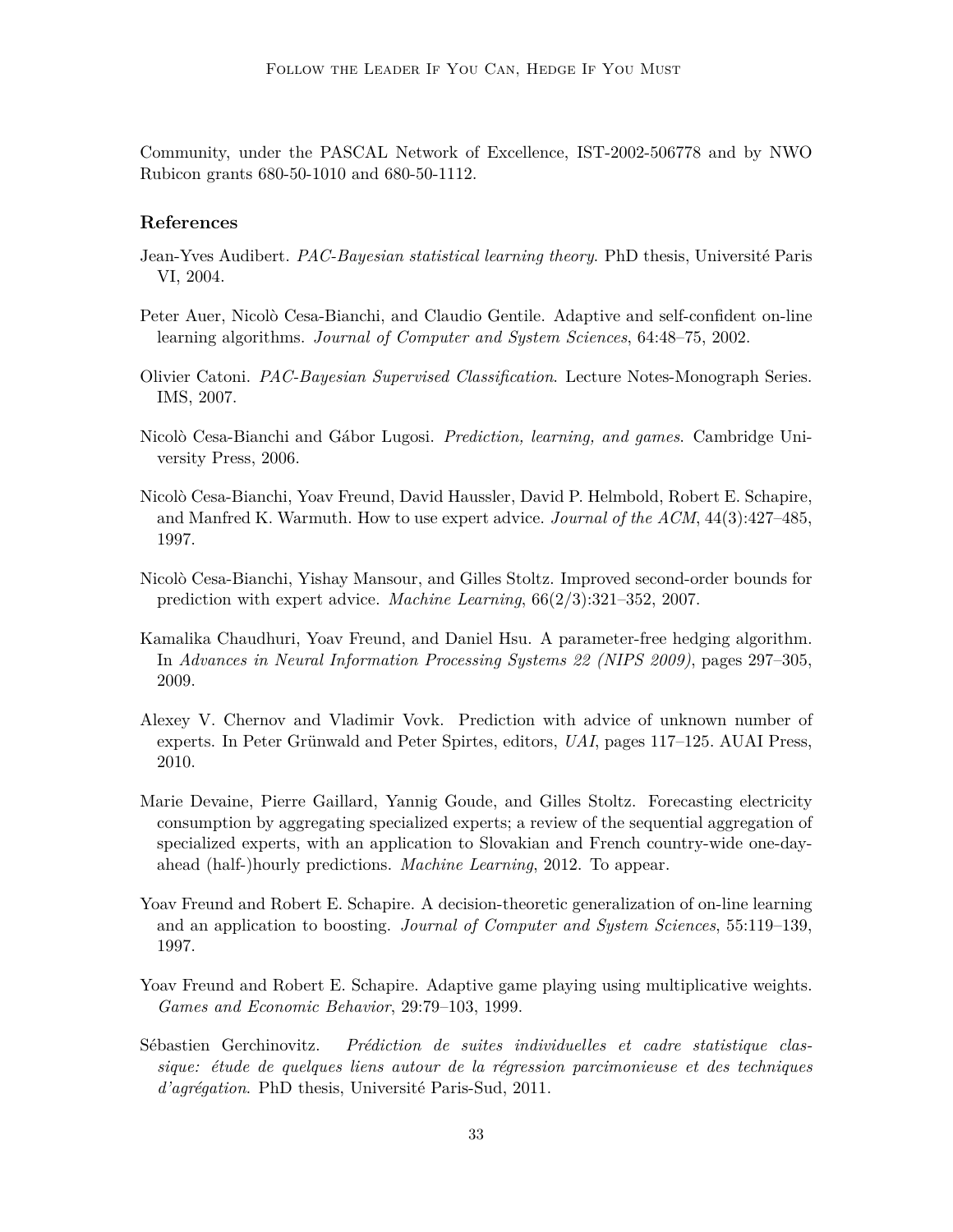Community, under the PASCAL Network of Excellence, IST-2002-506778 and by NWO Rubicon grants 680-50-1010 and 680-50-1112.

## References

Jean-Yves Audibert. *PAC-Bayesian statistical learning theory*. PhD thesis, Université Paris VI, 2004.

Peter Auer, Nicolò Cesa-Bianchi, and Claudio Gentile. Adaptive and self-confident on-line learning algorithms. *Journal of Computer and System Sciences*, 64:48–75, 2002.

Olivier Catoni. *PAC-Bayesian Supervised Classification*. Lecture Notes-Monograph Series. IMS, 2007.

Nicolò Cesa-Bianchi and Gábor Lugosi. *Prediction, learning, and games*. Cambridge University Press, 2006.

Nicolò Cesa-Bianchi, Yoav Freund, David Haussler, David P. Helmbold, Robert E. Schapire, and Manfred K. Warmuth. How to use expert advice. *Journal of the ACM*, 44(3):427–485, 1997.

Nicolò Cesa-Bianchi, Yishay Mansour, and Gilles Stoltz. Improved second-order bounds for prediction with expert advice. *Machine Learning*, 66(2/3):321–352, 2007.

Kamalika Chaudhuri, Yoav Freund, and Daniel Hsu. A parameter-free hedging algorithm. In *Advances in Neural Information Processing Systems 22 (NIPS 2009)*, pages 297–305, 2009.

Alexey V. Chernov and Vladimir Vovk. Prediction with advice of unknown number of experts. In Peter Grünwald and Peter Spirtes, editors, *UAI*, pages 117–125. AUAI Press, 2010.

Marie Devaine, Pierre Gaillard, Yannig Goude, and Gilles Stoltz. Forecasting electricity consumption by aggregating specialized experts; a review of the sequential aggregation of specialized experts, with an application to Slovakian and French country-wide one-day-ahead (half-)hourly predictions. *Machine Learning*, 2012. To appear.

Yoav Freund and Robert E. Schapire. A decision-theoretic generalization of on-line learning and an application to boosting. *Journal of Computer and System Sciences*, 55:119–139, 1997.

Yoav Freund and Robert E. Schapire. Adaptive game playing using multiplicative weights. *Games and Economic Behavior*, 29:79–103, 1999.

Sébastien Gerchinovitz. *Prédiction de suites individuelles et cadre statistique classique: étude de quelques liens autour de la régression parcimonieuse et des techniques d'agrégation*. PhD thesis, Université Paris-Sud, 2011.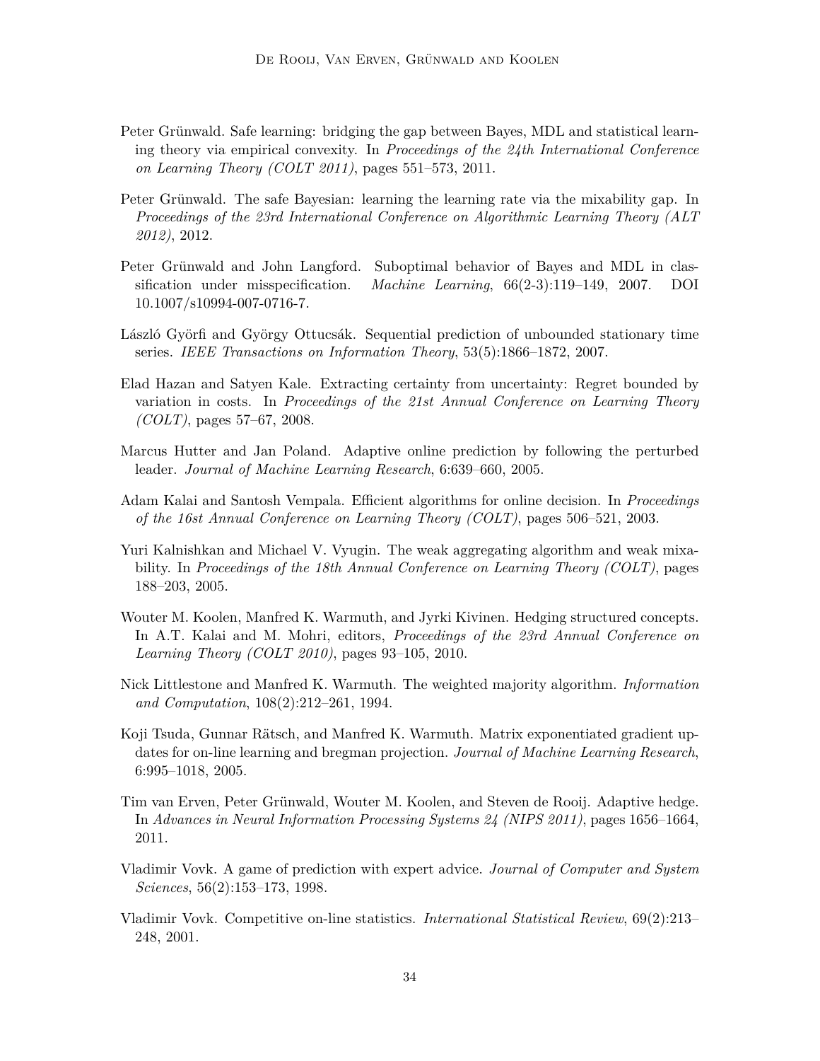Peter Grünwald. Safe learning: bridging the gap between Bayes, MDL and statistical learning theory via empirical convexity. In *Proceedings of the 24th International Conference on Learning Theory (COLT 2011)*, pages 551–573, 2011.

Peter Grünwald. The safe Bayesian: learning the learning rate via the mixability gap. In *Proceedings of the 23rd International Conference on Algorithmic Learning Theory (ALT 2012)*, 2012.

Peter Grünwald and John Langford. Suboptimal behavior of Bayes and MDL in classification under misspecification. *Machine Learning*, 66(2-3):119–149, 2007. DOI 10.1007/s10994-007-0716-7.

László Györfi and György Ottucsák. Sequential prediction of unbounded stationary time series. *IEEE Transactions on Information Theory*, 53(5):1866–1872, 2007.

Elad Hazan and Satyen Kale. Extracting certainty from uncertainty: Regret bounded by variation in costs. In *Proceedings of the 21st Annual Conference on Learning Theory (COLT)*, pages 57–67, 2008.

Marcus Hutter and Jan Poland. Adaptive online prediction by following the perturbed leader. *Journal of Machine Learning Research*, 6:639–660, 2005.

Adam Kalai and Santosh Vempala. Efficient algorithms for online decision. In *Proceedings of the 16st Annual Conference on Learning Theory (COLT)*, pages 506–521, 2003.

Yuri Kalnishkan and Michael V. Vyugin. The weak aggregating algorithm and weak mixability. In *Proceedings of the 18th Annual Conference on Learning Theory (COLT)*, pages 188–203, 2005.

Wouter M. Koolen, Manfred K. Warmuth, and Jyrki Kivinen. Hedging structured concepts. In A.T. Kalai and M. Mohri, editors, *Proceedings of the 23rd Annual Conference on Learning Theory (COLT 2010)*, pages 93–105, 2010.

Nick Littlestone and Manfred K. Warmuth. The weighted majority algorithm. *Information and Computation*, 108(2):212–261, 1994.

Koji Tsuda, Gunnar Rätsch, and Manfred K. Warmuth. Matrix exponentiated gradient updates for on-line learning and bregman projection. *Journal of Machine Learning Research*, 6:995–1018, 2005.

Tim van Erven, Peter Grünwald, Wouter M. Koolen, and Steven de Rooij. Adaptive hedge. In *Advances in Neural Information Processing Systems 24 (NIPS 2011)*, pages 1656–1664, 2011.

Vladimir Vovk. A game of prediction with expert advice. *Journal of Computer and System Sciences*, 56(2):153–173, 1998.

Vladimir Vovk. Competitive on-line statistics. *International Statistical Review*, 69(2):213–248, 2001.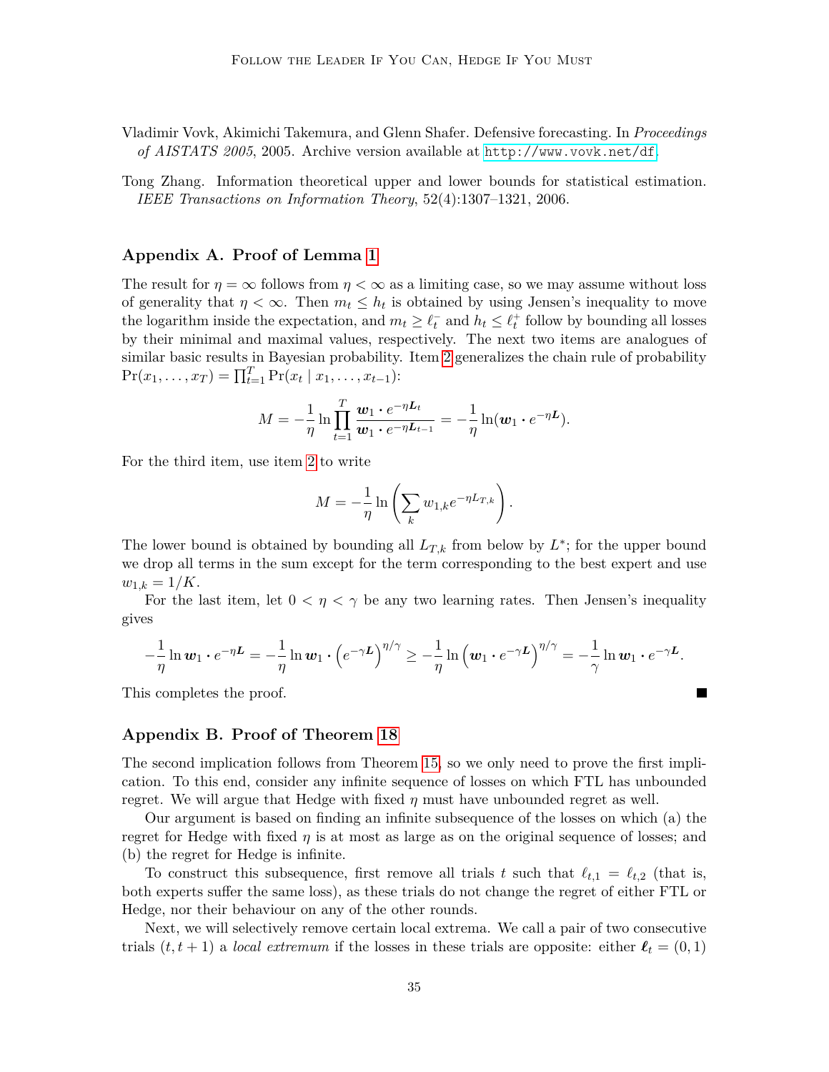Vladimir Vovk, Akimichi Takemura, and Glenn Shafer. Defensive forecasting. In *Proceedings of AISTATS 2005*, 2005. Archive version available at http://www.vovk.net/df.

Tong Zhang. Information theoretical upper and lower bounds for statistical estimation. *IEEE Transactions on Information Theory*, 52(4):1307–1321, 2006.

## Appendix A. Proof of Lemma 1

The result for $\eta = \infty$ follows from $\eta < \infty$ as a limiting case, so we may assume without loss of generality that $\eta < \infty$. Then $m_t \leq h_t$ is obtained by using Jensen's inequality to move the logarithm inside the expectation, and $m_t \geq \ell_t^-$ and $h_t \leq \ell_t^+$ follow by bounding all losses by their minimal and maximal values, respectively. The next two items are analogues of similar basic results in Bayesian probability. Item 2 generalizes the chain rule of probability $\Pr(x_1, \ldots, x_T) = \prod_{t=1}^T \Pr(x_t \mid x_1, \ldots, x_{t-1})$:

$$M = -\frac{1}{\eta} \ln \prod_{t=1}^{T} \frac{\boldsymbol{w}_1 \cdot e^{-\eta \boldsymbol{L}_t}}{\boldsymbol{w}_1 \cdot e^{-\eta \boldsymbol{L}_{t-1}}} = -\frac{1}{\eta} \ln(\boldsymbol{w}_1 \cdot e^{-\eta \boldsymbol{L}}).$$

For the third item, use item 2 to write

$$M = -\frac{1}{\eta} \ln \left( \sum_k w_{1,k} e^{-\eta L_{T,k}} \right).$$

The lower bound is obtained by bounding all $L_{T,k}$ from below by $L^*$; for the upper bound we drop all terms in the sum except for the term corresponding to the best expert and use $w_{1,k} = 1/K$.

For the last item, let $0 < \eta < \gamma$ be any two learning rates. Then Jensen's inequality gives

$$-\frac{1}{\eta} \ln \boldsymbol{w}_1 \cdot e^{-\eta \boldsymbol{L}} = -\frac{1}{\eta} \ln \boldsymbol{w}_1 \cdot \left(e^{-\gamma \boldsymbol{L}}\right)^{\eta/\gamma} \geq -\frac{1}{\eta} \ln \left(\boldsymbol{w}_1 \cdot e^{-\gamma \boldsymbol{L}}\right)^{\eta/\gamma} = -\frac{1}{\gamma} \ln \boldsymbol{w}_1 \cdot e^{-\gamma \boldsymbol{L}}.$$

This completes the proof. ∎

## Appendix B. Proof of Theorem 18

The second implication follows from Theorem 15, so we only need to prove the first implication. To this end, consider any infinite sequence of losses on which FTL has unbounded regret. We will argue that Hedge with fixed $\eta$ must have unbounded regret as well.

Our argument is based on finding an infinite subsequence of the losses on which (a) the regret for Hedge with fixed $\eta$ is at most as large as on the original sequence of losses; and (b) the regret for Hedge is infinite.

To construct this subsequence, first remove all trials $t$ such that $\ell_{t,1} = \ell_{t,2}$ (that is, both experts suffer the same loss), as these trials do not change the regret of either FTL or Hedge, nor their behaviour on any of the other rounds.

Next, we will selectively remove certain local extrema. We call a pair of two consecutive trials $(t, t+1)$ a *local extremum* if the losses in these trials are opposite: either $\boldsymbol{\ell}_t = (0, 1)$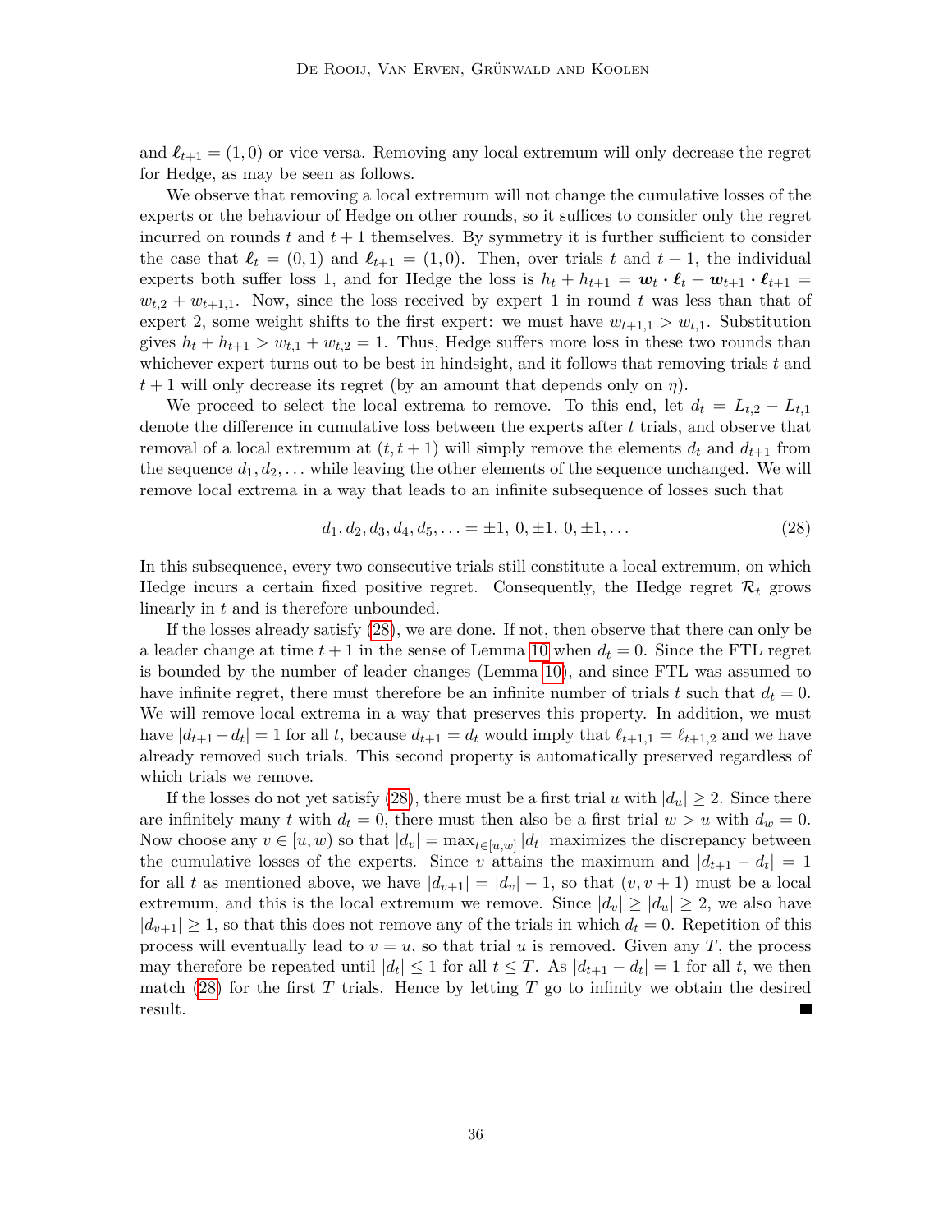and $\boldsymbol{\ell}_{t+1} = (1, 0)$ or vice versa. Removing any local extremum will only decrease the regret for Hedge, as may be seen as follows.

We observe that removing a local extremum will not change the cumulative losses of the experts or the behaviour of Hedge on other rounds, so it suffices to consider only the regret incurred on rounds $t$ and $t+1$ themselves. By symmetry it is further sufficient to consider the case that $\boldsymbol{\ell}_t = (0, 1)$ and $\boldsymbol{\ell}_{t+1} = (1, 0)$. Then, over trials $t$ and $t + 1$, the individual experts both suffer loss 1, and for Hedge the loss is $h_t + h_{t+1} = \boldsymbol{w}_t \cdot \boldsymbol{\ell}_t + \boldsymbol{w}_{t+1} \cdot \boldsymbol{\ell}_{t+1} = w_{t,2} + w_{t+1,1}$. Now, since the loss received by expert 1 in round $t$ was less than that of expert 2, some weight shifts to the first expert: we must have $w_{t+1,1} > w_{t,1}$. Substitution gives $h_t + h_{t+1} > w_{t,1} + w_{t,2} = 1$. Thus, Hedge suffers more loss in these two rounds than whichever expert turns out to be best in hindsight, and it follows that removing trials $t$ and $t + 1$ will only decrease its regret (by an amount that depends only on $\eta$).

We proceed to select the local extrema to remove. To this end, let $d_t = L_{t,2} - L_{t,1}$ denote the difference in cumulative loss between the experts after $t$ trials, and observe that removal of a local extremum at $(t, t + 1)$ will simply remove the elements $d_t$ and $d_{t+1}$ from the sequence $d_1, d_2, \ldots$ while leaving the other elements of the sequence unchanged. We will remove local extrema in a way that leads to an infinite subsequence of losses such that

$$d_1, d_2, d_3, d_4, d_5, \ldots = \pm 1,\ 0, \pm 1,\ 0, \pm 1, \ldots \tag{28}$$

In this subsequence, every two consecutive trials still constitute a local extremum, on which Hedge incurs a certain fixed positive regret. Consequently, the Hedge regret $\mathcal{R}_t$ grows linearly in $t$ and is therefore unbounded.

If the losses already satisfy (28), we are done. If not, then observe that there can only be a leader change at time $t + 1$ in the sense of Lemma 10 when $d_t = 0$. Since the FTL regret is bounded by the number of leader changes (Lemma 10), and since FTL was assumed to have infinite regret, there must therefore be an infinite number of trials $t$ such that $d_t = 0$. We will remove local extrema in a way that preserves this property. In addition, we must have $|d_{t+1} - d_t| = 1$ for all $t$, because $d_{t+1} = d_t$ would imply that $\ell_{t+1,1} = \ell_{t+1,2}$ and we have already removed such trials. This second property is automatically preserved regardless of which trials we remove.

If the losses do not yet satisfy (28), there must be a first trial $u$ with $|d_u| \geq 2$. Since there are infinitely many $t$ with $d_t = 0$, there must then also be a first trial $w > u$ with $d_w = 0$. Now choose any $v \in [u, w)$ so that $|d_v| = \max_{t \in [u,w]} |d_t|$ maximizes the discrepancy between the cumulative losses of the experts. Since $v$ attains the maximum and $|d_{t+1} - d_t| = 1$ for all $t$ as mentioned above, we have $|d_{v+1}| = |d_v| - 1$, so that $(v, v + 1)$ must be a local extremum, and this is the local extremum we remove. Since $|d_v| \geq |d_u| \geq 2$, we also have $|d_{v+1}| \geq 1$, so that this does not remove any of the trials in which $d_t = 0$. Repetition of this process will eventually lead to $v = u$, so that trial $u$ is removed. Given any $T$, the process may therefore be repeated until $|d_t| \leq 1$ for all $t \leq T$. As $|d_{t+1} - d_t| = 1$ for all $t$, we then match (28) for the first $T$ trials. Hence by letting $T$ go to infinity we obtain the desired result. ∎